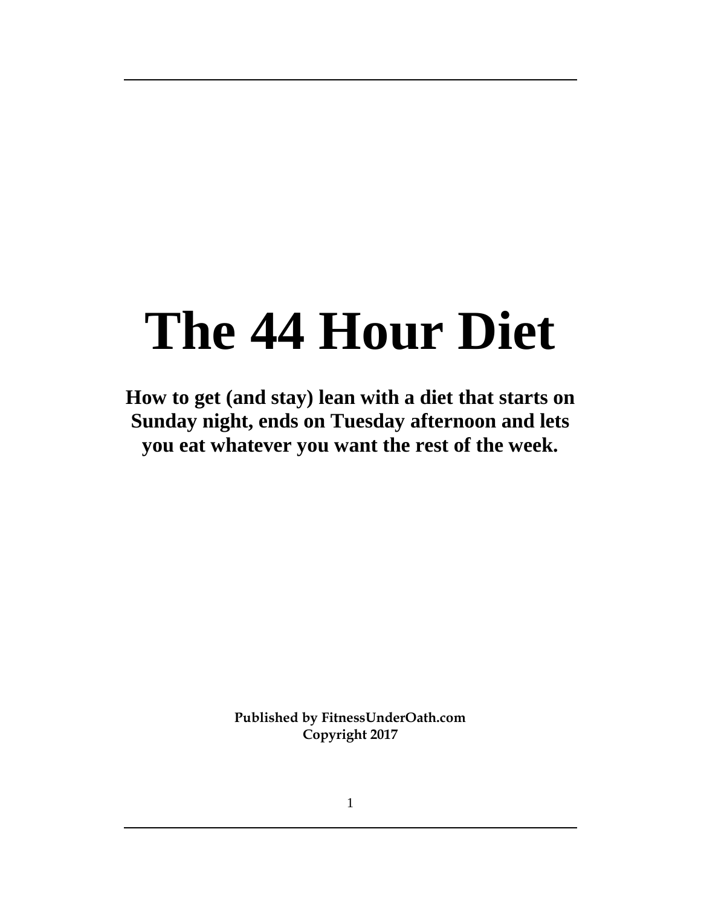# The 44 Hour Diet

**How to get (and stay) lean with a diet that starts on Sunday night, ends on Tuesday afternoon and lets you eat whatever you want the rest of the week.**

**Published by FitnessUnderOath.com**
**Copyright 2017**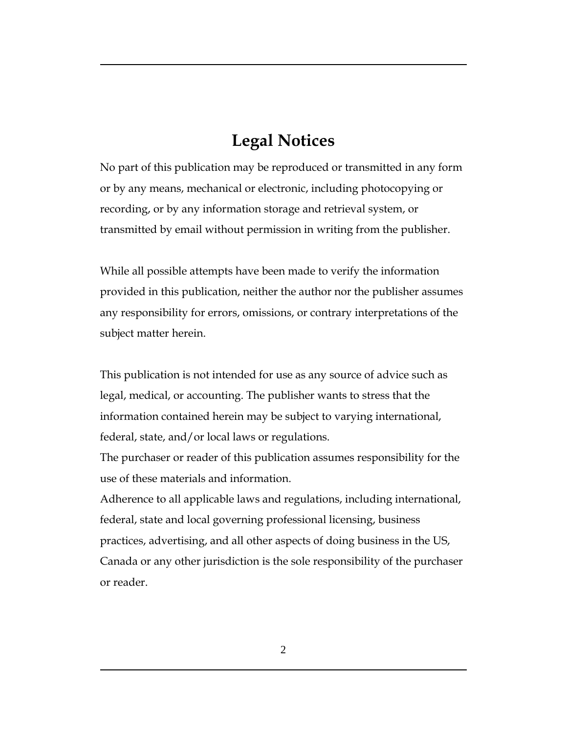# Legal Notices

No part of this publication may be reproduced or transmitted in any form or by any means, mechanical or electronic, including photocopying or recording, or by any information storage and retrieval system, or transmitted by email without permission in writing from the publisher.

While all possible attempts have been made to verify the information provided in this publication, neither the author nor the publisher assumes any responsibility for errors, omissions, or contrary interpretations of the subject matter herein.

This publication is not intended for use as any source of advice such as legal, medical, or accounting. The publisher wants to stress that the information contained herein may be subject to varying international, federal, state, and/or local laws or regulations.

The purchaser or reader of this publication assumes responsibility for the use of these materials and information.

Adherence to all applicable laws and regulations, including international, federal, state and local governing professional licensing, business practices, advertising, and all other aspects of doing business in the US, Canada or any other jurisdiction is the sole responsibility of the purchaser or reader.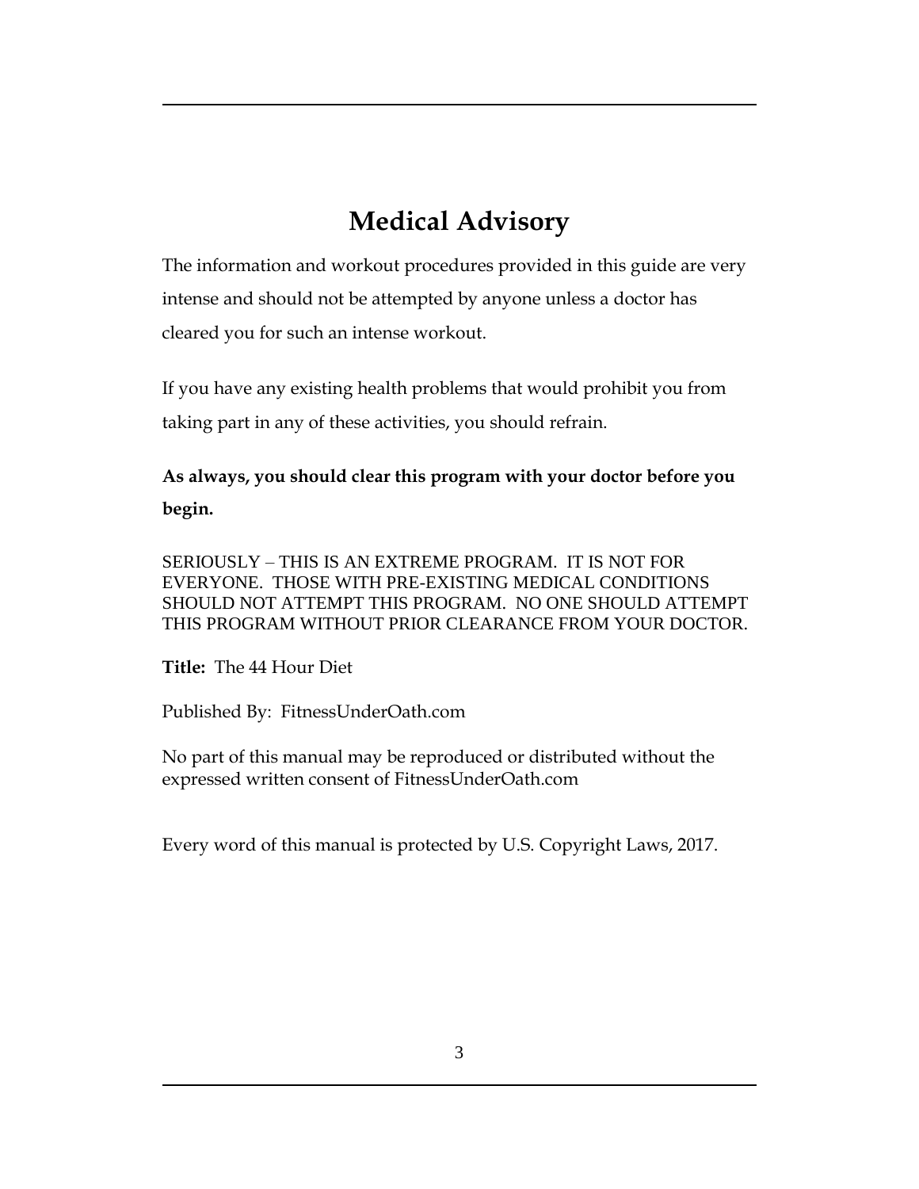# Medical Advisory

The information and workout procedures provided in this guide are very intense and should not be attempted by anyone unless a doctor has cleared you for such an intense workout.

If you have any existing health problems that would prohibit you from taking part in any of these activities, you should refrain.

**As always, you should clear this program with your doctor before you begin.**

SERIOUSLY – THIS IS AN EXTREME PROGRAM. IT IS NOT FOR EVERYONE. THOSE WITH PRE-EXISTING MEDICAL CONDITIONS SHOULD NOT ATTEMPT THIS PROGRAM. NO ONE SHOULD ATTEMPT THIS PROGRAM WITHOUT PRIOR CLEARANCE FROM YOUR DOCTOR.

**Title:** The 44 Hour Diet

Published By: FitnessUnderOath.com

No part of this manual may be reproduced or distributed without the expressed written consent of FitnessUnderOath.com

Every word of this manual is protected by U.S. Copyright Laws, 2017.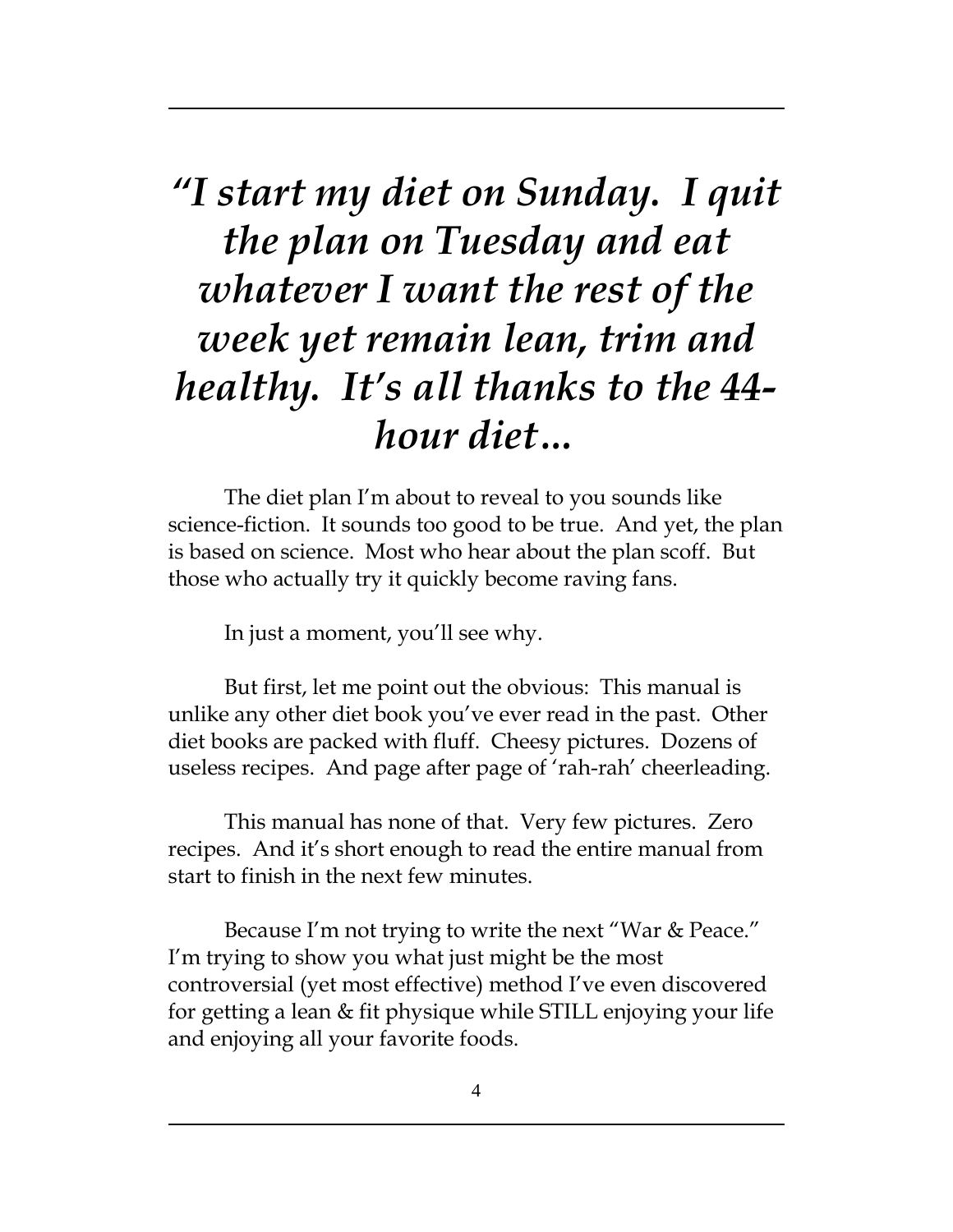# *"I start my diet on Sunday. I quit the plan on Tuesday and eat whatever I want the rest of the week yet remain lean, trim and healthy. It's all thanks to the 44-hour diet…*

The diet plan I'm about to reveal to you sounds like science-fiction. It sounds too good to be true. And yet, the plan is based on science. Most who hear about the plan scoff. But those who actually try it quickly become raving fans.

In just a moment, you'll see why.

But first, let me point out the obvious: This manual is unlike any other diet book you've ever read in the past. Other diet books are packed with fluff. Cheesy pictures. Dozens of useless recipes. And page after page of 'rah-rah' cheerleading.

This manual has none of that. Very few pictures. Zero recipes. And it's short enough to read the entire manual from start to finish in the next few minutes.

Because I'm not trying to write the next "War & Peace." I'm trying to show you what just might be the most controversial (yet most effective) method I've even discovered for getting a lean & fit physique while STILL enjoying your life and enjoying all your favorite foods.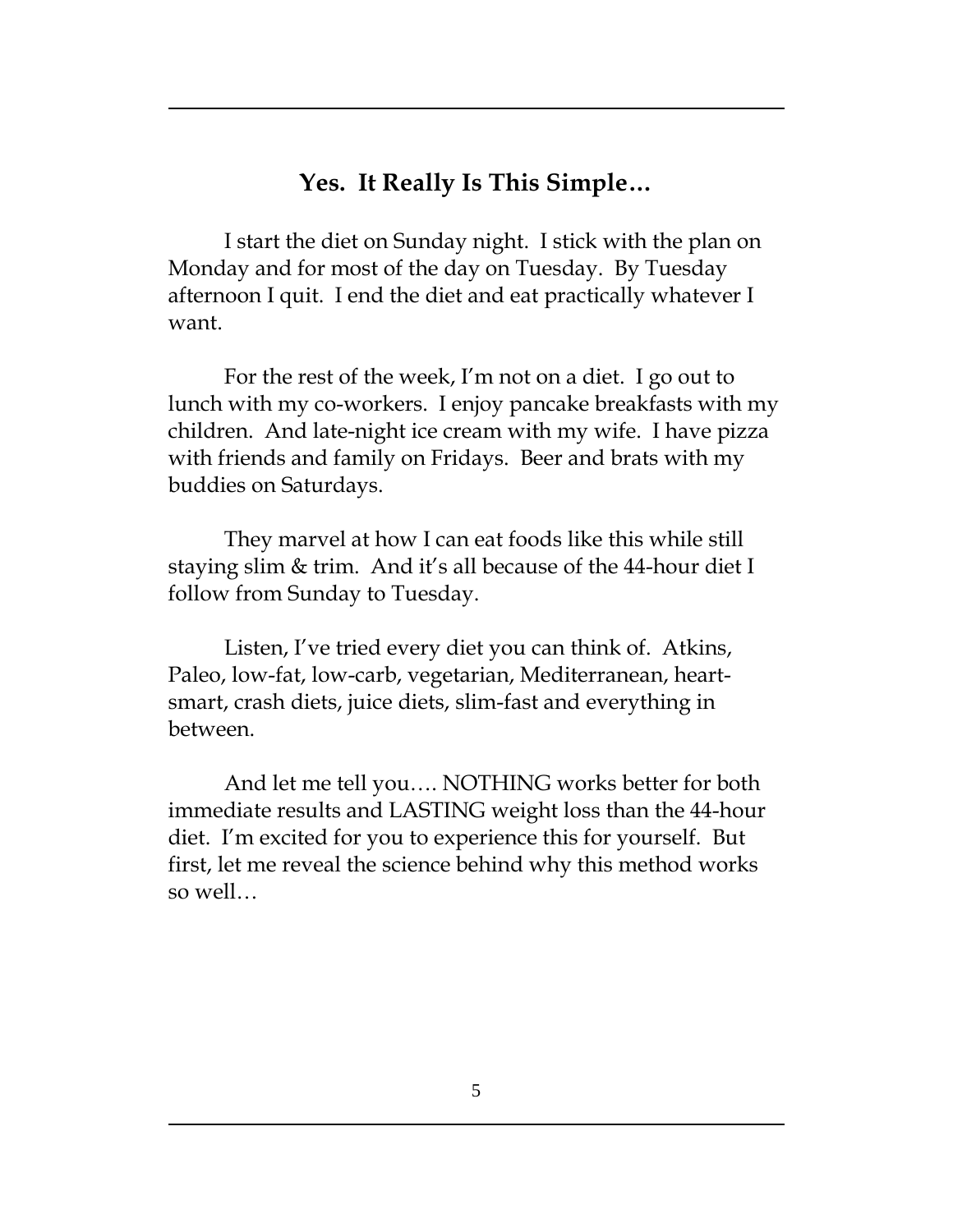## Yes. It Really Is This Simple…

I start the diet on Sunday night. I stick with the plan on Monday and for most of the day on Tuesday. By Tuesday afternoon I quit. I end the diet and eat practically whatever I want.

For the rest of the week, I'm not on a diet. I go out to lunch with my co-workers. I enjoy pancake breakfasts with my children. And late-night ice cream with my wife. I have pizza with friends and family on Fridays. Beer and brats with my buddies on Saturdays.

They marvel at how I can eat foods like this while still staying slim & trim. And it's all because of the 44-hour diet I follow from Sunday to Tuesday.

Listen, I've tried every diet you can think of. Atkins, Paleo, low-fat, low-carb, vegetarian, Mediterranean, heart-smart, crash diets, juice diets, slim-fast and everything in between.

And let me tell you…. NOTHING works better for both immediate results and LASTING weight loss than the 44-hour diet. I'm excited for you to experience this for yourself. But first, let me reveal the science behind why this method works so well…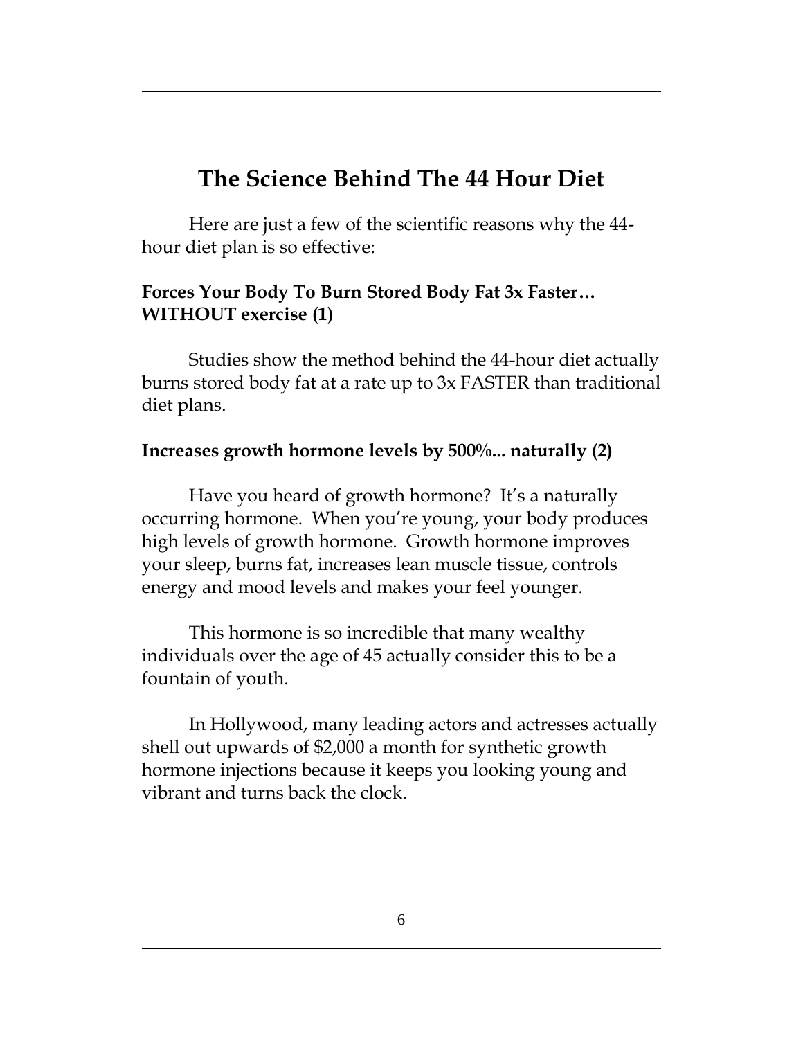# The Science Behind The 44 Hour Diet

Here are just a few of the scientific reasons why the 44-hour diet plan is so effective:

**Forces Your Body To Burn Stored Body Fat 3x Faster… WITHOUT exercise (1)**

Studies show the method behind the 44-hour diet actually burns stored body fat at a rate up to 3x FASTER than traditional diet plans.

**Increases growth hormone levels by 500%... naturally (2)**

Have you heard of growth hormone? It's a naturally occurring hormone. When you're young, your body produces high levels of growth hormone. Growth hormone improves your sleep, burns fat, increases lean muscle tissue, controls energy and mood levels and makes your feel younger.

This hormone is so incredible that many wealthy individuals over the age of 45 actually consider this to be a fountain of youth.

In Hollywood, many leading actors and actresses actually shell out upwards of $2,000 a month for synthetic growth hormone injections because it keeps you looking young and vibrant and turns back the clock.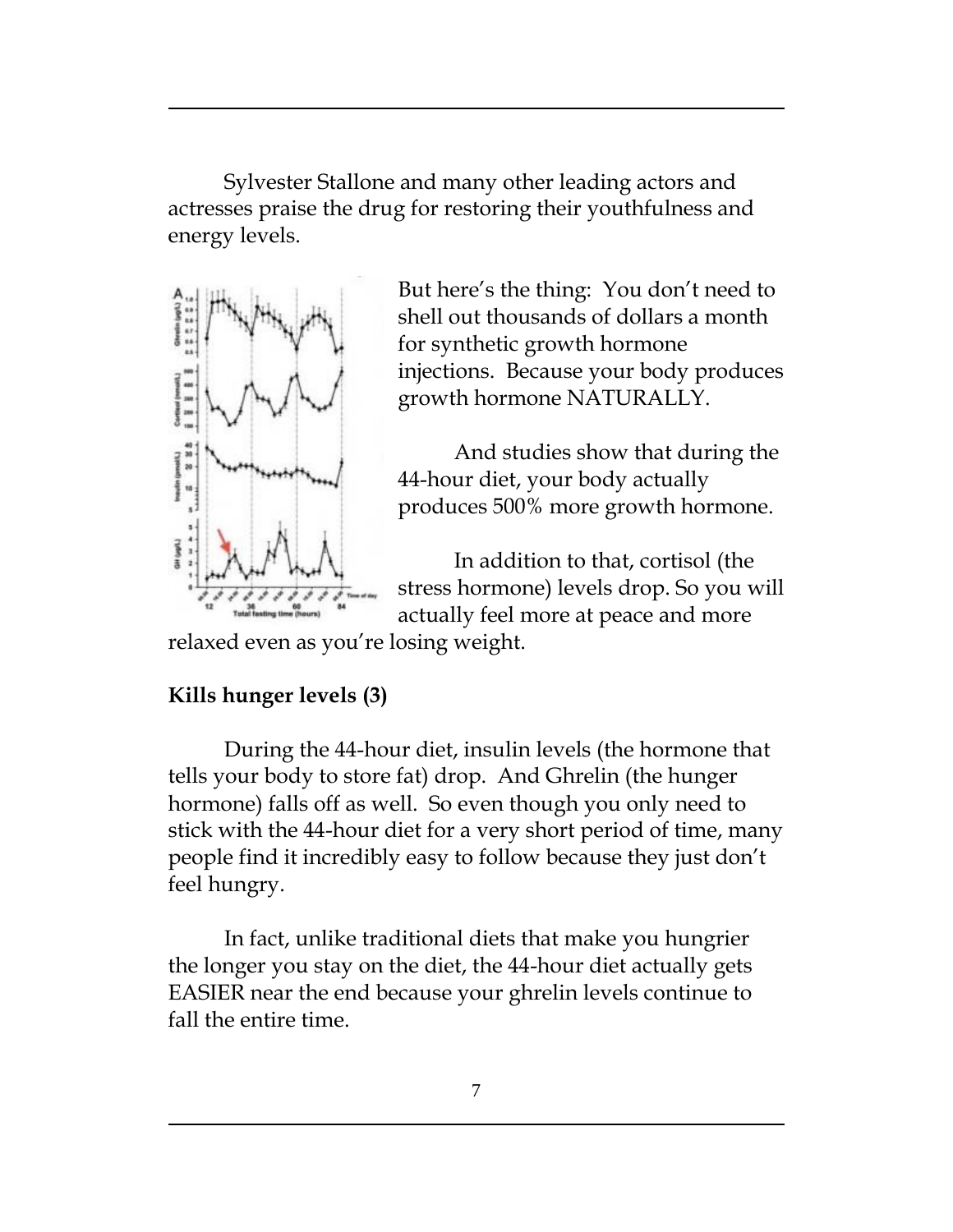Sylvester Stallone and many other leading actors and actresses praise the drug for restoring their youthfulness and energy levels.

But here's the thing: You don't need to shell out thousands of dollars a month for synthetic growth hormone injections. Because your body produces growth hormone NATURALLY.

And studies show that during the 44-hour diet, your body actually produces 500% more growth hormone.

In addition to that, cortisol (the stress hormone) levels drop. So you will actually feel more at peace and more relaxed even as you're losing weight.

**Kills hunger levels (3)**

During the 44-hour diet, insulin levels (the hormone that tells your body to store fat) drop. And Ghrelin (the hunger hormone) falls off as well. So even though you only need to stick with the 44-hour diet for a very short period of time, many people find it incredibly easy to follow because they just don't feel hungry.

In fact, unlike traditional diets that make you hungrier the longer you stay on the diet, the 44-hour diet actually gets EASIER near the end because your ghrelin levels continue to fall the entire time.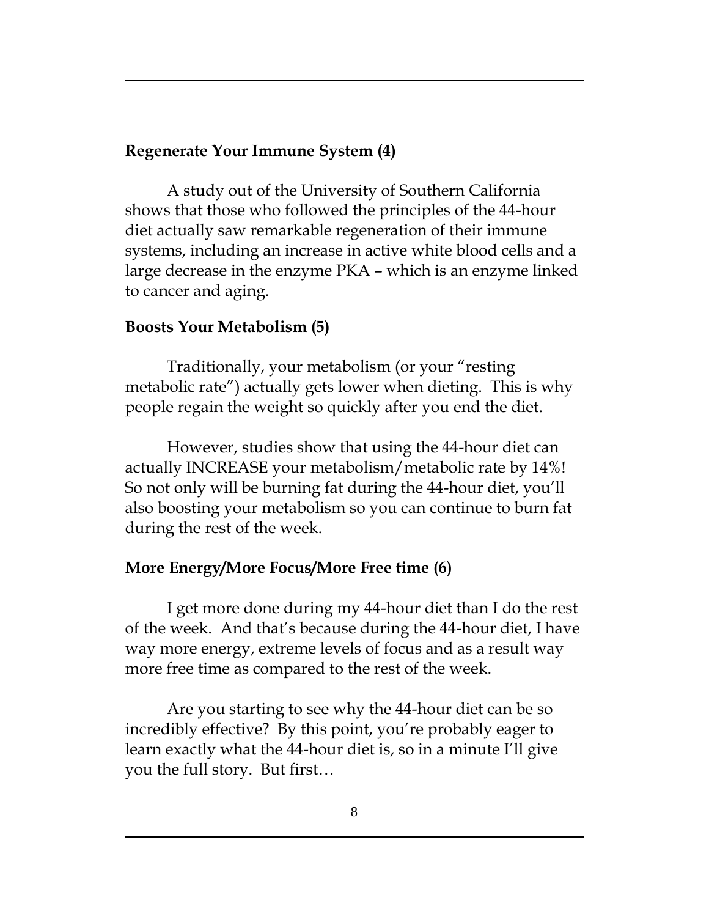**Regenerate Your Immune System (4)**

A study out of the University of Southern California shows that those who followed the principles of the 44-hour diet actually saw remarkable regeneration of their immune systems, including an increase in active white blood cells and a large decrease in the enzyme PKA – which is an enzyme linked to cancer and aging.

**Boosts Your Metabolism (5)**

Traditionally, your metabolism (or your "resting metabolic rate") actually gets lower when dieting. This is why people regain the weight so quickly after you end the diet.

However, studies show that using the 44-hour diet can actually INCREASE your metabolism/metabolic rate by 14%! So not only will be burning fat during the 44-hour diet, you'll also boosting your metabolism so you can continue to burn fat during the rest of the week.

**More Energy/More Focus/More Free time (6)**

I get more done during my 44-hour diet than I do the rest of the week. And that's because during the 44-hour diet, I have way more energy, extreme levels of focus and as a result way more free time as compared to the rest of the week.

Are you starting to see why the 44-hour diet can be so incredibly effective? By this point, you're probably eager to learn exactly what the 44-hour diet is, so in a minute I'll give you the full story. But first…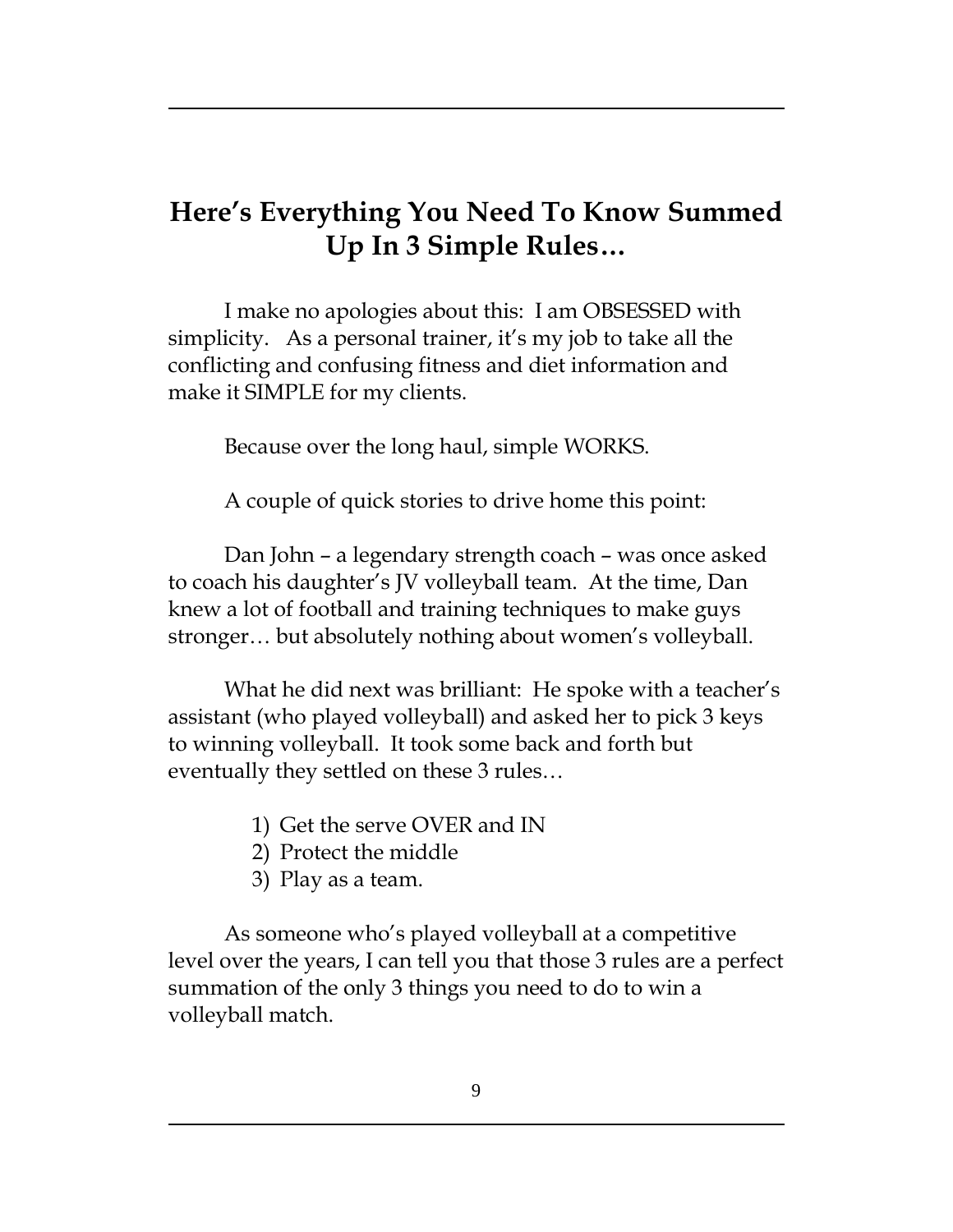## Here's Everything You Need To Know Summed Up In 3 Simple Rules…

I make no apologies about this: I am OBSESSED with simplicity. As a personal trainer, it's my job to take all the conflicting and confusing fitness and diet information and make it SIMPLE for my clients.

Because over the long haul, simple WORKS.

A couple of quick stories to drive home this point:

Dan John – a legendary strength coach – was once asked to coach his daughter's JV volleyball team. At the time, Dan knew a lot of football and training techniques to make guys stronger… but absolutely nothing about women's volleyball.

What he did next was brilliant: He spoke with a teacher's assistant (who played volleyball) and asked her to pick 3 keys to winning volleyball. It took some back and forth but eventually they settled on these 3 rules…

1) Get the serve OVER and IN
2) Protect the middle
3) Play as a team.

As someone who's played volleyball at a competitive level over the years, I can tell you that those 3 rules are a perfect summation of the only 3 things you need to do to win a volleyball match.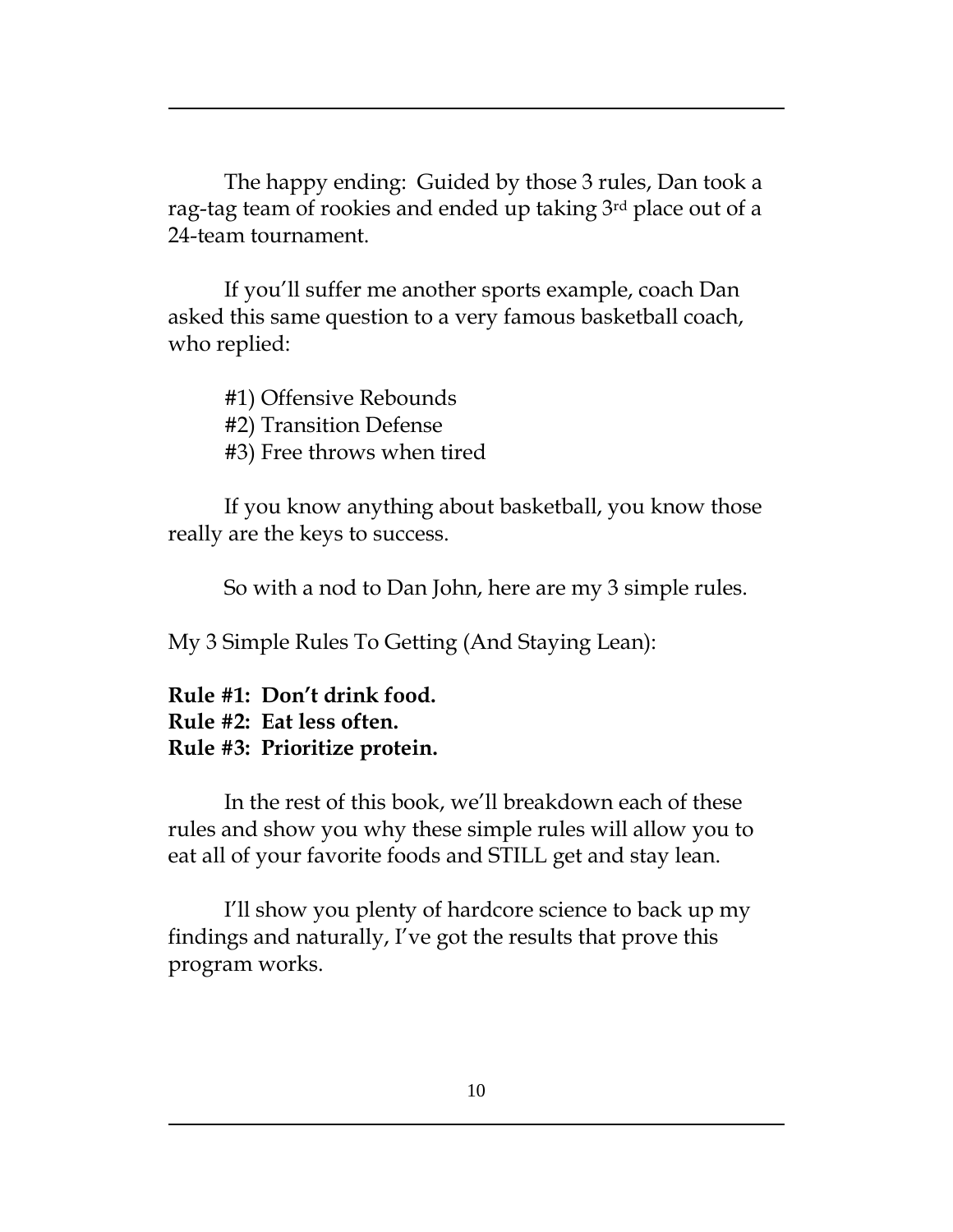The happy ending: Guided by those 3 rules, Dan took a rag-tag team of rookies and ended up taking 3rd place out of a 24-team tournament.

If you'll suffer me another sports example, coach Dan asked this same question to a very famous basketball coach, who replied:

#1) Offensive Rebounds
#2) Transition Defense
#3) Free throws when tired

If you know anything about basketball, you know those really are the keys to success.

So with a nod to Dan John, here are my 3 simple rules.

My 3 Simple Rules To Getting (And Staying Lean):

**Rule #1: Don't drink food.**
**Rule #2: Eat less often.**
**Rule #3: Prioritize protein.**

In the rest of this book, we'll breakdown each of these rules and show you why these simple rules will allow you to eat all of your favorite foods and STILL get and stay lean.

I'll show you plenty of hardcore science to back up my findings and naturally, I've got the results that prove this program works.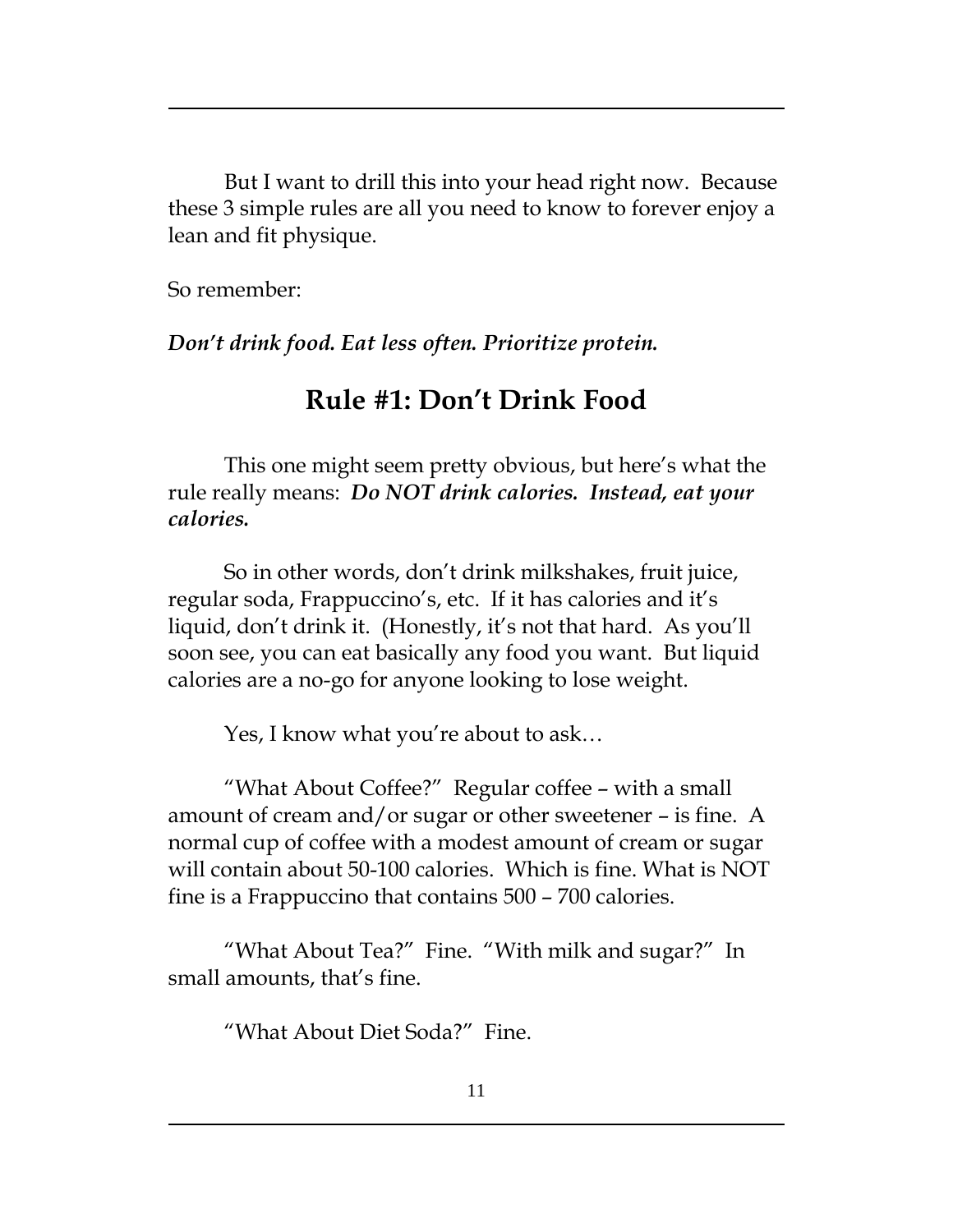But I want to drill this into your head right now. Because these 3 simple rules are all you need to know to forever enjoy a lean and fit physique.

So remember:

***Don't drink food. Eat less often. Prioritize protein.***

## Rule #1: Don't Drink Food

This one might seem pretty obvious, but here's what the rule really means: ***Do NOT drink calories. Instead, eat your calories.***

So in other words, don't drink milkshakes, fruit juice, regular soda, Frappuccino's, etc. If it has calories and it's liquid, don't drink it. (Honestly, it's not that hard. As you'll soon see, you can eat basically any food you want. But liquid calories are a no-go for anyone looking to lose weight.

Yes, I know what you're about to ask…

"What About Coffee?" Regular coffee – with a small amount of cream and/or sugar or other sweetener – is fine. A normal cup of coffee with a modest amount of cream or sugar will contain about 50-100 calories. Which is fine. What is NOT fine is a Frappuccino that contains 500 – 700 calories.

"What About Tea?" Fine. "With milk and sugar?" In small amounts, that's fine.

"What About Diet Soda?" Fine.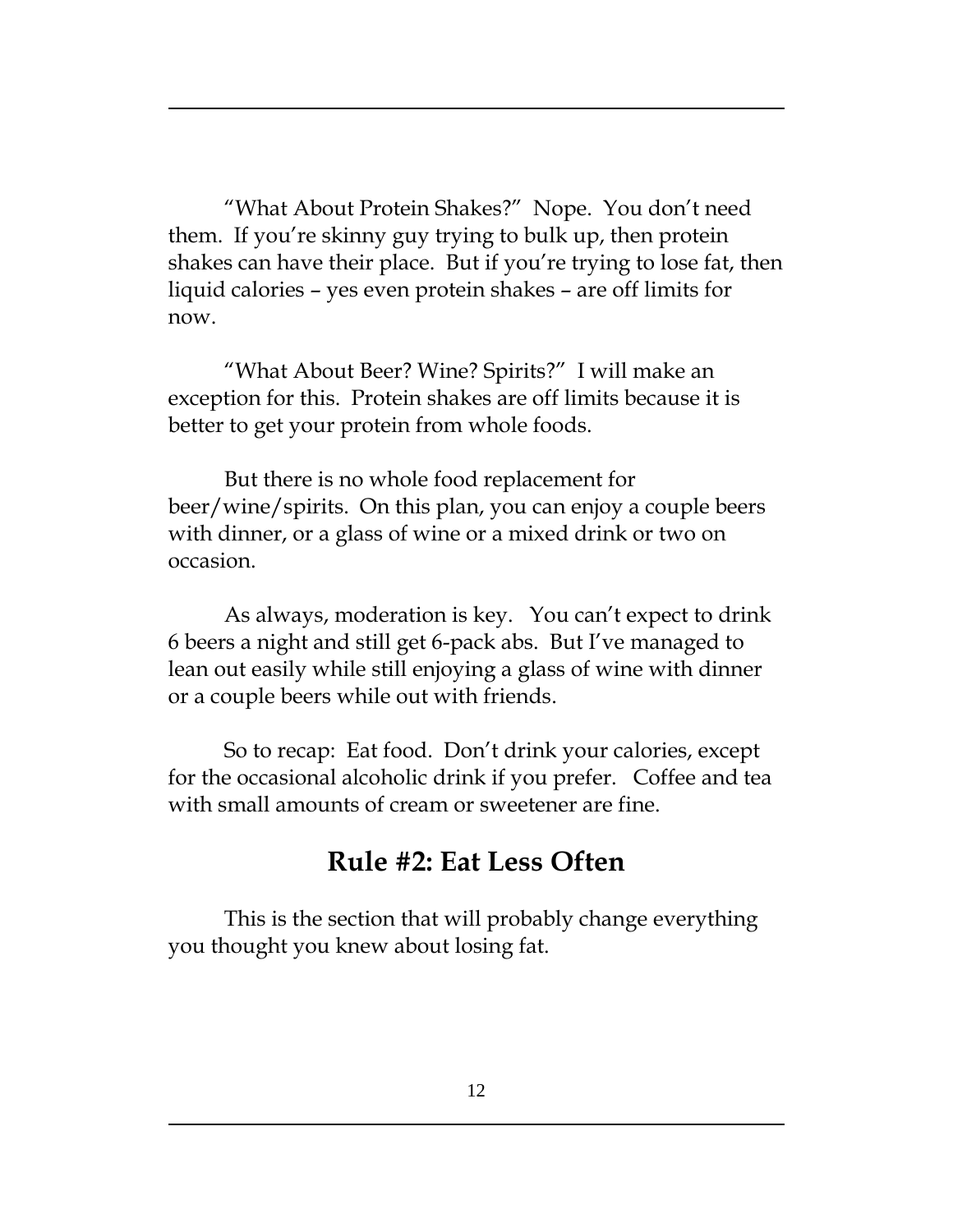"What About Protein Shakes?" Nope. You don't need them. If you're skinny guy trying to bulk up, then protein shakes can have their place. But if you're trying to lose fat, then liquid calories – yes even protein shakes – are off limits for now.

"What About Beer? Wine? Spirits?" I will make an exception for this. Protein shakes are off limits because it is better to get your protein from whole foods.

But there is no whole food replacement for beer/wine/spirits. On this plan, you can enjoy a couple beers with dinner, or a glass of wine or a mixed drink or two on occasion.

As always, moderation is key. You can't expect to drink 6 beers a night and still get 6-pack abs. But I've managed to lean out easily while still enjoying a glass of wine with dinner or a couple beers while out with friends.

So to recap: Eat food. Don't drink your calories, except for the occasional alcoholic drink if you prefer. Coffee and tea with small amounts of cream or sweetener are fine.

## Rule #2: Eat Less Often

This is the section that will probably change everything you thought you knew about losing fat.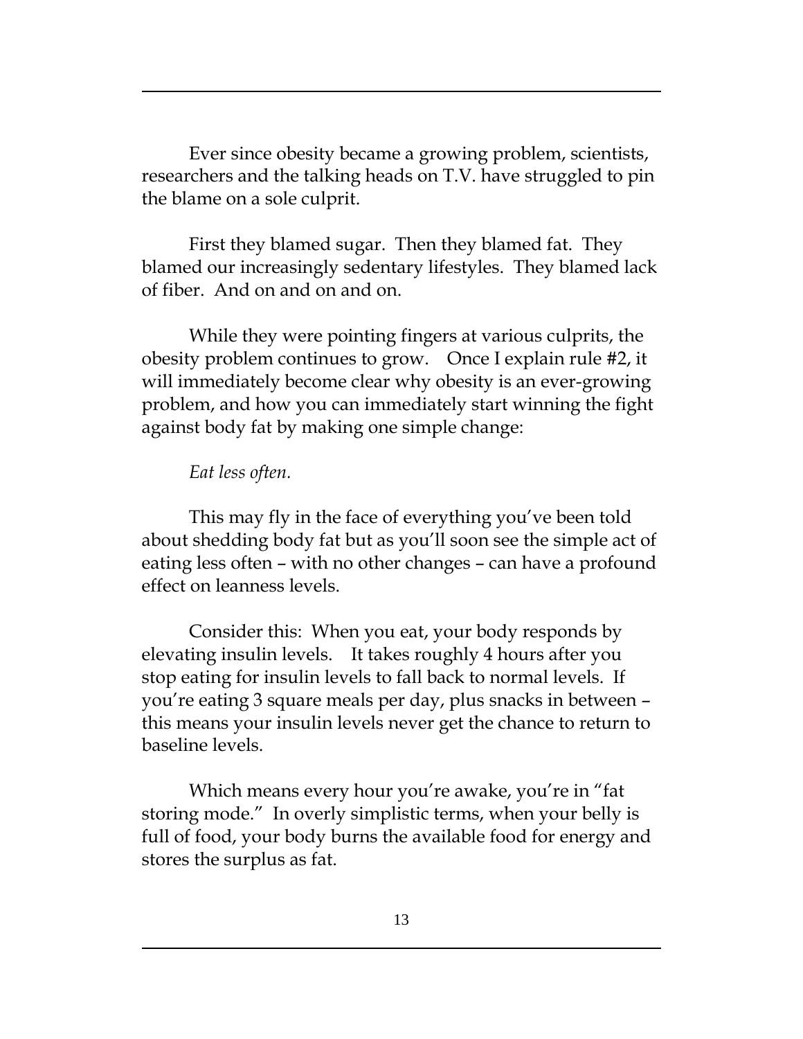Ever since obesity became a growing problem, scientists, researchers and the talking heads on T.V. have struggled to pin the blame on a sole culprit.

First they blamed sugar. Then they blamed fat. They blamed our increasingly sedentary lifestyles. They blamed lack of fiber. And on and on and on.

While they were pointing fingers at various culprits, the obesity problem continues to grow. Once I explain rule #2, it will immediately become clear why obesity is an ever-growing problem, and how you can immediately start winning the fight against body fat by making one simple change:

*Eat less often.*

This may fly in the face of everything you've been told about shedding body fat but as you'll soon see the simple act of eating less often – with no other changes – can have a profound effect on leanness levels.

Consider this: When you eat, your body responds by elevating insulin levels. It takes roughly 4 hours after you stop eating for insulin levels to fall back to normal levels. If you're eating 3 square meals per day, plus snacks in between – this means your insulin levels never get the chance to return to baseline levels.

Which means every hour you're awake, you're in "fat storing mode." In overly simplistic terms, when your belly is full of food, your body burns the available food for energy and stores the surplus as fat.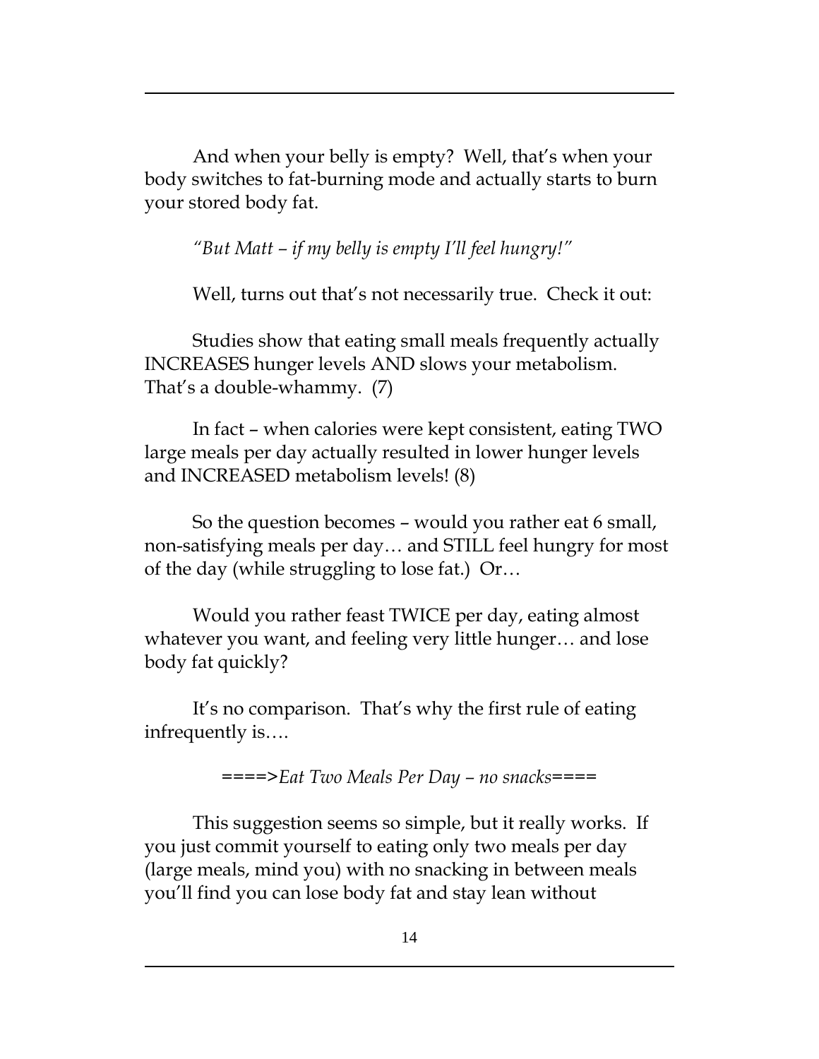And when your belly is empty? Well, that's when your body switches to fat-burning mode and actually starts to burn your stored body fat.

*"But Matt – if my belly is empty I'll feel hungry!"*

Well, turns out that's not necessarily true. Check it out:

Studies show that eating small meals frequently actually INCREASES hunger levels AND slows your metabolism. That's a double-whammy. (7)

In fact – when calories were kept consistent, eating TWO large meals per day actually resulted in lower hunger levels and INCREASED metabolism levels! (8)

So the question becomes – would you rather eat 6 small, non-satisfying meals per day… and STILL feel hungry for most of the day (while struggling to lose fat.) Or…

Would you rather feast TWICE per day, eating almost whatever you want, and feeling very little hunger… and lose body fat quickly?

It's no comparison. That's why the first rule of eating infrequently is….

====>*Eat Two Meals Per Day – no snacks*====

This suggestion seems so simple, but it really works. If you just commit yourself to eating only two meals per day (large meals, mind you) with no snacking in between meals you'll find you can lose body fat and stay lean without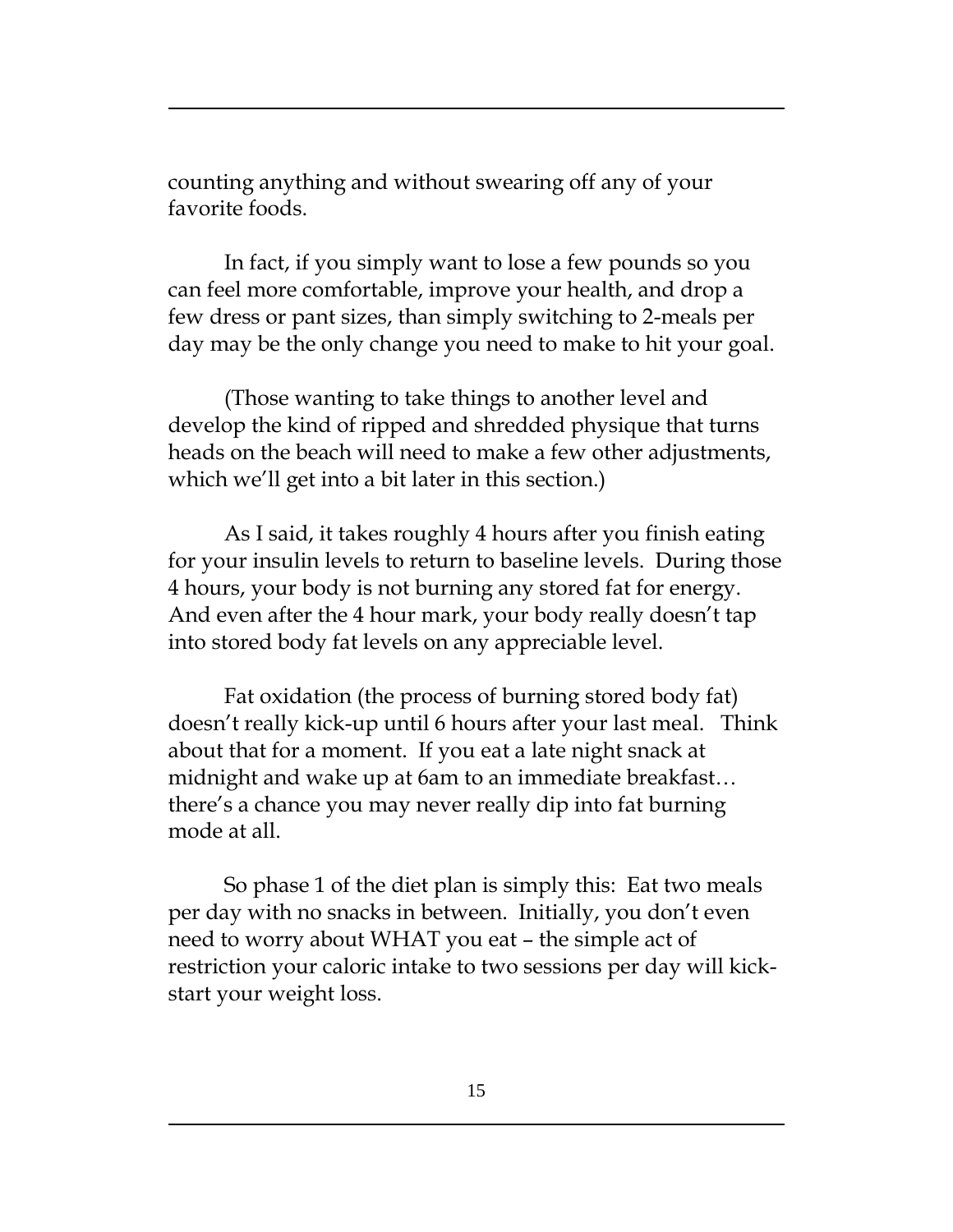counting anything and without swearing off any of your favorite foods.

In fact, if you simply want to lose a few pounds so you can feel more comfortable, improve your health, and drop a few dress or pant sizes, than simply switching to 2-meals per day may be the only change you need to make to hit your goal.

(Those wanting to take things to another level and develop the kind of ripped and shredded physique that turns heads on the beach will need to make a few other adjustments, which we'll get into a bit later in this section.)

As I said, it takes roughly 4 hours after you finish eating for your insulin levels to return to baseline levels. During those 4 hours, your body is not burning any stored fat for energy. And even after the 4 hour mark, your body really doesn't tap into stored body fat levels on any appreciable level.

Fat oxidation (the process of burning stored body fat) doesn't really kick-up until 6 hours after your last meal. Think about that for a moment. If you eat a late night snack at midnight and wake up at 6am to an immediate breakfast… there's a chance you may never really dip into fat burning mode at all.

So phase 1 of the diet plan is simply this: Eat two meals per day with no snacks in between. Initially, you don't even need to worry about WHAT you eat – the simple act of restriction your caloric intake to two sessions per day will kick-start your weight loss.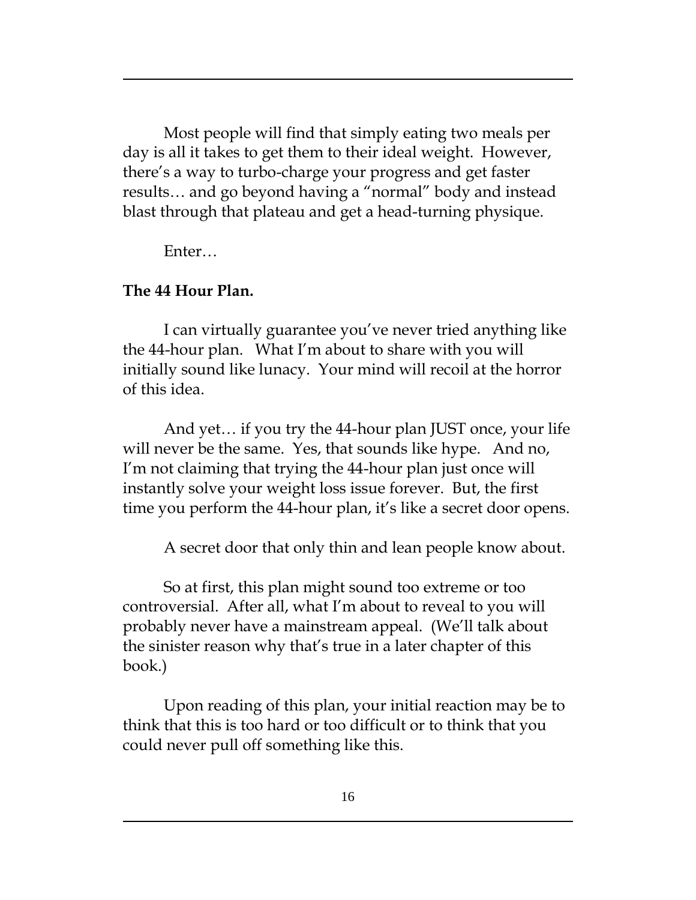Most people will find that simply eating two meals per day is all it takes to get them to their ideal weight. However, there's a way to turbo-charge your progress and get faster results… and go beyond having a "normal" body and instead blast through that plateau and get a head-turning physique.

Enter…

**The 44 Hour Plan.**

I can virtually guarantee you've never tried anything like the 44-hour plan. What I'm about to share with you will initially sound like lunacy. Your mind will recoil at the horror of this idea.

And yet… if you try the 44-hour plan JUST once, your life will never be the same. Yes, that sounds like hype. And no, I'm not claiming that trying the 44-hour plan just once will instantly solve your weight loss issue forever. But, the first time you perform the 44-hour plan, it's like a secret door opens.

A secret door that only thin and lean people know about.

So at first, this plan might sound too extreme or too controversial. After all, what I'm about to reveal to you will probably never have a mainstream appeal. (We'll talk about the sinister reason why that's true in a later chapter of this book.)

Upon reading of this plan, your initial reaction may be to think that this is too hard or too difficult or to think that you could never pull off something like this.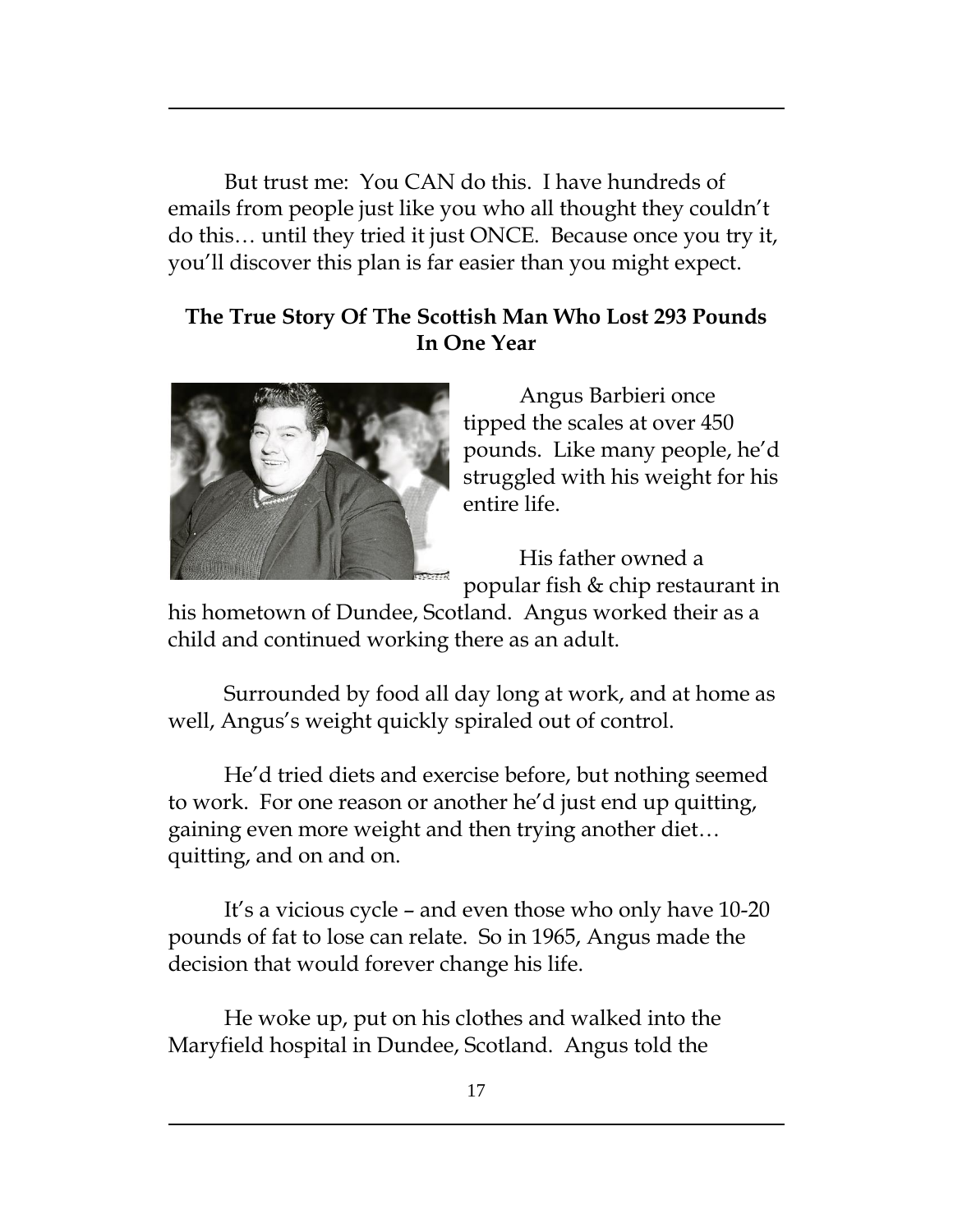But trust me: You CAN do this. I have hundreds of emails from people just like you who all thought they couldn't do this… until they tried it just ONCE. Because once you try it, you'll discover this plan is far easier than you might expect.

**The True Story Of The Scottish Man Who Lost 293 Pounds In One Year**

Angus Barbieri once tipped the scales at over 450 pounds. Like many people, he'd struggled with his weight for his entire life.

His father owned a popular fish & chip restaurant in his hometown of Dundee, Scotland. Angus worked their as a child and continued working there as an adult.

Surrounded by food all day long at work, and at home as well, Angus's weight quickly spiraled out of control.

He'd tried diets and exercise before, but nothing seemed to work. For one reason or another he'd just end up quitting, gaining even more weight and then trying another diet… quitting, and on and on.

It's a vicious cycle – and even those who only have 10-20 pounds of fat to lose can relate. So in 1965, Angus made the decision that would forever change his life.

He woke up, put on his clothes and walked into the Maryfield hospital in Dundee, Scotland. Angus told the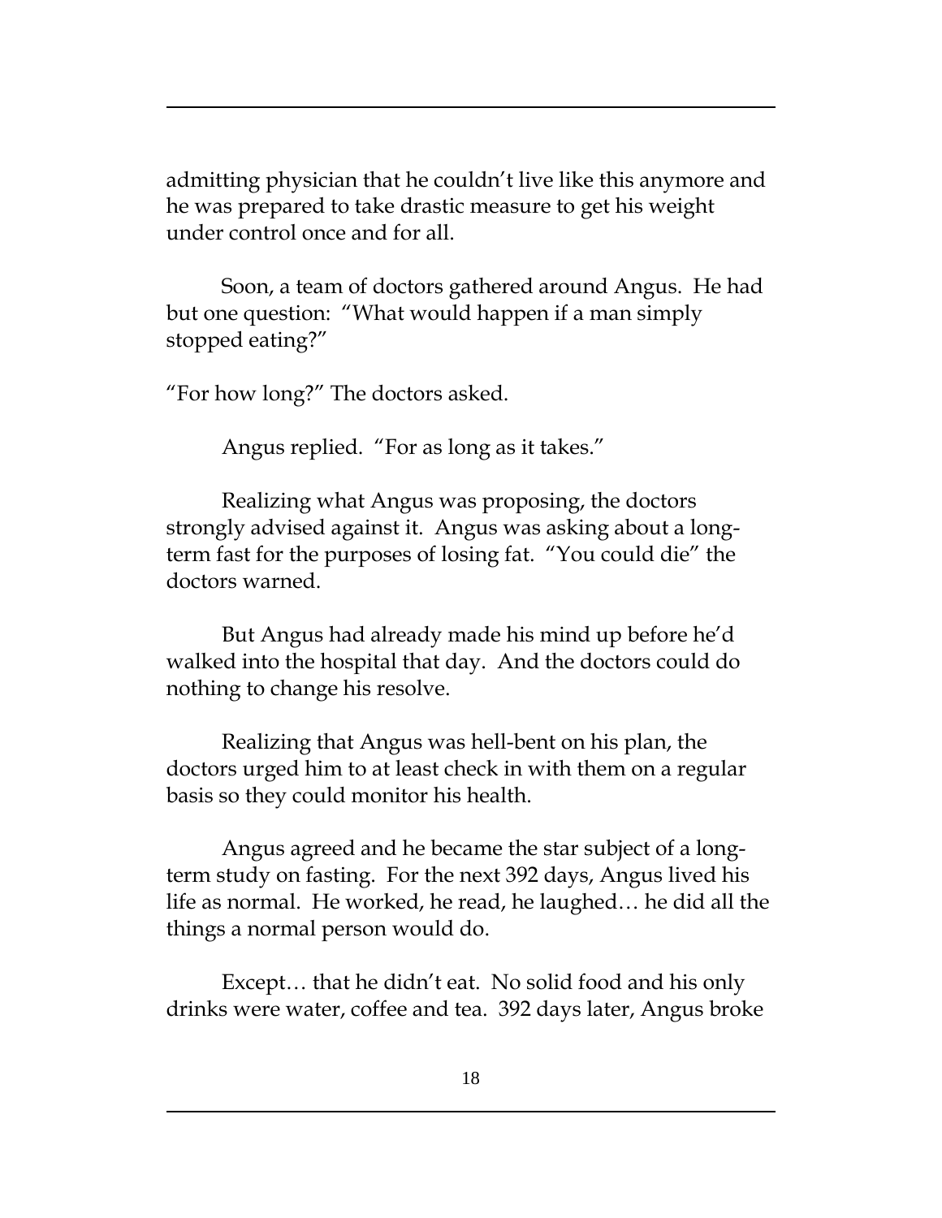admitting physician that he couldn't live like this anymore and he was prepared to take drastic measure to get his weight under control once and for all.

Soon, a team of doctors gathered around Angus. He had but one question: "What would happen if a man simply stopped eating?"

"For how long?" The doctors asked.

Angus replied. "For as long as it takes."

Realizing what Angus was proposing, the doctors strongly advised against it. Angus was asking about a long-term fast for the purposes of losing fat. "You could die" the doctors warned.

But Angus had already made his mind up before he'd walked into the hospital that day. And the doctors could do nothing to change his resolve.

Realizing that Angus was hell-bent on his plan, the doctors urged him to at least check in with them on a regular basis so they could monitor his health.

Angus agreed and he became the star subject of a long-term study on fasting. For the next 392 days, Angus lived his life as normal. He worked, he read, he laughed… he did all the things a normal person would do.

Except… that he didn't eat. No solid food and his only drinks were water, coffee and tea. 392 days later, Angus broke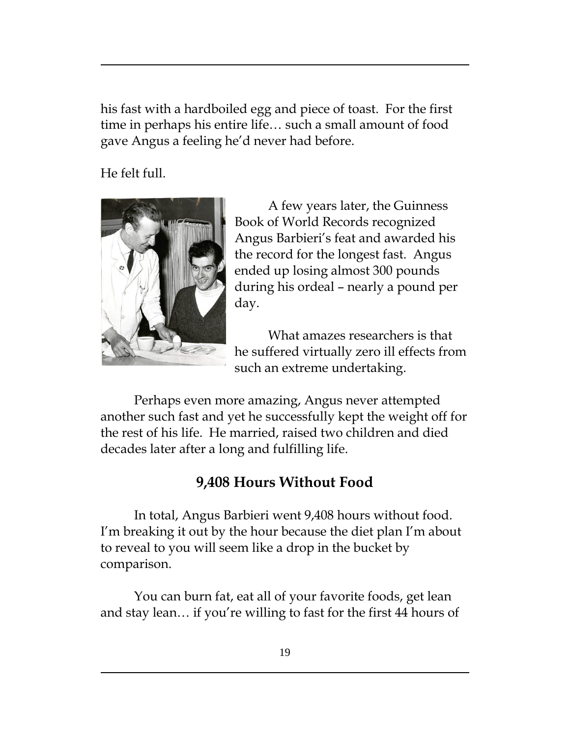his fast with a hardboiled egg and piece of toast. For the first time in perhaps his entire life… such a small amount of food gave Angus a feeling he'd never had before.

He felt full.

A few years later, the Guinness Book of World Records recognized Angus Barbieri's feat and awarded his the record for the longest fast. Angus ended up losing almost 300 pounds during his ordeal – nearly a pound per day.

What amazes researchers is that he suffered virtually zero ill effects from such an extreme undertaking.

Perhaps even more amazing, Angus never attempted another such fast and yet he successfully kept the weight off for the rest of his life. He married, raised two children and died decades later after a long and fulfilling life.

## 9,408 Hours Without Food

In total, Angus Barbieri went 9,408 hours without food. I'm breaking it out by the hour because the diet plan I'm about to reveal to you will seem like a drop in the bucket by comparison.

You can burn fat, eat all of your favorite foods, get lean and stay lean… if you're willing to fast for the first 44 hours of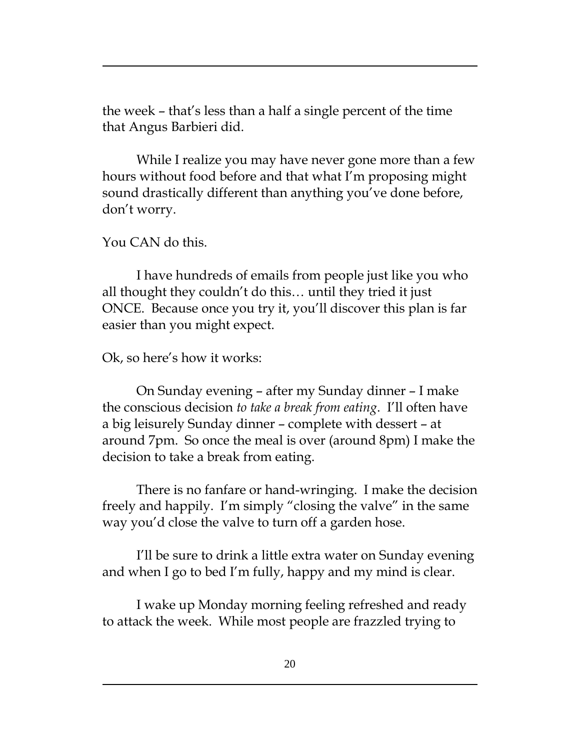the week – that's less than a half a single percent of the time that Angus Barbieri did.

While I realize you may have never gone more than a few hours without food before and that what I'm proposing might sound drastically different than anything you've done before, don't worry.

You CAN do this.

I have hundreds of emails from people just like you who all thought they couldn't do this… until they tried it just ONCE. Because once you try it, you'll discover this plan is far easier than you might expect.

Ok, so here's how it works:

On Sunday evening – after my Sunday dinner – I make the conscious decision *to take a break from eating*. I'll often have a big leisurely Sunday dinner – complete with dessert – at around 7pm. So once the meal is over (around 8pm) I make the decision to take a break from eating.

There is no fanfare or hand-wringing. I make the decision freely and happily. I'm simply "closing the valve" in the same way you'd close the valve to turn off a garden hose.

I'll be sure to drink a little extra water on Sunday evening and when I go to bed I'm fully, happy and my mind is clear.

I wake up Monday morning feeling refreshed and ready to attack the week. While most people are frazzled trying to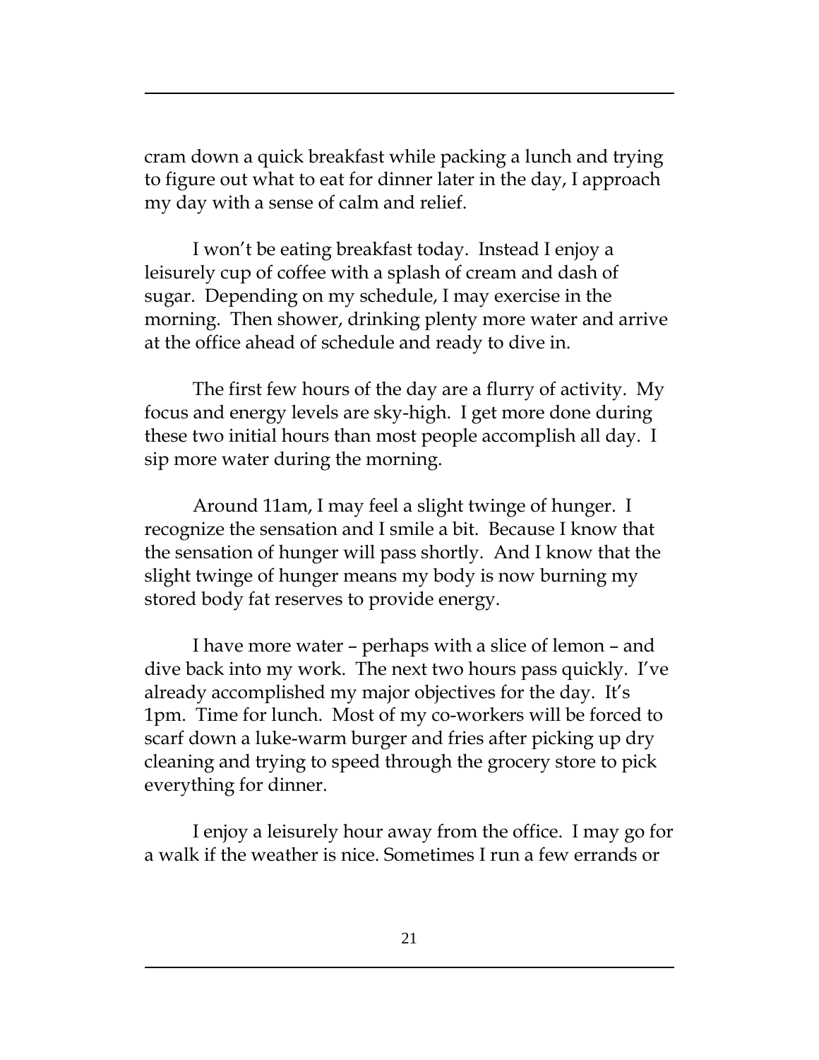cram down a quick breakfast while packing a lunch and trying to figure out what to eat for dinner later in the day, I approach my day with a sense of calm and relief.

I won't be eating breakfast today. Instead I enjoy a leisurely cup of coffee with a splash of cream and dash of sugar. Depending on my schedule, I may exercise in the morning. Then shower, drinking plenty more water and arrive at the office ahead of schedule and ready to dive in.

The first few hours of the day are a flurry of activity. My focus and energy levels are sky-high. I get more done during these two initial hours than most people accomplish all day. I sip more water during the morning.

Around 11am, I may feel a slight twinge of hunger. I recognize the sensation and I smile a bit. Because I know that the sensation of hunger will pass shortly. And I know that the slight twinge of hunger means my body is now burning my stored body fat reserves to provide energy.

I have more water – perhaps with a slice of lemon – and dive back into my work. The next two hours pass quickly. I've already accomplished my major objectives for the day. It's 1pm. Time for lunch. Most of my co-workers will be forced to scarf down a luke-warm burger and fries after picking up dry cleaning and trying to speed through the grocery store to pick everything for dinner.

I enjoy a leisurely hour away from the office. I may go for a walk if the weather is nice. Sometimes I run a few errands or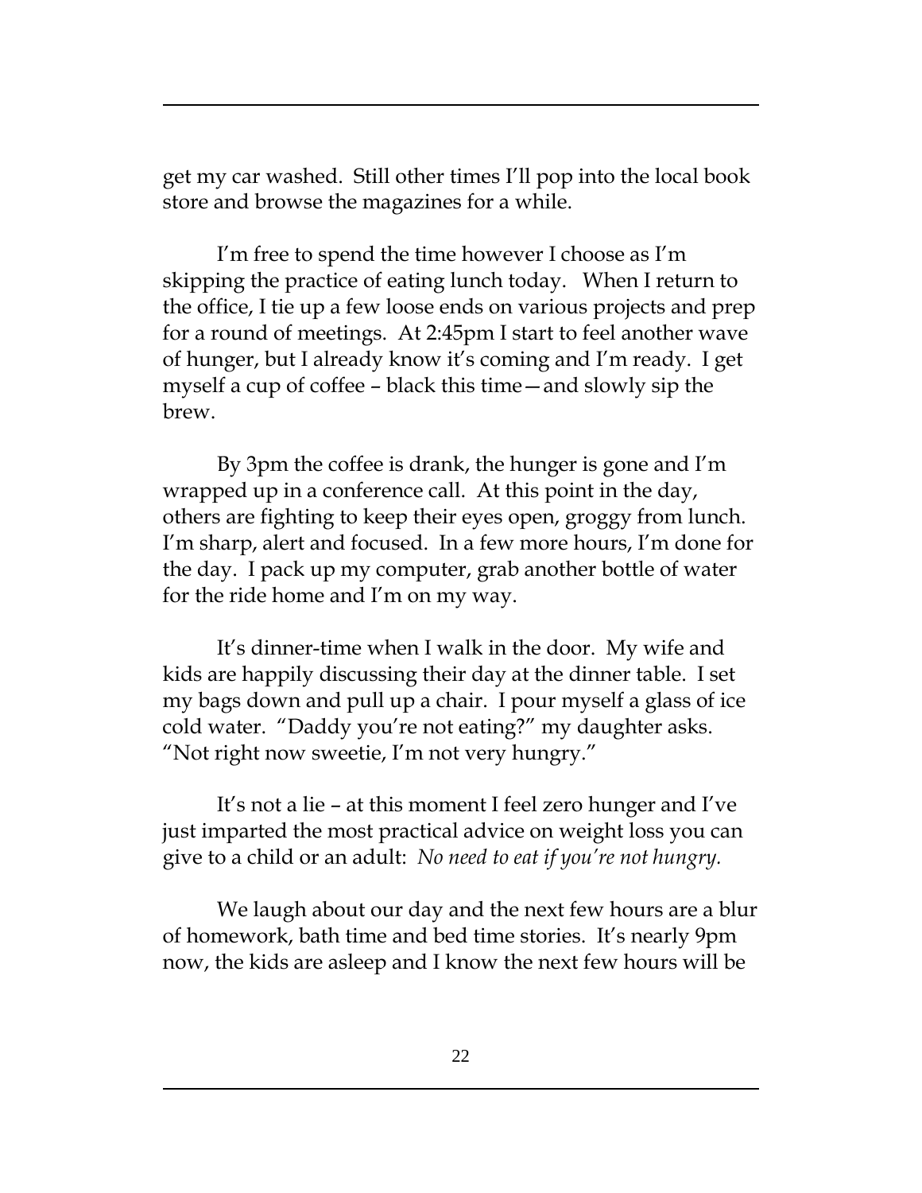get my car washed. Still other times I'll pop into the local book store and browse the magazines for a while.

I'm free to spend the time however I choose as I'm skipping the practice of eating lunch today. When I return to the office, I tie up a few loose ends on various projects and prep for a round of meetings. At 2:45pm I start to feel another wave of hunger, but I already know it's coming and I'm ready. I get myself a cup of coffee – black this time—and slowly sip the brew.

By 3pm the coffee is drank, the hunger is gone and I'm wrapped up in a conference call. At this point in the day, others are fighting to keep their eyes open, groggy from lunch. I'm sharp, alert and focused. In a few more hours, I'm done for the day. I pack up my computer, grab another bottle of water for the ride home and I'm on my way.

It's dinner-time when I walk in the door. My wife and kids are happily discussing their day at the dinner table. I set my bags down and pull up a chair. I pour myself a glass of ice cold water. "Daddy you're not eating?" my daughter asks. "Not right now sweetie, I'm not very hungry."

It's not a lie – at this moment I feel zero hunger and I've just imparted the most practical advice on weight loss you can give to a child or an adult: *No need to eat if you're not hungry.*

We laugh about our day and the next few hours are a blur of homework, bath time and bed time stories. It's nearly 9pm now, the kids are asleep and I know the next few hours will be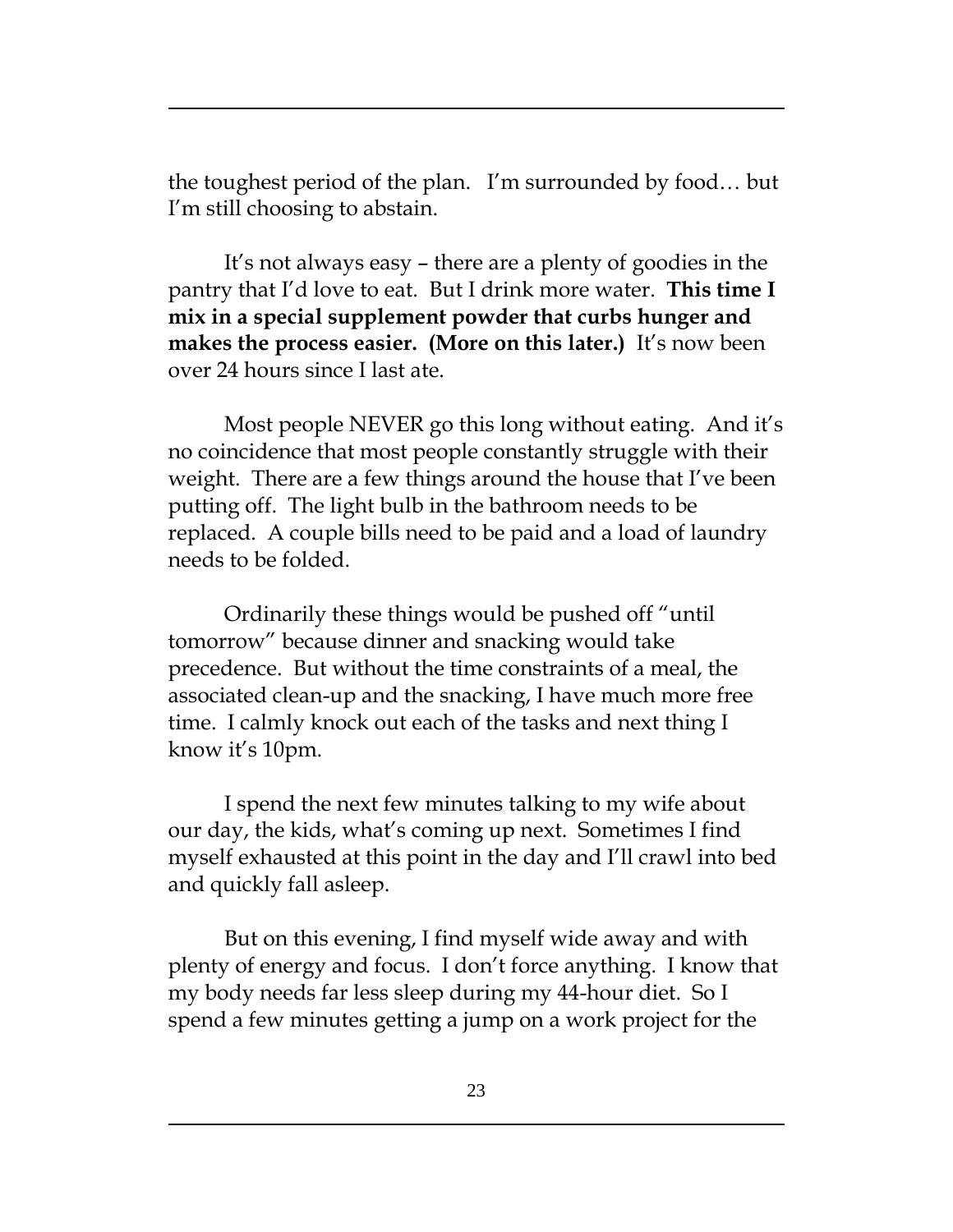the toughest period of the plan. I'm surrounded by food… but I'm still choosing to abstain.

It's not always easy – there are a plenty of goodies in the pantry that I'd love to eat. But I drink more water. **This time I mix in a special supplement powder that curbs hunger and makes the process easier. (More on this later.)** It's now been over 24 hours since I last ate.

Most people NEVER go this long without eating. And it's no coincidence that most people constantly struggle with their weight. There are a few things around the house that I've been putting off. The light bulb in the bathroom needs to be replaced. A couple bills need to be paid and a load of laundry needs to be folded.

Ordinarily these things would be pushed off "until tomorrow" because dinner and snacking would take precedence. But without the time constraints of a meal, the associated clean-up and the snacking, I have much more free time. I calmly knock out each of the tasks and next thing I know it's 10pm.

I spend the next few minutes talking to my wife about our day, the kids, what's coming up next. Sometimes I find myself exhausted at this point in the day and I'll crawl into bed and quickly fall asleep.

But on this evening, I find myself wide away and with plenty of energy and focus. I don't force anything. I know that my body needs far less sleep during my 44-hour diet. So I spend a few minutes getting a jump on a work project for the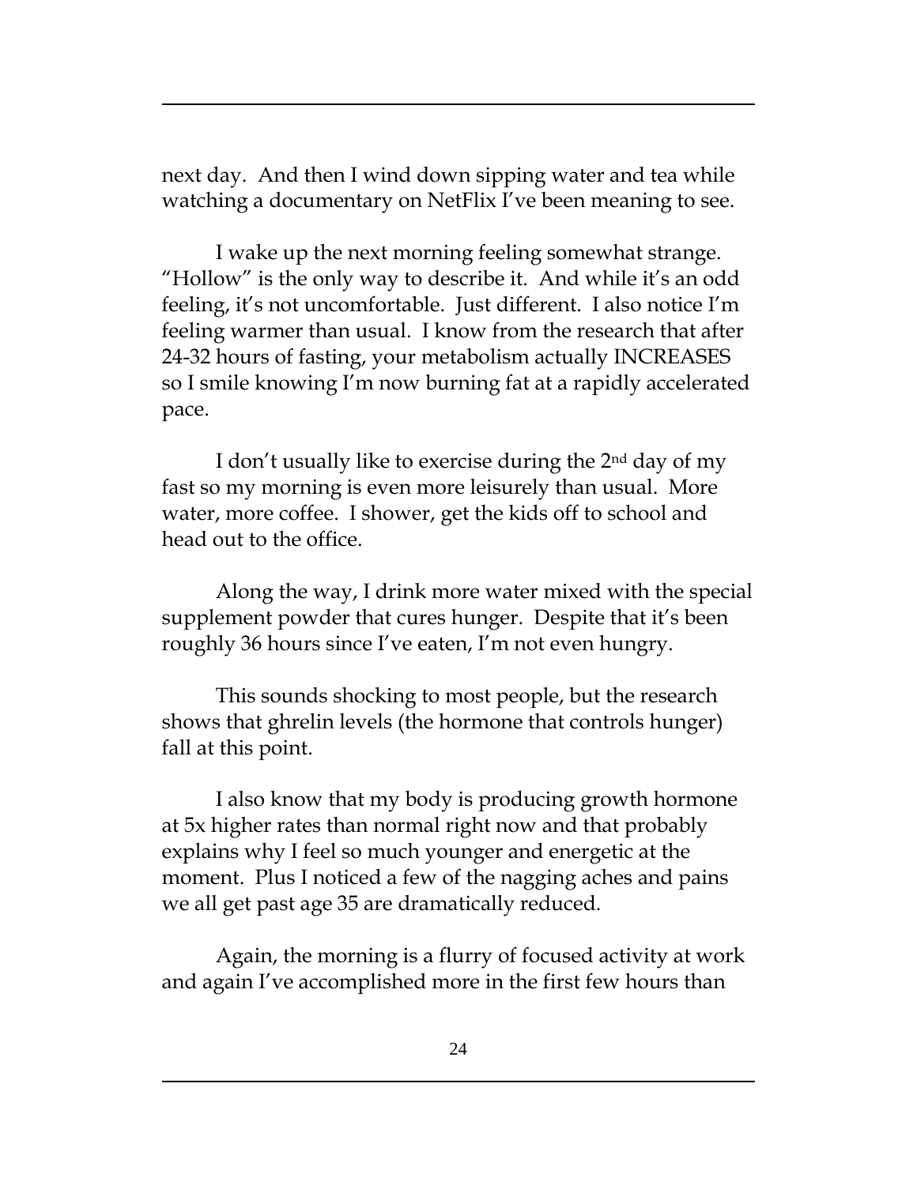next day. And then I wind down sipping water and tea while watching a documentary on NetFlix I've been meaning to see.

I wake up the next morning feeling somewhat strange. "Hollow" is the only way to describe it. And while it's an odd feeling, it's not uncomfortable. Just different. I also notice I'm feeling warmer than usual. I know from the research that after 24-32 hours of fasting, your metabolism actually INCREASES so I smile knowing I'm now burning fat at a rapidly accelerated pace.

I don't usually like to exercise during the 2nd day of my fast so my morning is even more leisurely than usual. More water, more coffee. I shower, get the kids off to school and head out to the office.

Along the way, I drink more water mixed with the special supplement powder that cures hunger. Despite that it's been roughly 36 hours since I've eaten, I'm not even hungry.

This sounds shocking to most people, but the research shows that ghrelin levels (the hormone that controls hunger) fall at this point.

I also know that my body is producing growth hormone at 5x higher rates than normal right now and that probably explains why I feel so much younger and energetic at the moment. Plus I noticed a few of the nagging aches and pains we all get past age 35 are dramatically reduced.

Again, the morning is a flurry of focused activity at work and again I've accomplished more in the first few hours than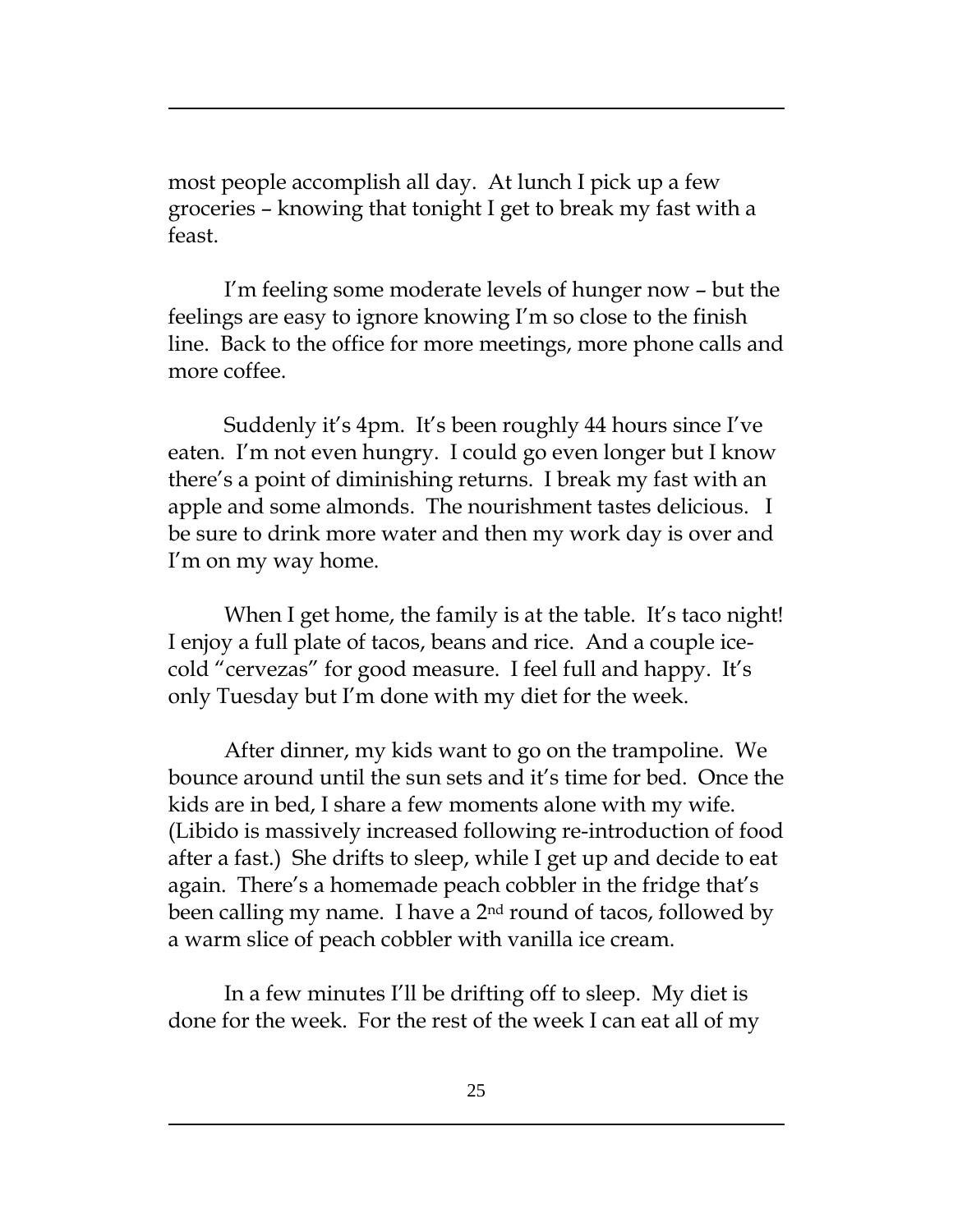most people accomplish all day. At lunch I pick up a few groceries – knowing that tonight I get to break my fast with a feast.

I'm feeling some moderate levels of hunger now – but the feelings are easy to ignore knowing I'm so close to the finish line. Back to the office for more meetings, more phone calls and more coffee.

Suddenly it's 4pm. It's been roughly 44 hours since I've eaten. I'm not even hungry. I could go even longer but I know there's a point of diminishing returns. I break my fast with an apple and some almonds. The nourishment tastes delicious. I be sure to drink more water and then my work day is over and I'm on my way home.

When I get home, the family is at the table. It's taco night! I enjoy a full plate of tacos, beans and rice. And a couple ice-cold "cervezas" for good measure. I feel full and happy. It's only Tuesday but I'm done with my diet for the week.

After dinner, my kids want to go on the trampoline. We bounce around until the sun sets and it's time for bed. Once the kids are in bed, I share a few moments alone with my wife. (Libido is massively increased following re-introduction of food after a fast.) She drifts to sleep, while I get up and decide to eat again. There's a homemade peach cobbler in the fridge that's been calling my name. I have a 2nd round of tacos, followed by a warm slice of peach cobbler with vanilla ice cream.

In a few minutes I'll be drifting off to sleep. My diet is done for the week. For the rest of the week I can eat all of my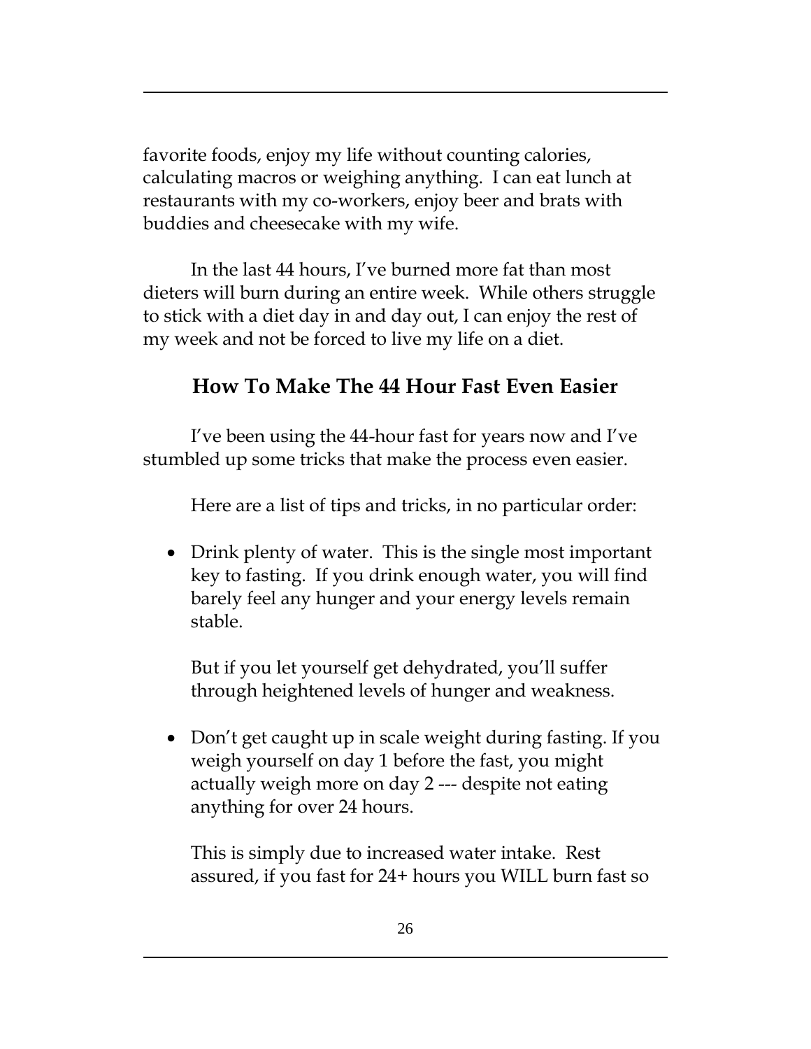favorite foods, enjoy my life without counting calories, calculating macros or weighing anything. I can eat lunch at restaurants with my co-workers, enjoy beer and brats with buddies and cheesecake with my wife.

In the last 44 hours, I've burned more fat than most dieters will burn during an entire week. While others struggle to stick with a diet day in and day out, I can enjoy the rest of my week and not be forced to live my life on a diet.

## How To Make The 44 Hour Fast Even Easier

I've been using the 44-hour fast for years now and I've stumbled up some tricks that make the process even easier.

Here are a list of tips and tricks, in no particular order:

- Drink plenty of water. This is the single most important key to fasting. If you drink enough water, you will find barely feel any hunger and your energy levels remain stable.

  But if you let yourself get dehydrated, you'll suffer through heightened levels of hunger and weakness.

- Don't get caught up in scale weight during fasting. If you weigh yourself on day 1 before the fast, you might actually weigh more on day 2 --- despite not eating anything for over 24 hours.

  This is simply due to increased water intake. Rest assured, if you fast for 24+ hours you WILL burn fast so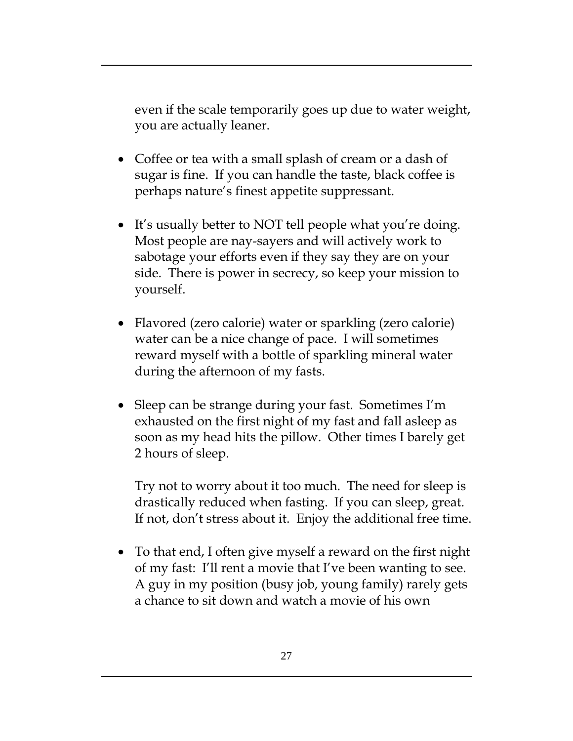even if the scale temporarily goes up due to water weight, you are actually leaner.

- Coffee or tea with a small splash of cream or a dash of sugar is fine. If you can handle the taste, black coffee is perhaps nature's finest appetite suppressant.

- It's usually better to NOT tell people what you're doing. Most people are nay-sayers and will actively work to sabotage your efforts even if they say they are on your side. There is power in secrecy, so keep your mission to yourself.

- Flavored (zero calorie) water or sparkling (zero calorie) water can be a nice change of pace. I will sometimes reward myself with a bottle of sparkling mineral water during the afternoon of my fasts.

- Sleep can be strange during your fast. Sometimes I'm exhausted on the first night of my fast and fall asleep as soon as my head hits the pillow. Other times I barely get 2 hours of sleep.

  Try not to worry about it too much. The need for sleep is drastically reduced when fasting. If you can sleep, great. If not, don't stress about it. Enjoy the additional free time.

- To that end, I often give myself a reward on the first night of my fast: I'll rent a movie that I've been wanting to see. A guy in my position (busy job, young family) rarely gets a chance to sit down and watch a movie of his own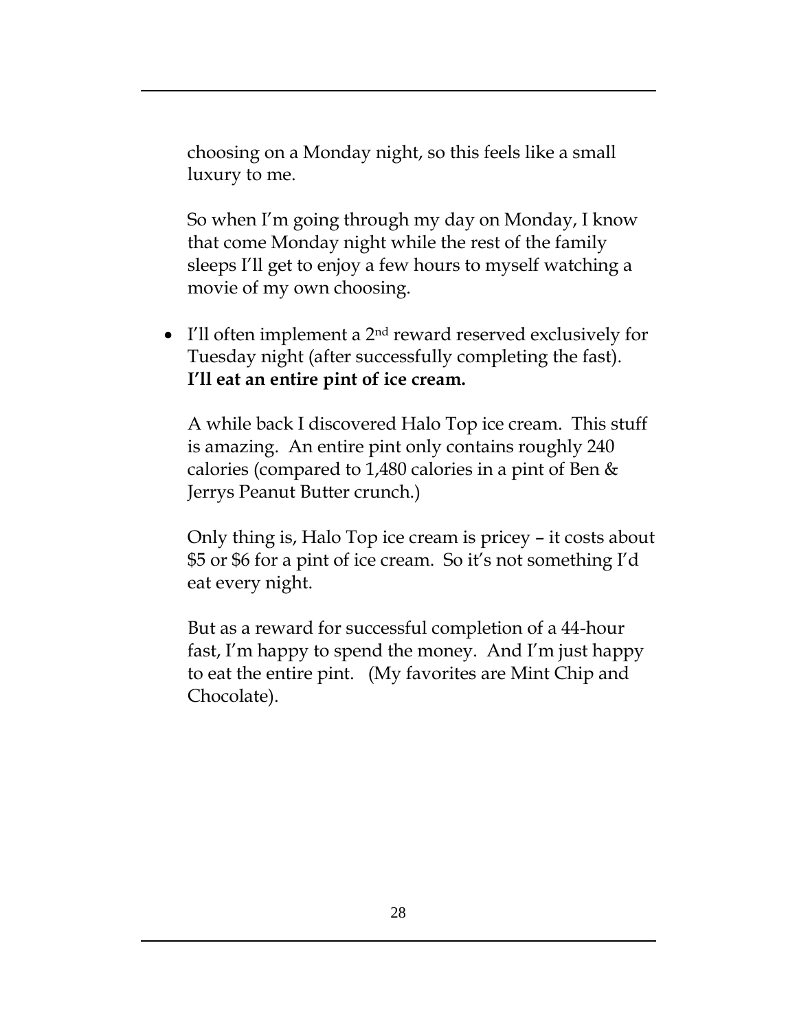choosing on a Monday night, so this feels like a small luxury to me.

So when I'm going through my day on Monday, I know that come Monday night while the rest of the family sleeps I'll get to enjoy a few hours to myself watching a movie of my own choosing.

- I'll often implement a 2nd reward reserved exclusively for Tuesday night (after successfully completing the fast). **I'll eat an entire pint of ice cream.**

  A while back I discovered Halo Top ice cream. This stuff is amazing. An entire pint only contains roughly 240 calories (compared to 1,480 calories in a pint of Ben & Jerrys Peanut Butter crunch.)

  Only thing is, Halo Top ice cream is pricey – it costs about $5 or $6 for a pint of ice cream. So it's not something I'd eat every night.

  But as a reward for successful completion of a 44-hour fast, I'm happy to spend the money. And I'm just happy to eat the entire pint. (My favorites are Mint Chip and Chocolate).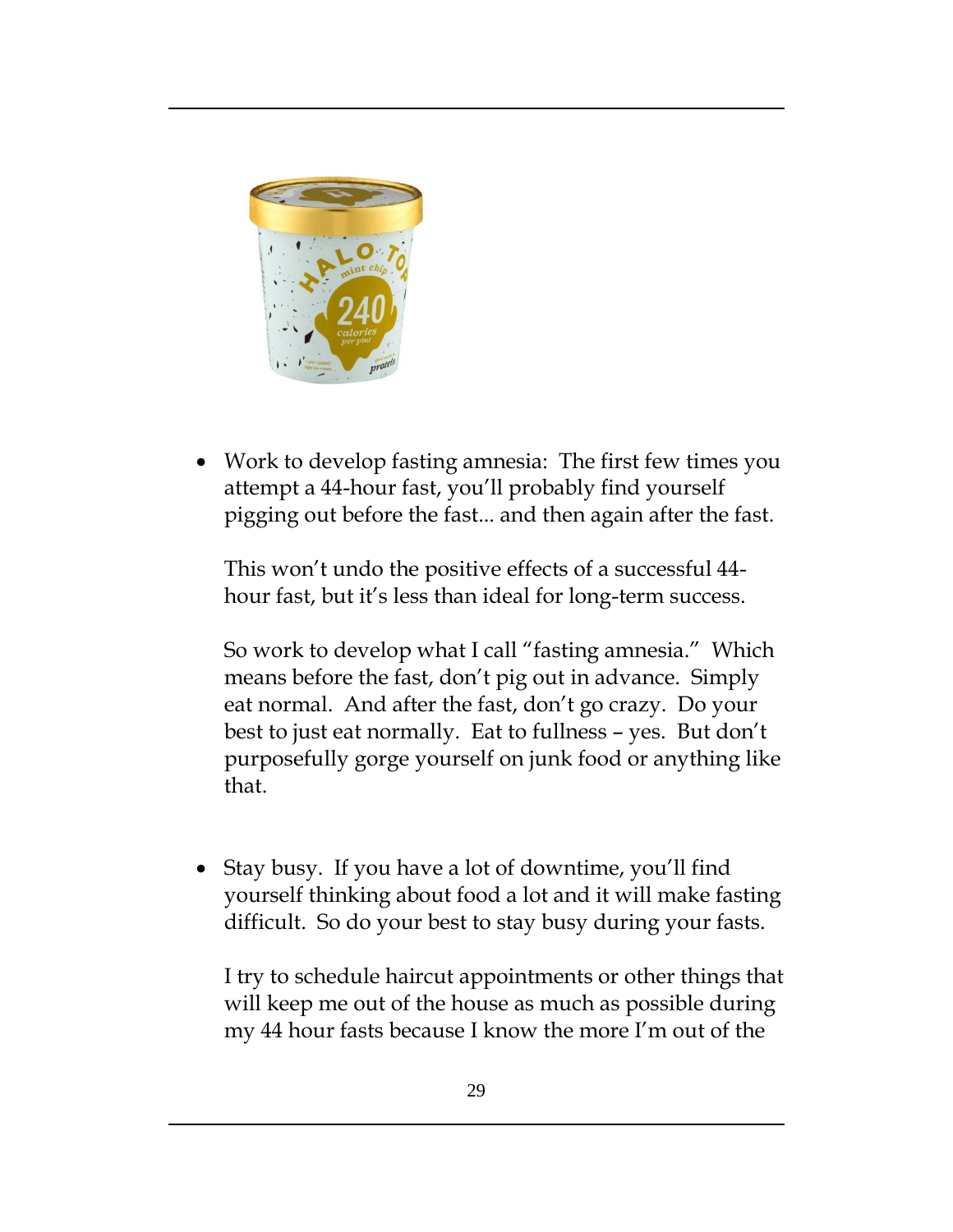- Work to develop fasting amnesia: The first few times you attempt a 44-hour fast, you'll probably find yourself pigging out before the fast... and then again after the fast.

  This won't undo the positive effects of a successful 44-hour fast, but it's less than ideal for long-term success.

  So work to develop what I call "fasting amnesia." Which means before the fast, don't pig out in advance. Simply eat normal. And after the fast, don't go crazy. Do your best to just eat normally. Eat to fullness – yes. But don't purposefully gorge yourself on junk food or anything like that.

- Stay busy. If you have a lot of downtime, you'll find yourself thinking about food a lot and it will make fasting difficult. So do your best to stay busy during your fasts.

  I try to schedule haircut appointments or other things that will keep me out of the house as much as possible during my 44 hour fasts because I know the more I'm out of the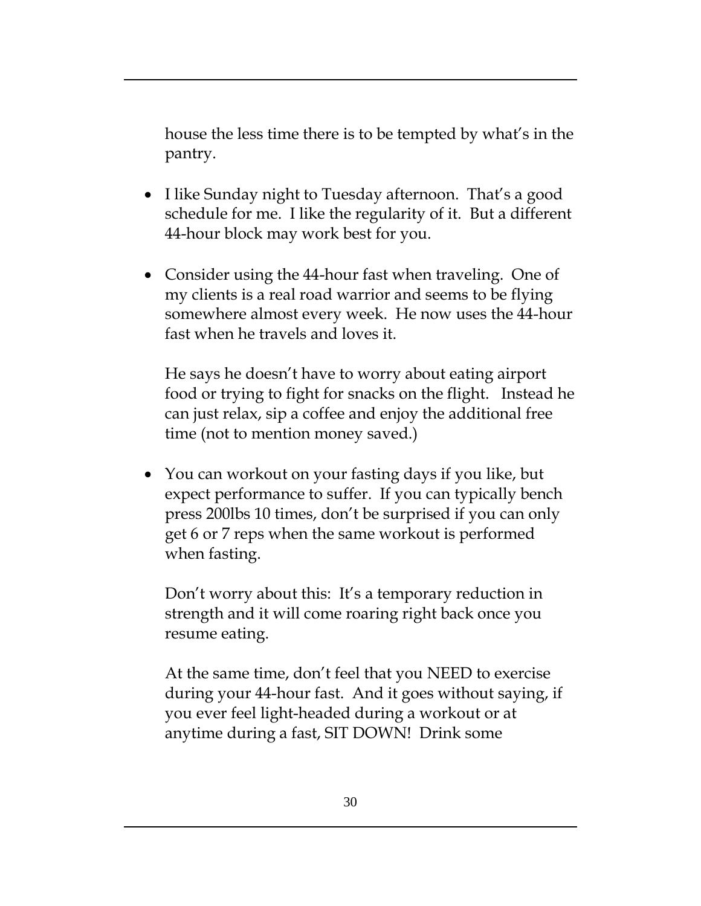house the less time there is to be tempted by what's in the pantry.

- I like Sunday night to Tuesday afternoon. That's a good schedule for me. I like the regularity of it. But a different 44-hour block may work best for you.

- Consider using the 44-hour fast when traveling. One of my clients is a real road warrior and seems to be flying somewhere almost every week. He now uses the 44-hour fast when he travels and loves it.

  He says he doesn't have to worry about eating airport food or trying to fight for snacks on the flight. Instead he can just relax, sip a coffee and enjoy the additional free time (not to mention money saved.)

- You can workout on your fasting days if you like, but expect performance to suffer. If you can typically bench press 200lbs 10 times, don't be surprised if you can only get 6 or 7 reps when the same workout is performed when fasting.

  Don't worry about this: It's a temporary reduction in strength and it will come roaring right back once you resume eating.

  At the same time, don't feel that you NEED to exercise during your 44-hour fast. And it goes without saying, if you ever feel light-headed during a workout or at anytime during a fast, SIT DOWN! Drink some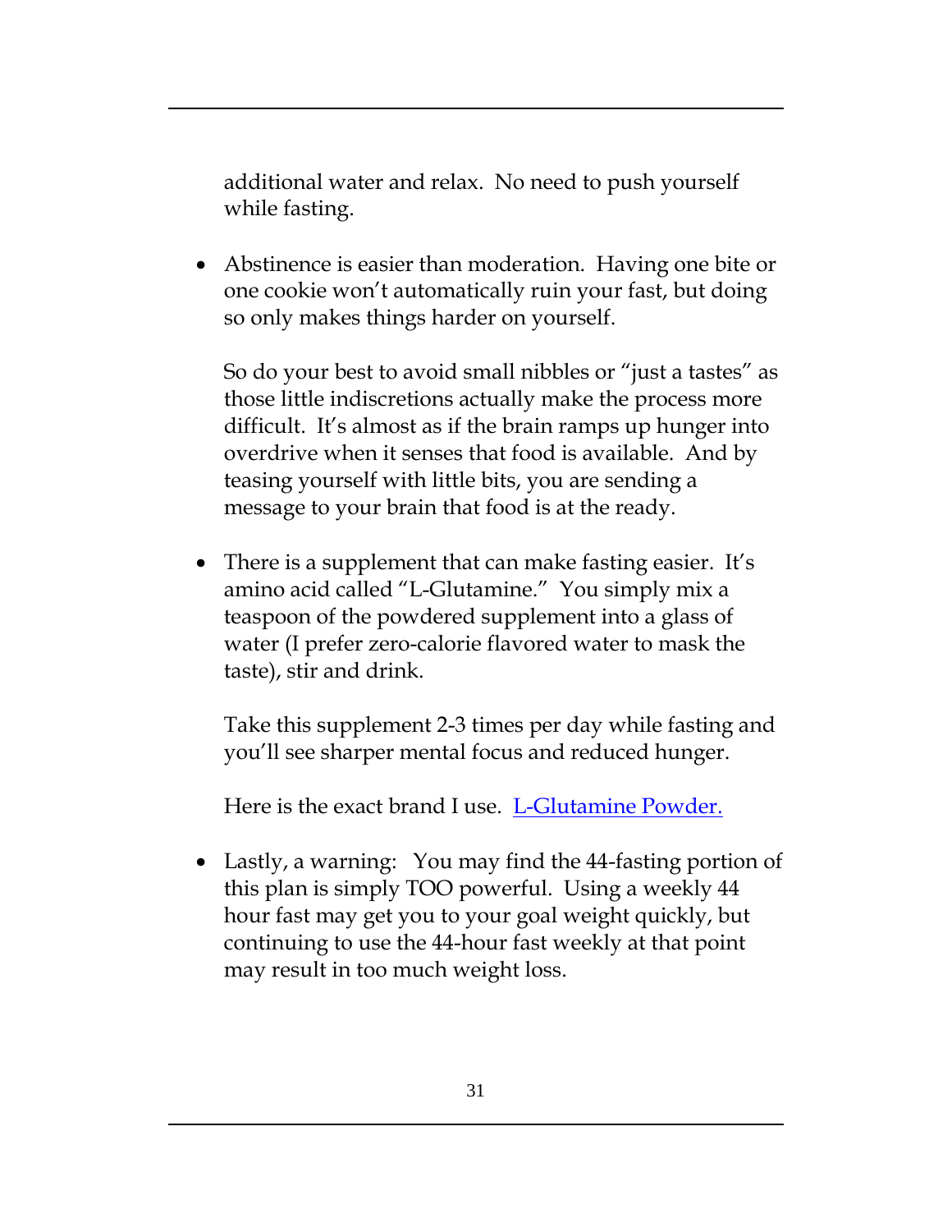additional water and relax.  No need to push yourself while fasting.

- Abstinence is easier than moderation.  Having one bite or one cookie won't automatically ruin your fast, but doing so only makes things harder on yourself.

  So do your best to avoid small nibbles or "just a tastes" as those little indiscretions actually make the process more difficult.  It's almost as if the brain ramps up hunger into overdrive when it senses that food is available.  And by teasing yourself with little bits, you are sending a message to your brain that food is at the ready.

- There is a supplement that can make fasting easier.  It's amino acid called "L-Glutamine."  You simply mix a teaspoon of the powdered supplement into a glass of water (I prefer zero-calorie flavored water to mask the taste), stir and drink.

  Take this supplement 2-3 times per day while fasting and you'll see sharper mental focus and reduced hunger.

  Here is the exact brand I use.  [L-Glutamine Powder.]()

- Lastly, a warning:  You may find the 44-fasting portion of this plan is simply TOO powerful.  Using a weekly 44 hour fast may get you to your goal weight quickly, but continuing to use the 44-hour fast weekly at that point may result in too much weight loss.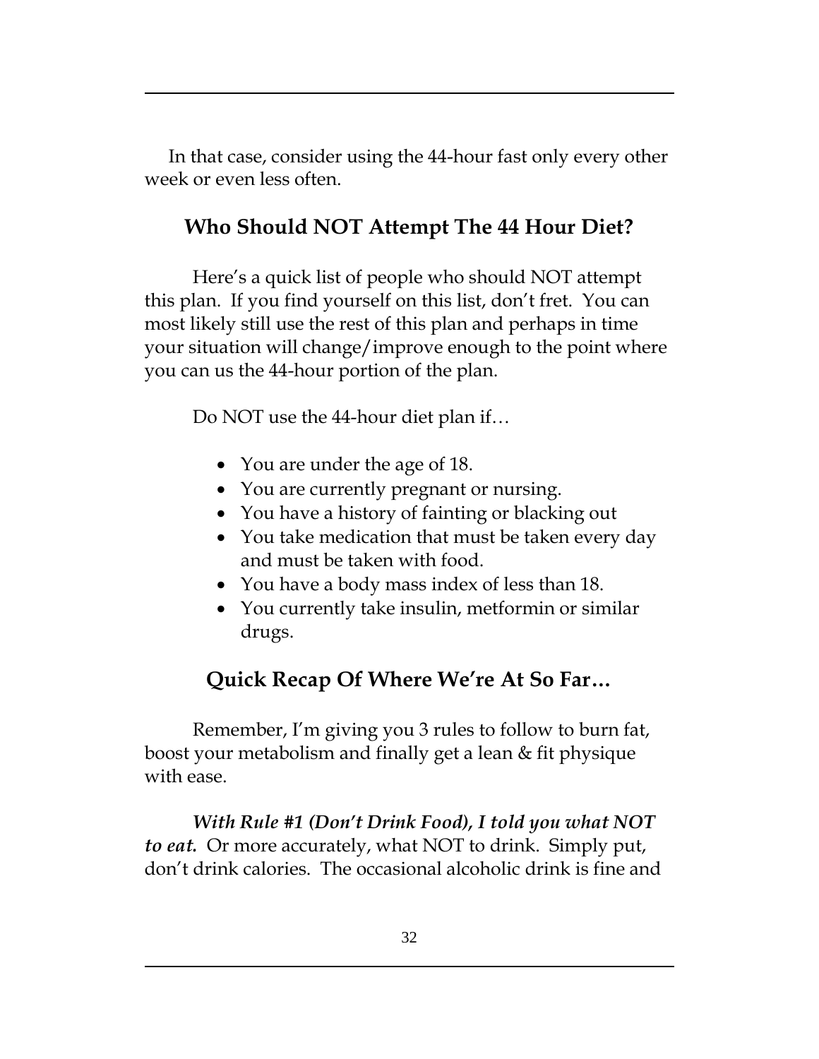In that case, consider using the 44-hour fast only every other week or even less often.

## Who Should NOT Attempt The 44 Hour Diet?

Here's a quick list of people who should NOT attempt this plan. If you find yourself on this list, don't fret. You can most likely still use the rest of this plan and perhaps in time your situation will change/improve enough to the point where you can us the 44-hour portion of the plan.

Do NOT use the 44-hour diet plan if…

- You are under the age of 18.
- You are currently pregnant or nursing.
- You have a history of fainting or blacking out
- You take medication that must be taken every day and must be taken with food.
- You have a body mass index of less than 18.
- You currently take insulin, metformin or similar drugs.

## Quick Recap Of Where We're At So Far…

Remember, I'm giving you 3 rules to follow to burn fat, boost your metabolism and finally get a lean & fit physique with ease.

***With Rule #1 (Don't Drink Food), I told you what NOT to eat.*** Or more accurately, what NOT to drink. Simply put, don't drink calories. The occasional alcoholic drink is fine and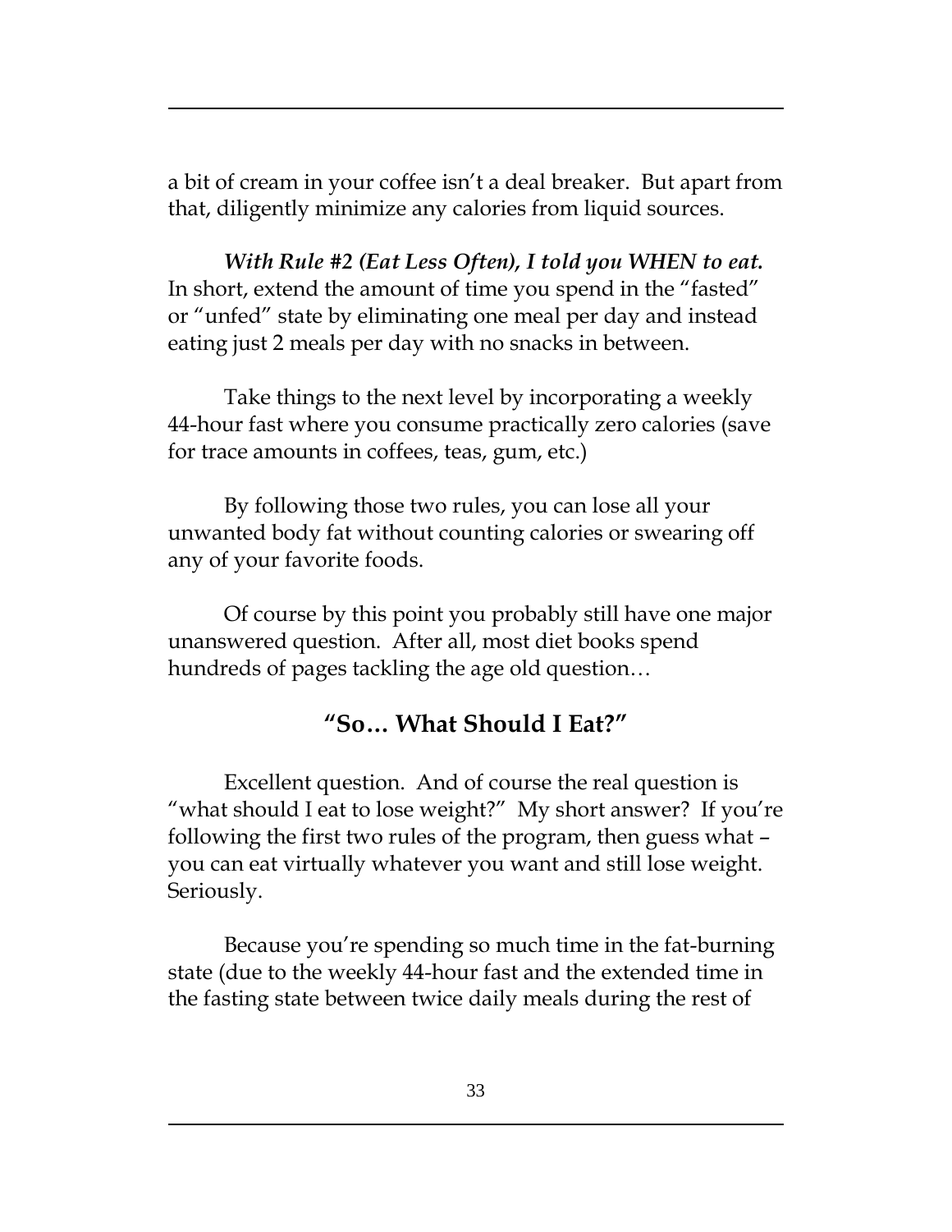a bit of cream in your coffee isn't a deal breaker. But apart from that, diligently minimize any calories from liquid sources.

***With Rule #2 (Eat Less Often), I told you WHEN to eat.*** In short, extend the amount of time you spend in the "fasted" or "unfed" state by eliminating one meal per day and instead eating just 2 meals per day with no snacks in between.

Take things to the next level by incorporating a weekly 44-hour fast where you consume practically zero calories (save for trace amounts in coffees, teas, gum, etc.)

By following those two rules, you can lose all your unwanted body fat without counting calories or swearing off any of your favorite foods.

Of course by this point you probably still have one major unanswered question. After all, most diet books spend hundreds of pages tackling the age old question…

## "So… What Should I Eat?"

Excellent question. And of course the real question is "what should I eat to lose weight?" My short answer? If you're following the first two rules of the program, then guess what – you can eat virtually whatever you want and still lose weight. Seriously.

Because you're spending so much time in the fat-burning state (due to the weekly 44-hour fast and the extended time in the fasting state between twice daily meals during the rest of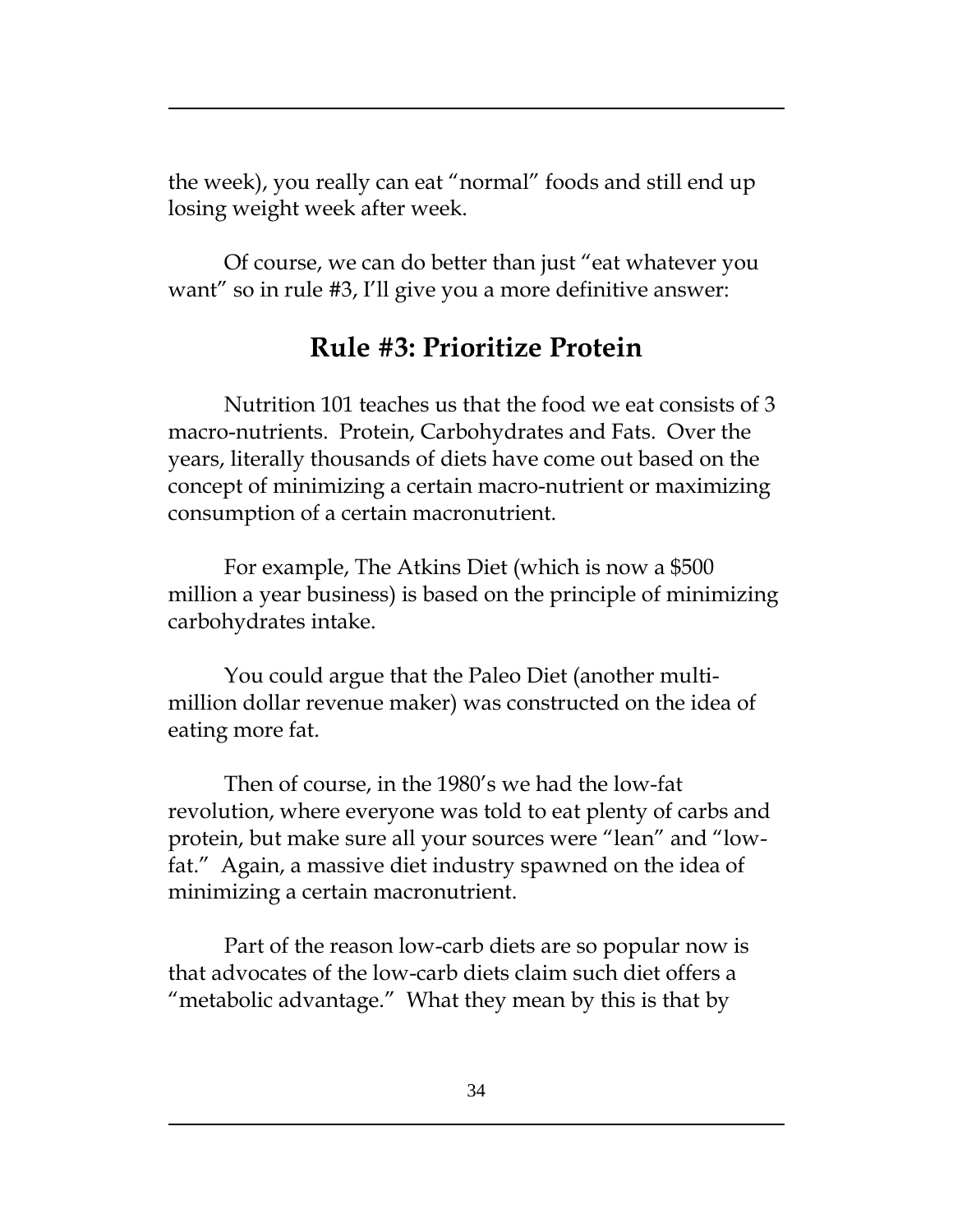the week), you really can eat "normal" foods and still end up losing weight week after week.

Of course, we can do better than just "eat whatever you want" so in rule #3, I'll give you a more definitive answer:

## Rule #3: Prioritize Protein

Nutrition 101 teaches us that the food we eat consists of 3 macro-nutrients. Protein, Carbohydrates and Fats. Over the years, literally thousands of diets have come out based on the concept of minimizing a certain macro-nutrient or maximizing consumption of a certain macronutrient.

For example, The Atkins Diet (which is now a $500 million a year business) is based on the principle of minimizing carbohydrates intake.

You could argue that the Paleo Diet (another multi-million dollar revenue maker) was constructed on the idea of eating more fat.

Then of course, in the 1980's we had the low-fat revolution, where everyone was told to eat plenty of carbs and protein, but make sure all your sources were "lean" and "low-fat." Again, a massive diet industry spawned on the idea of minimizing a certain macronutrient.

Part of the reason low-carb diets are so popular now is that advocates of the low-carb diets claim such diet offers a "metabolic advantage." What they mean by this is that by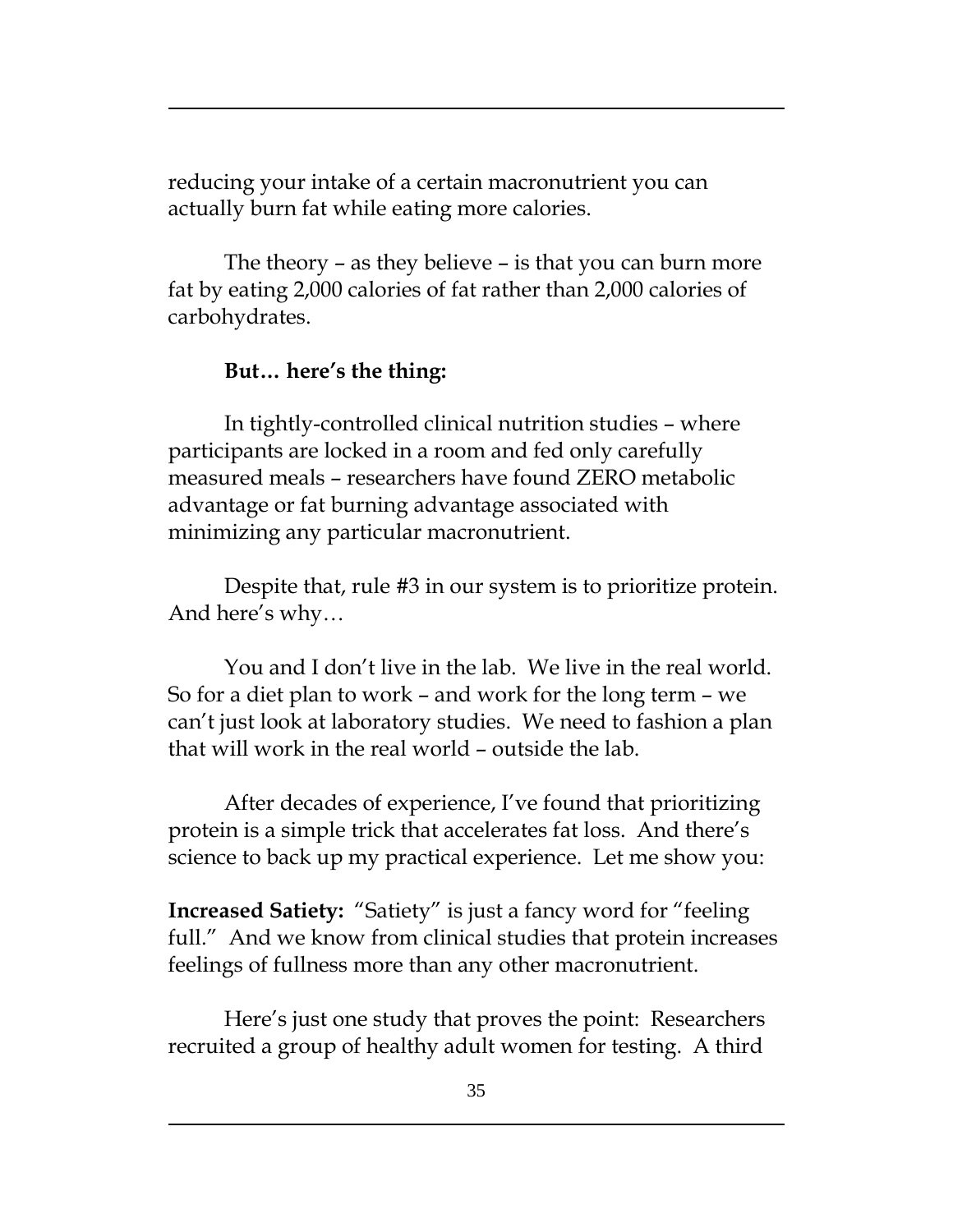reducing your intake of a certain macronutrient you can actually burn fat while eating more calories.

The theory – as they believe – is that you can burn more fat by eating 2,000 calories of fat rather than 2,000 calories of carbohydrates.

**But… here's the thing:**

In tightly-controlled clinical nutrition studies – where participants are locked in a room and fed only carefully measured meals – researchers have found ZERO metabolic advantage or fat burning advantage associated with minimizing any particular macronutrient.

Despite that, rule #3 in our system is to prioritize protein. And here's why…

You and I don't live in the lab. We live in the real world. So for a diet plan to work – and work for the long term – we can't just look at laboratory studies. We need to fashion a plan that will work in the real world – outside the lab.

After decades of experience, I've found that prioritizing protein is a simple trick that accelerates fat loss. And there's science to back up my practical experience. Let me show you:

**Increased Satiety:** "Satiety" is just a fancy word for "feeling full." And we know from clinical studies that protein increases feelings of fullness more than any other macronutrient.

Here's just one study that proves the point: Researchers recruited a group of healthy adult women for testing. A third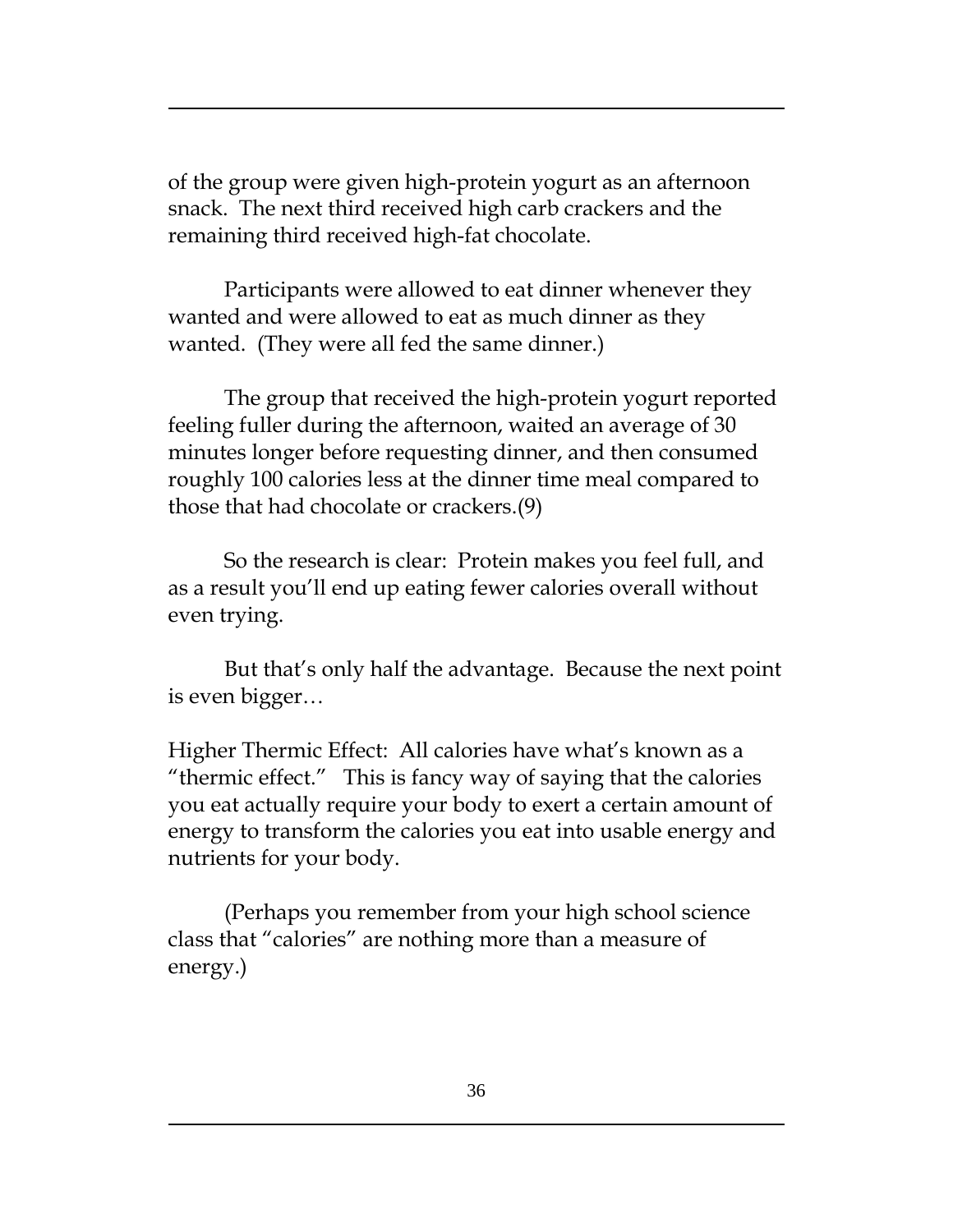of the group were given high-protein yogurt as an afternoon snack. The next third received high carb crackers and the remaining third received high-fat chocolate.

Participants were allowed to eat dinner whenever they wanted and were allowed to eat as much dinner as they wanted. (They were all fed the same dinner.)

The group that received the high-protein yogurt reported feeling fuller during the afternoon, waited an average of 30 minutes longer before requesting dinner, and then consumed roughly 100 calories less at the dinner time meal compared to those that had chocolate or crackers.(9)

So the research is clear: Protein makes you feel full, and as a result you'll end up eating fewer calories overall without even trying.

But that's only half the advantage. Because the next point is even bigger…

Higher Thermic Effect: All calories have what's known as a "thermic effect." This is fancy way of saying that the calories you eat actually require your body to exert a certain amount of energy to transform the calories you eat into usable energy and nutrients for your body.

(Perhaps you remember from your high school science class that "calories" are nothing more than a measure of energy.)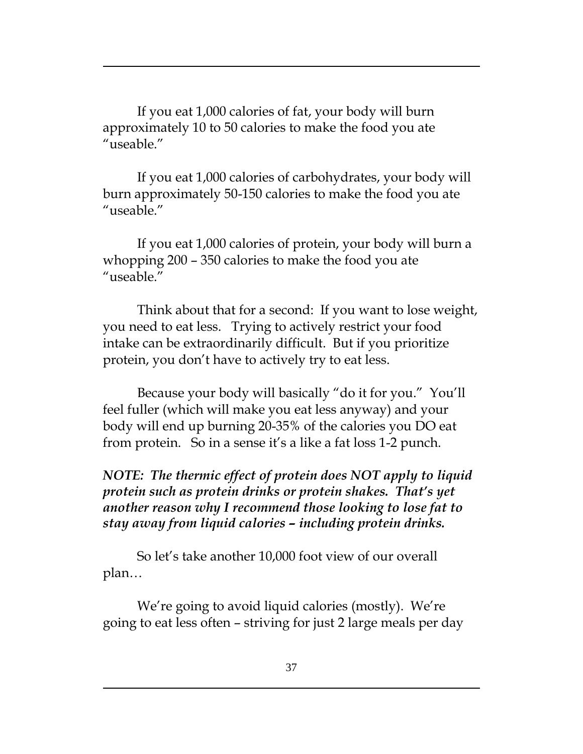If you eat 1,000 calories of fat, your body will burn approximately 10 to 50 calories to make the food you ate "useable."

If you eat 1,000 calories of carbohydrates, your body will burn approximately 50-150 calories to make the food you ate "useable."

If you eat 1,000 calories of protein, your body will burn a whopping 200 – 350 calories to make the food you ate "useable."

Think about that for a second: If you want to lose weight, you need to eat less. Trying to actively restrict your food intake can be extraordinarily difficult. But if you prioritize protein, you don't have to actively try to eat less.

Because your body will basically "do it for you." You'll feel fuller (which will make you eat less anyway) and your body will end up burning 20-35% of the calories you DO eat from protein. So in a sense it's a like a fat loss 1-2 punch.

***NOTE: The thermic effect of protein does NOT apply to liquid protein such as protein drinks or protein shakes. That's yet another reason why I recommend those looking to lose fat to stay away from liquid calories – including protein drinks.***

So let's take another 10,000 foot view of our overall plan…

We're going to avoid liquid calories (mostly). We're going to eat less often – striving for just 2 large meals per day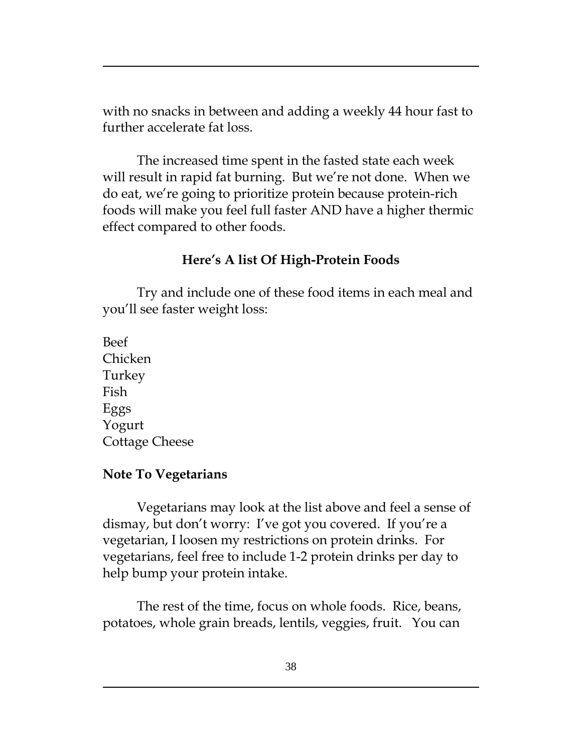with no snacks in between and adding a weekly 44 hour fast to further accelerate fat loss.

The increased time spent in the fasted state each week will result in rapid fat burning. But we're not done. When we do eat, we're going to prioritize protein because protein-rich foods will make you feel full faster AND have a higher thermic effect compared to other foods.

### Here's A list Of High-Protein Foods

Try and include one of these food items in each meal and you'll see faster weight loss:

Beef
Chicken
Turkey
Fish
Eggs
Yogurt
Cottage Cheese

**Note To Vegetarians**

Vegetarians may look at the list above and feel a sense of dismay, but don't worry: I've got you covered. If you're a vegetarian, I loosen my restrictions on protein drinks. For vegetarians, feel free to include 1-2 protein drinks per day to help bump your protein intake.

The rest of the time, focus on whole foods. Rice, beans, potatoes, whole grain breads, lentils, veggies, fruit. You can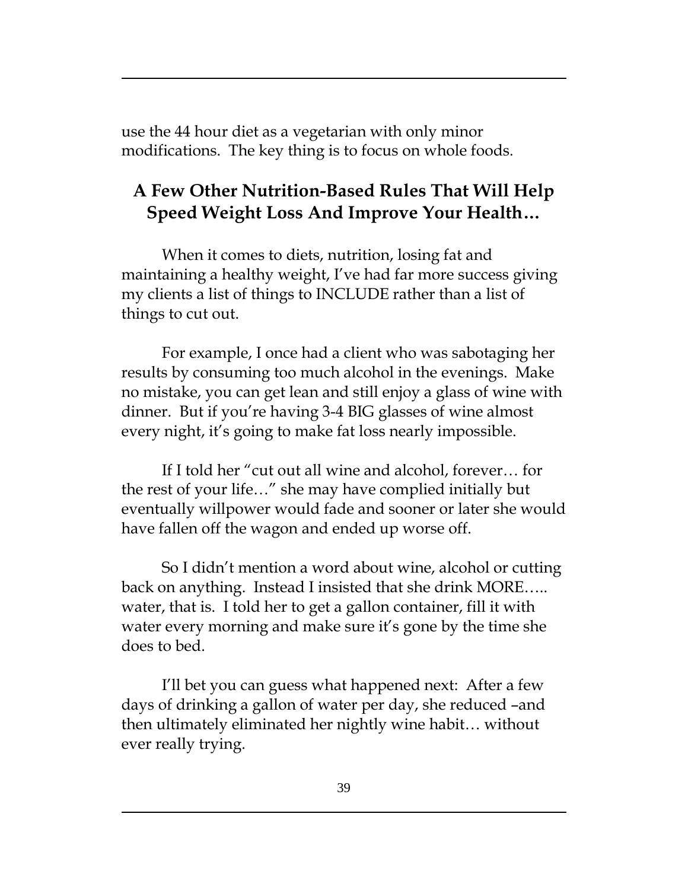use the 44 hour diet as a vegetarian with only minor modifications. The key thing is to focus on whole foods.

## A Few Other Nutrition-Based Rules That Will Help Speed Weight Loss And Improve Your Health…

When it comes to diets, nutrition, losing fat and maintaining a healthy weight, I've had far more success giving my clients a list of things to INCLUDE rather than a list of things to cut out.

For example, I once had a client who was sabotaging her results by consuming too much alcohol in the evenings. Make no mistake, you can get lean and still enjoy a glass of wine with dinner. But if you're having 3-4 BIG glasses of wine almost every night, it's going to make fat loss nearly impossible.

If I told her "cut out all wine and alcohol, forever… for the rest of your life…" she may have complied initially but eventually willpower would fade and sooner or later she would have fallen off the wagon and ended up worse off.

So I didn't mention a word about wine, alcohol or cutting back on anything. Instead I insisted that she drink MORE….. water, that is. I told her to get a gallon container, fill it with water every morning and make sure it's gone by the time she does to bed.

I'll bet you can guess what happened next: After a few days of drinking a gallon of water per day, she reduced –and then ultimately eliminated her nightly wine habit… without ever really trying.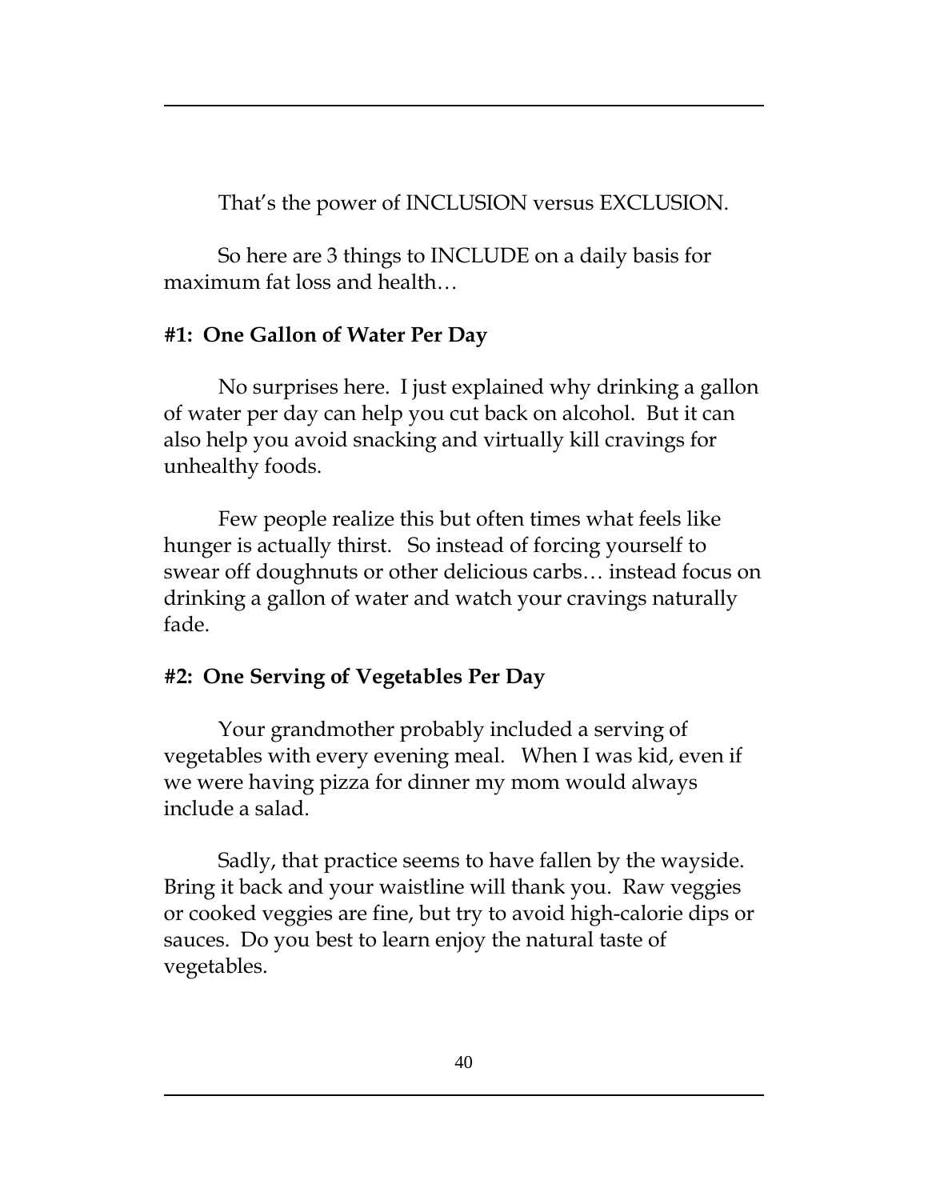That's the power of INCLUSION versus EXCLUSION.

So here are 3 things to INCLUDE on a daily basis for maximum fat loss and health…

**#1: One Gallon of Water Per Day**

No surprises here. I just explained why drinking a gallon of water per day can help you cut back on alcohol. But it can also help you avoid snacking and virtually kill cravings for unhealthy foods.

Few people realize this but often times what feels like hunger is actually thirst. So instead of forcing yourself to swear off doughnuts or other delicious carbs… instead focus on drinking a gallon of water and watch your cravings naturally fade.

**#2: One Serving of Vegetables Per Day**

Your grandmother probably included a serving of vegetables with every evening meal. When I was kid, even if we were having pizza for dinner my mom would always include a salad.

Sadly, that practice seems to have fallen by the wayside. Bring it back and your waistline will thank you. Raw veggies or cooked veggies are fine, but try to avoid high-calorie dips or sauces. Do you best to learn enjoy the natural taste of vegetables.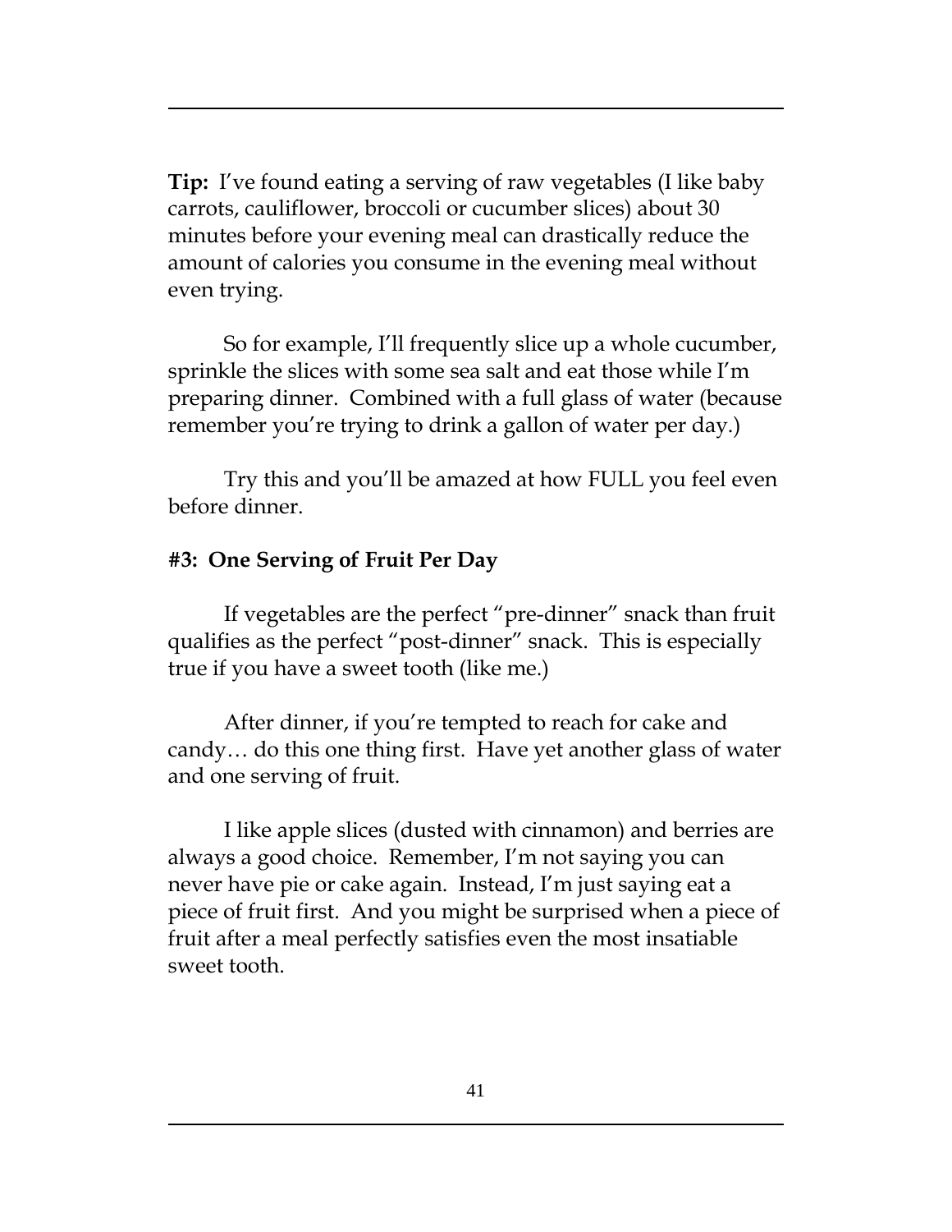**Tip:** I've found eating a serving of raw vegetables (I like baby carrots, cauliflower, broccoli or cucumber slices) about 30 minutes before your evening meal can drastically reduce the amount of calories you consume in the evening meal without even trying.

So for example, I'll frequently slice up a whole cucumber, sprinkle the slices with some sea salt and eat those while I'm preparing dinner. Combined with a full glass of water (because remember you're trying to drink a gallon of water per day.)

Try this and you'll be amazed at how FULL you feel even before dinner.

### #3: One Serving of Fruit Per Day

If vegetables are the perfect "pre-dinner" snack than fruit qualifies as the perfect "post-dinner" snack. This is especially true if you have a sweet tooth (like me.)

After dinner, if you're tempted to reach for cake and candy… do this one thing first. Have yet another glass of water and one serving of fruit.

I like apple slices (dusted with cinnamon) and berries are always a good choice. Remember, I'm not saying you can never have pie or cake again. Instead, I'm just saying eat a piece of fruit first. And you might be surprised when a piece of fruit after a meal perfectly satisfies even the most insatiable sweet tooth.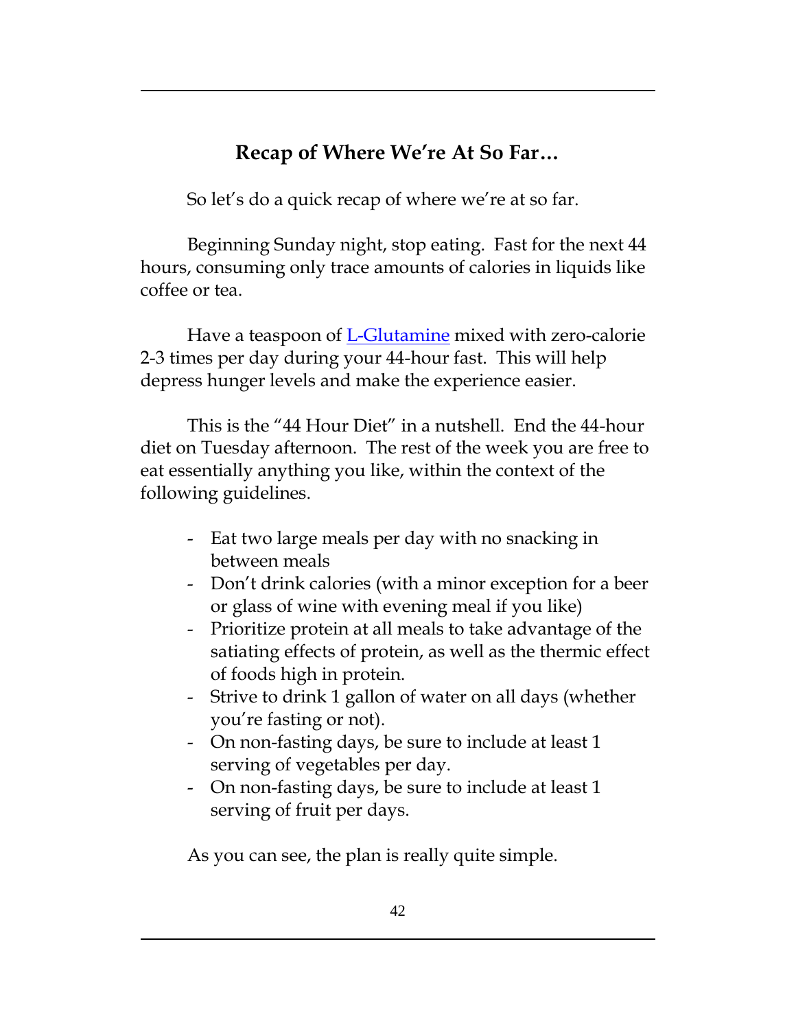## Recap of Where We're At So Far…

So let's do a quick recap of where we're at so far.

Beginning Sunday night, stop eating. Fast for the next 44 hours, consuming only trace amounts of calories in liquids like coffee or tea.

Have a teaspoon of L-Glutamine mixed with zero-calorie 2-3 times per day during your 44-hour fast. This will help depress hunger levels and make the experience easier.

This is the "44 Hour Diet" in a nutshell. End the 44-hour diet on Tuesday afternoon. The rest of the week you are free to eat essentially anything you like, within the context of the following guidelines.

- Eat two large meals per day with no snacking in between meals
- Don't drink calories (with a minor exception for a beer or glass of wine with evening meal if you like)
- Prioritize protein at all meals to take advantage of the satiating effects of protein, as well as the thermic effect of foods high in protein.
- Strive to drink 1 gallon of water on all days (whether you're fasting or not).
- On non-fasting days, be sure to include at least 1 serving of vegetables per day.
- On non-fasting days, be sure to include at least 1 serving of fruit per days.

As you can see, the plan is really quite simple.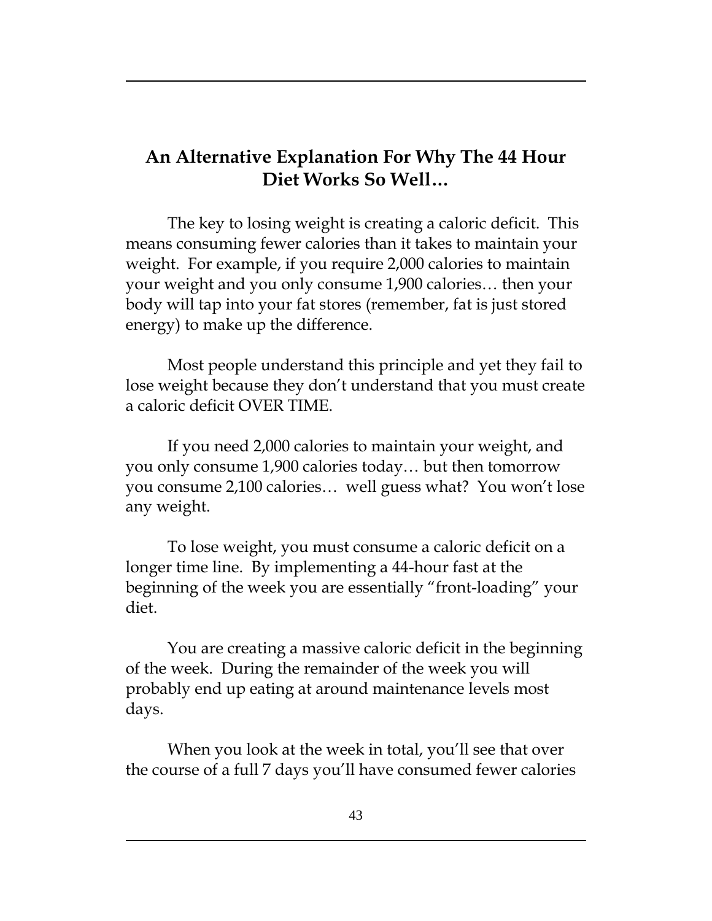## An Alternative Explanation For Why The 44 Hour Diet Works So Well…

The key to losing weight is creating a caloric deficit. This means consuming fewer calories than it takes to maintain your weight. For example, if you require 2,000 calories to maintain your weight and you only consume 1,900 calories… then your body will tap into your fat stores (remember, fat is just stored energy) to make up the difference.

Most people understand this principle and yet they fail to lose weight because they don't understand that you must create a caloric deficit OVER TIME.

If you need 2,000 calories to maintain your weight, and you only consume 1,900 calories today… but then tomorrow you consume 2,100 calories… well guess what? You won't lose any weight.

To lose weight, you must consume a caloric deficit on a longer time line. By implementing a 44-hour fast at the beginning of the week you are essentially "front-loading" your diet.

You are creating a massive caloric deficit in the beginning of the week. During the remainder of the week you will probably end up eating at around maintenance levels most days.

When you look at the week in total, you'll see that over the course of a full 7 days you'll have consumed fewer calories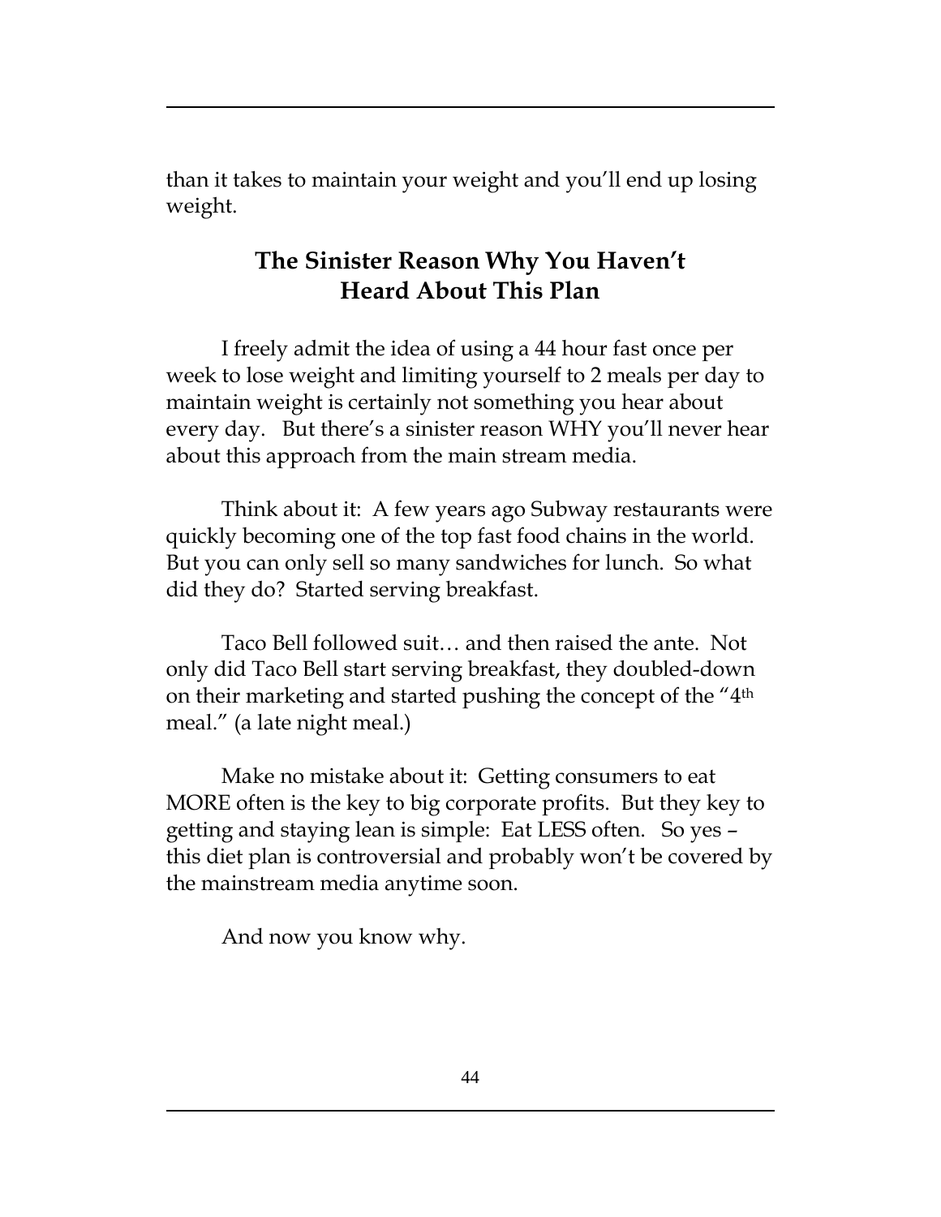than it takes to maintain your weight and you'll end up losing weight.

## The Sinister Reason Why You Haven't Heard About This Plan

I freely admit the idea of using a 44 hour fast once per week to lose weight and limiting yourself to 2 meals per day to maintain weight is certainly not something you hear about every day. But there's a sinister reason WHY you'll never hear about this approach from the main stream media.

Think about it: A few years ago Subway restaurants were quickly becoming one of the top fast food chains in the world. But you can only sell so many sandwiches for lunch. So what did they do? Started serving breakfast.

Taco Bell followed suit… and then raised the ante. Not only did Taco Bell start serving breakfast, they doubled-down on their marketing and started pushing the concept of the "4th meal." (a late night meal.)

Make no mistake about it: Getting consumers to eat MORE often is the key to big corporate profits. But they key to getting and staying lean is simple: Eat LESS often. So yes – this diet plan is controversial and probably won't be covered by the mainstream media anytime soon.

And now you know why.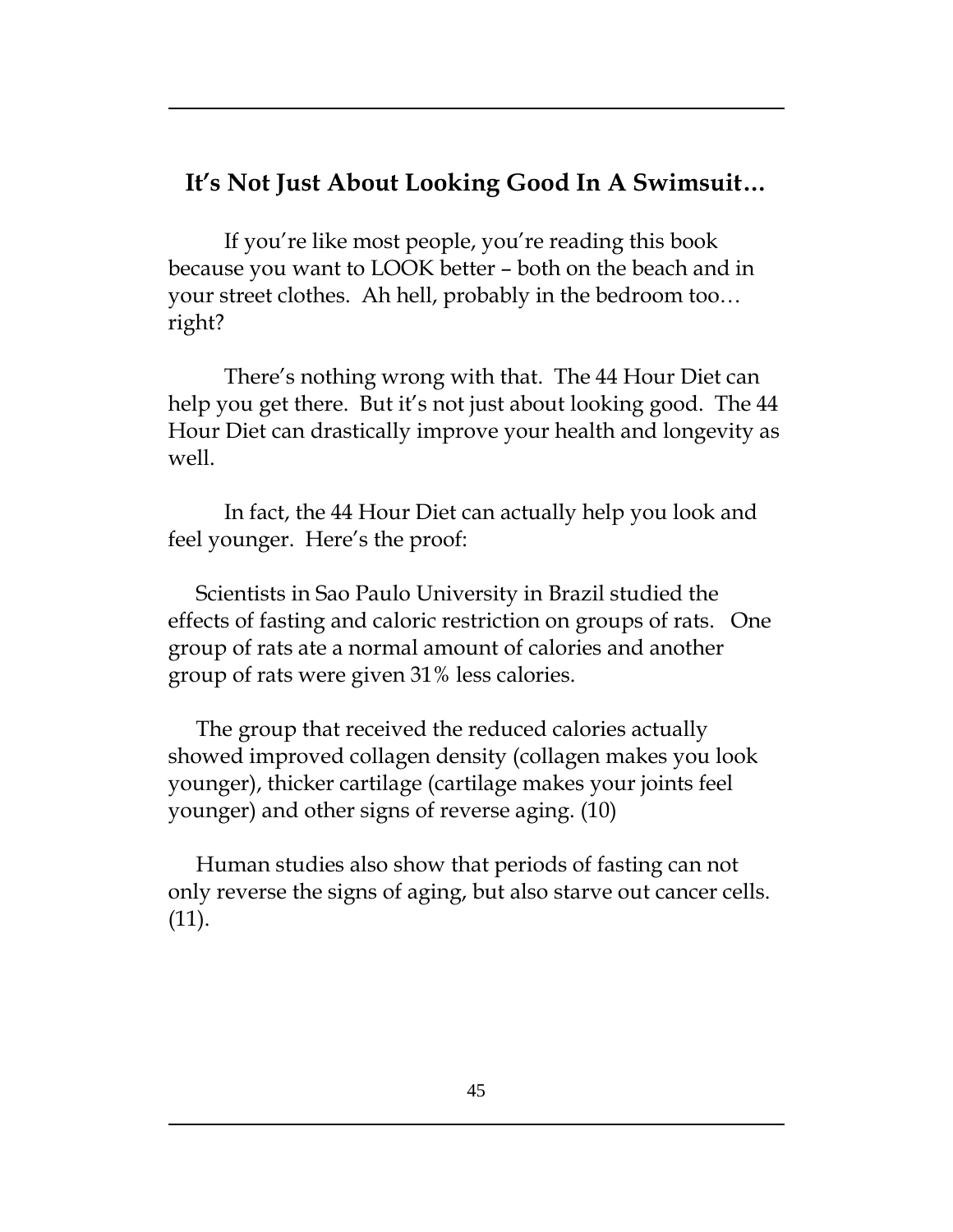## It's Not Just About Looking Good In A Swimsuit…

If you're like most people, you're reading this book because you want to LOOK better – both on the beach and in your street clothes. Ah hell, probably in the bedroom too… right?

There's nothing wrong with that. The 44 Hour Diet can help you get there. But it's not just about looking good. The 44 Hour Diet can drastically improve your health and longevity as well.

In fact, the 44 Hour Diet can actually help you look and feel younger. Here's the proof:

Scientists in Sao Paulo University in Brazil studied the effects of fasting and caloric restriction on groups of rats. One group of rats ate a normal amount of calories and another group of rats were given 31% less calories.

The group that received the reduced calories actually showed improved collagen density (collagen makes you look younger), thicker cartilage (cartilage makes your joints feel younger) and other signs of reverse aging. (10)

Human studies also show that periods of fasting can not only reverse the signs of aging, but also starve out cancer cells. (11).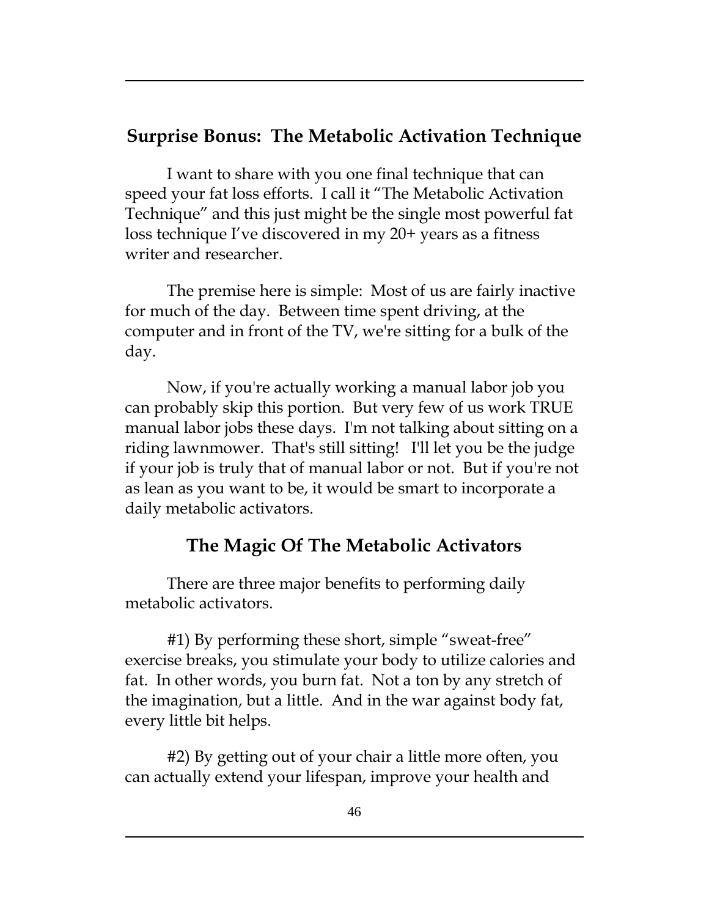## Surprise Bonus: The Metabolic Activation Technique

I want to share with you one final technique that can speed your fat loss efforts. I call it "The Metabolic Activation Technique" and this just might be the single most powerful fat loss technique I've discovered in my 20+ years as a fitness writer and researcher.

The premise here is simple: Most of us are fairly inactive for much of the day. Between time spent driving, at the computer and in front of the TV, we're sitting for a bulk of the day.

Now, if you're actually working a manual labor job you can probably skip this portion. But very few of us work TRUE manual labor jobs these days. I'm not talking about sitting on a riding lawnmower. That's still sitting! I'll let you be the judge if your job is truly that of manual labor or not. But if you're not as lean as you want to be, it would be smart to incorporate a daily metabolic activators.

### The Magic Of The Metabolic Activators

There are three major benefits to performing daily metabolic activators.

#1) By performing these short, simple "sweat-free" exercise breaks, you stimulate your body to utilize calories and fat. In other words, you burn fat. Not a ton by any stretch of the imagination, but a little. And in the war against body fat, every little bit helps.

#2) By getting out of your chair a little more often, you can actually extend your lifespan, improve your health and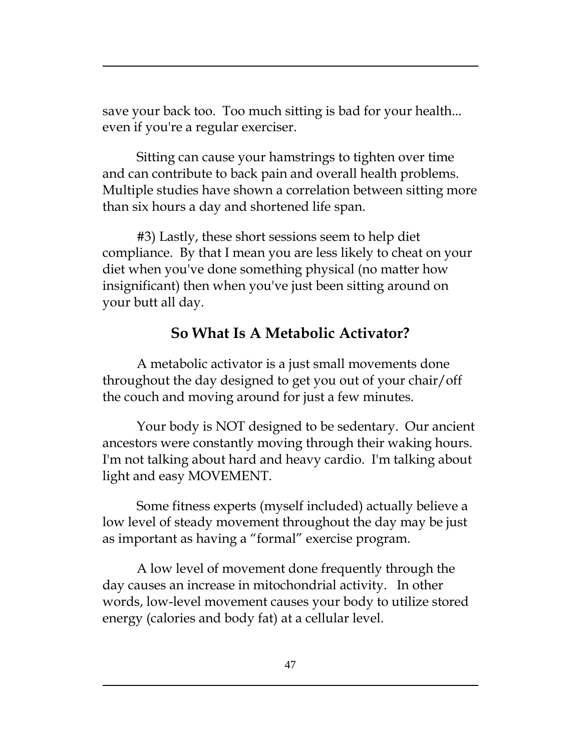save your back too. Too much sitting is bad for your health... even if you're a regular exerciser.

Sitting can cause your hamstrings to tighten over time and can contribute to back pain and overall health problems. Multiple studies have shown a correlation between sitting more than six hours a day and shortened life span.

#3) Lastly, these short sessions seem to help diet compliance. By that I mean you are less likely to cheat on your diet when you've done something physical (no matter how insignificant) then when you've just been sitting around on your butt all day.

## So What Is A Metabolic Activator?

A metabolic activator is a just small movements done throughout the day designed to get you out of your chair/off the couch and moving around for just a few minutes.

Your body is NOT designed to be sedentary. Our ancient ancestors were constantly moving through their waking hours. I'm not talking about hard and heavy cardio. I'm talking about light and easy MOVEMENT.

Some fitness experts (myself included) actually believe a low level of steady movement throughout the day may be just as important as having a "formal" exercise program.

A low level of movement done frequently through the day causes an increase in mitochondrial activity. In other words, low-level movement causes your body to utilize stored energy (calories and body fat) at a cellular level.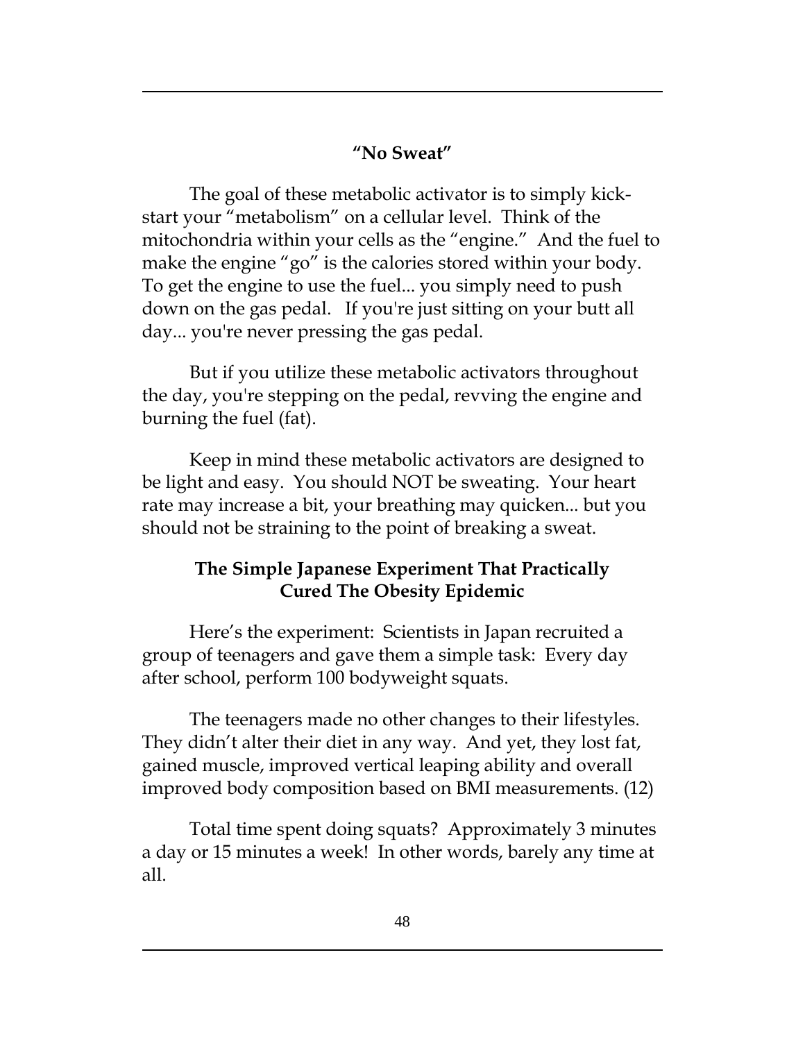### “No Sweat”

The goal of these metabolic activator is to simply kick-start your “metabolism” on a cellular level. Think of the mitochondria within your cells as the “engine.” And the fuel to make the engine “go” is the calories stored within your body. To get the engine to use the fuel... you simply need to push down on the gas pedal. If you're just sitting on your butt all day... you're never pressing the gas pedal.

But if you utilize these metabolic activators throughout the day, you're stepping on the pedal, revving the engine and burning the fuel (fat).

Keep in mind these metabolic activators are designed to be light and easy. You should NOT be sweating. Your heart rate may increase a bit, your breathing may quicken... but you should not be straining to the point of breaking a sweat.

### The Simple Japanese Experiment That Practically Cured The Obesity Epidemic

Here’s the experiment: Scientists in Japan recruited a group of teenagers and gave them a simple task: Every day after school, perform 100 bodyweight squats.

The teenagers made no other changes to their lifestyles. They didn’t alter their diet in any way. And yet, they lost fat, gained muscle, improved vertical leaping ability and overall improved body composition based on BMI measurements. (12)

Total time spent doing squats? Approximately 3 minutes a day or 15 minutes a week! In other words, barely any time at all.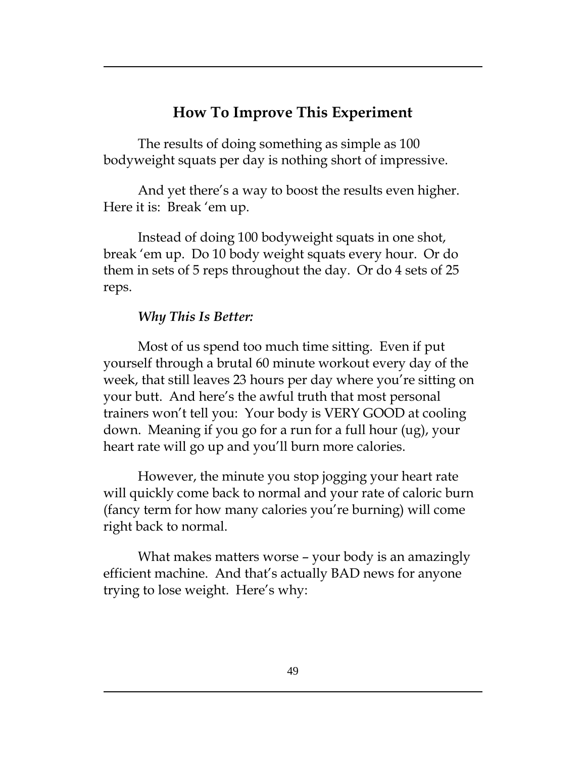## How To Improve This Experiment

The results of doing something as simple as 100 bodyweight squats per day is nothing short of impressive.

And yet there's a way to boost the results even higher. Here it is: Break 'em up.

Instead of doing 100 bodyweight squats in one shot, break 'em up. Do 10 body weight squats every hour. Or do them in sets of 5 reps throughout the day. Or do 4 sets of 25 reps.

***Why This Is Better:***

Most of us spend too much time sitting. Even if put yourself through a brutal 60 minute workout every day of the week, that still leaves 23 hours per day where you're sitting on your butt. And here's the awful truth that most personal trainers won't tell you: Your body is VERY GOOD at cooling down. Meaning if you go for a run for a full hour (ug), your heart rate will go up and you'll burn more calories.

However, the minute you stop jogging your heart rate will quickly come back to normal and your rate of caloric burn (fancy term for how many calories you're burning) will come right back to normal.

What makes matters worse – your body is an amazingly efficient machine. And that's actually BAD news for anyone trying to lose weight. Here's why: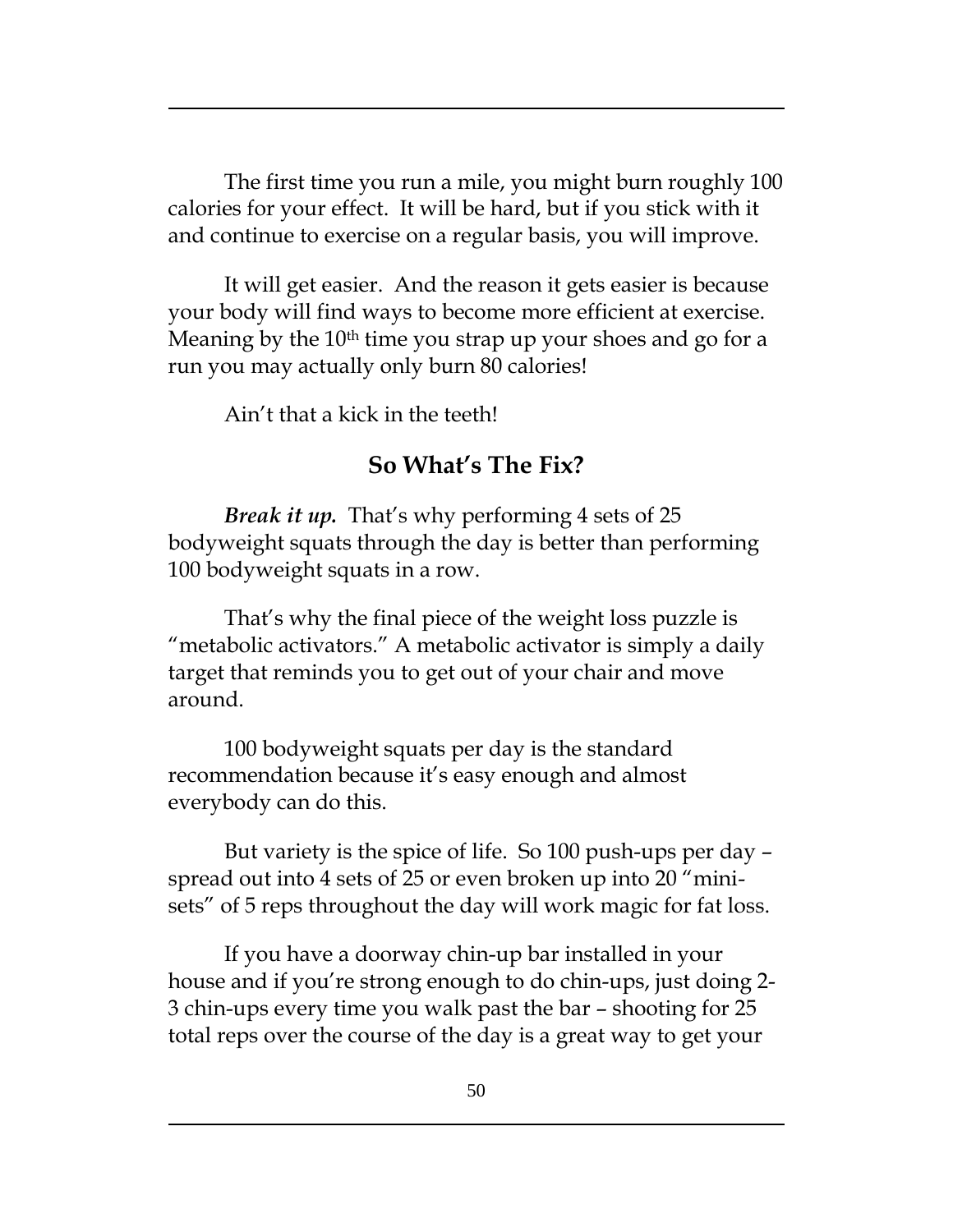The first time you run a mile, you might burn roughly 100 calories for your effect. It will be hard, but if you stick with it and continue to exercise on a regular basis, you will improve.

It will get easier. And the reason it gets easier is because your body will find ways to become more efficient at exercise. Meaning by the 10th time you strap up your shoes and go for a run you may actually only burn 80 calories!

Ain't that a kick in the teeth!

## So What's The Fix?

***Break it up.*** That's why performing 4 sets of 25 bodyweight squats through the day is better than performing 100 bodyweight squats in a row.

That's why the final piece of the weight loss puzzle is "metabolic activators." A metabolic activator is simply a daily target that reminds you to get out of your chair and move around.

100 bodyweight squats per day is the standard recommendation because it's easy enough and almost everybody can do this.

But variety is the spice of life. So 100 push-ups per day – spread out into 4 sets of 25 or even broken up into 20 "mini-sets" of 5 reps throughout the day will work magic for fat loss.

If you have a doorway chin-up bar installed in your house and if you're strong enough to do chin-ups, just doing 2-3 chin-ups every time you walk past the bar – shooting for 25 total reps over the course of the day is a great way to get your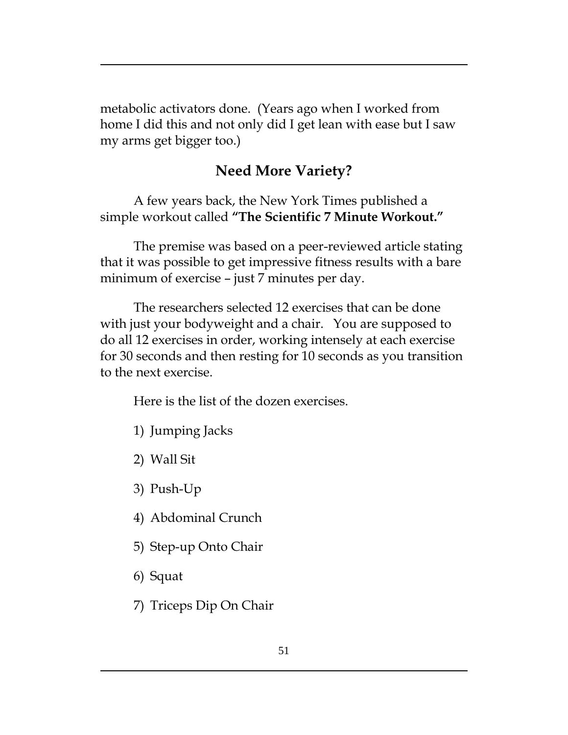metabolic activators done. (Years ago when I worked from home I did this and not only did I get lean with ease but I saw my arms get bigger too.)

## Need More Variety?

A few years back, the New York Times published a simple workout called **"The Scientific 7 Minute Workout."**

The premise was based on a peer-reviewed article stating that it was possible to get impressive fitness results with a bare minimum of exercise – just 7 minutes per day.

The researchers selected 12 exercises that can be done with just your bodyweight and a chair. You are supposed to do all 12 exercises in order, working intensely at each exercise for 30 seconds and then resting for 10 seconds as you transition to the next exercise.

Here is the list of the dozen exercises.

1) Jumping Jacks
2) Wall Sit
3) Push-Up
4) Abdominal Crunch
5) Step-up Onto Chair
6) Squat
7) Triceps Dip On Chair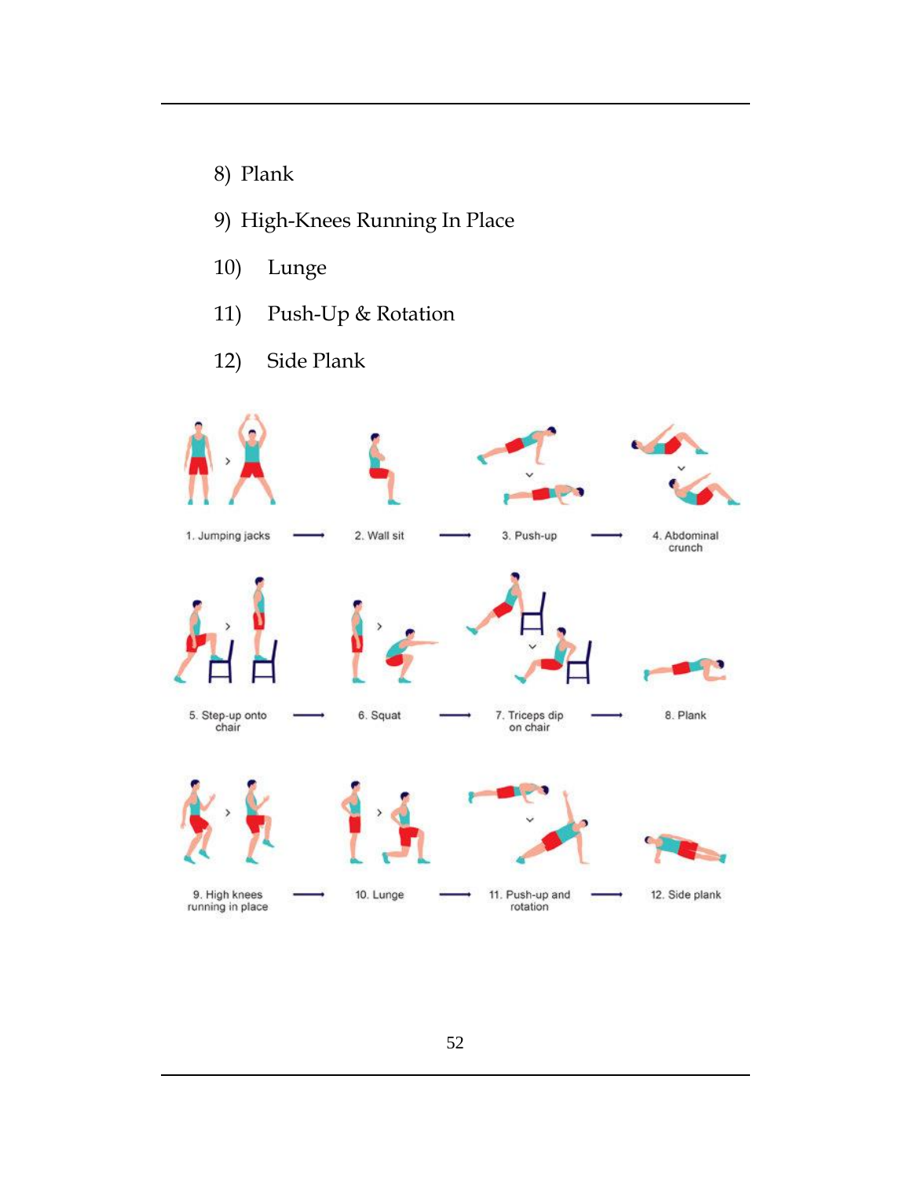8) Plank
9) High-Knees Running In Place
10) Lunge
11) Push-Up & Rotation
12) Side Plank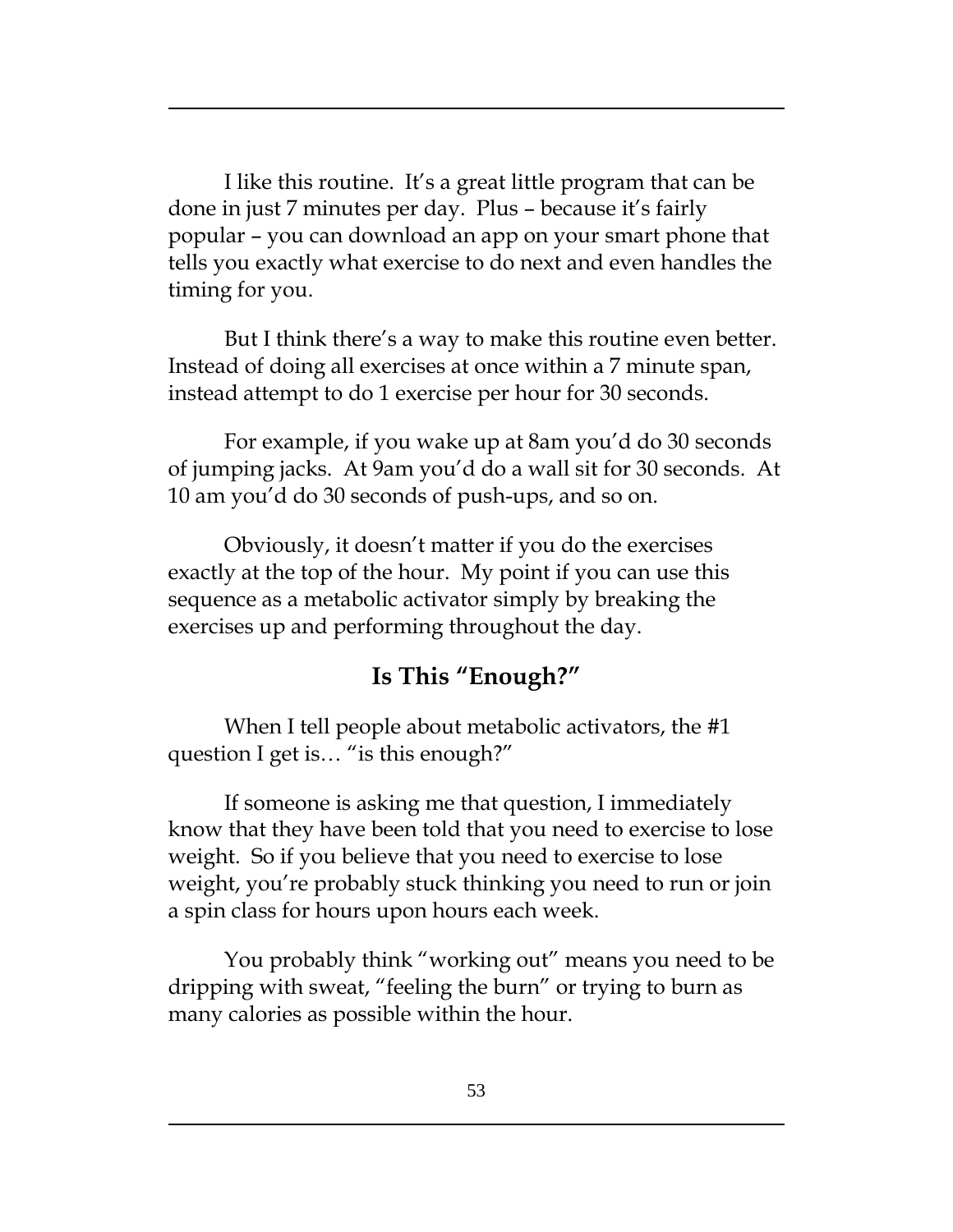I like this routine. It's a great little program that can be done in just 7 minutes per day. Plus – because it's fairly popular – you can download an app on your smart phone that tells you exactly what exercise to do next and even handles the timing for you.

But I think there's a way to make this routine even better. Instead of doing all exercises at once within a 7 minute span, instead attempt to do 1 exercise per hour for 30 seconds.

For example, if you wake up at 8am you'd do 30 seconds of jumping jacks. At 9am you'd do a wall sit for 30 seconds. At 10 am you'd do 30 seconds of push-ups, and so on.

Obviously, it doesn't matter if you do the exercises exactly at the top of the hour. My point if you can use this sequence as a metabolic activator simply by breaking the exercises up and performing throughout the day.

## Is This "Enough?"

When I tell people about metabolic activators, the #1 question I get is… "is this enough?"

If someone is asking me that question, I immediately know that they have been told that you need to exercise to lose weight. So if you believe that you need to exercise to lose weight, you're probably stuck thinking you need to run or join a spin class for hours upon hours each week.

You probably think "working out" means you need to be dripping with sweat, "feeling the burn" or trying to burn as many calories as possible within the hour.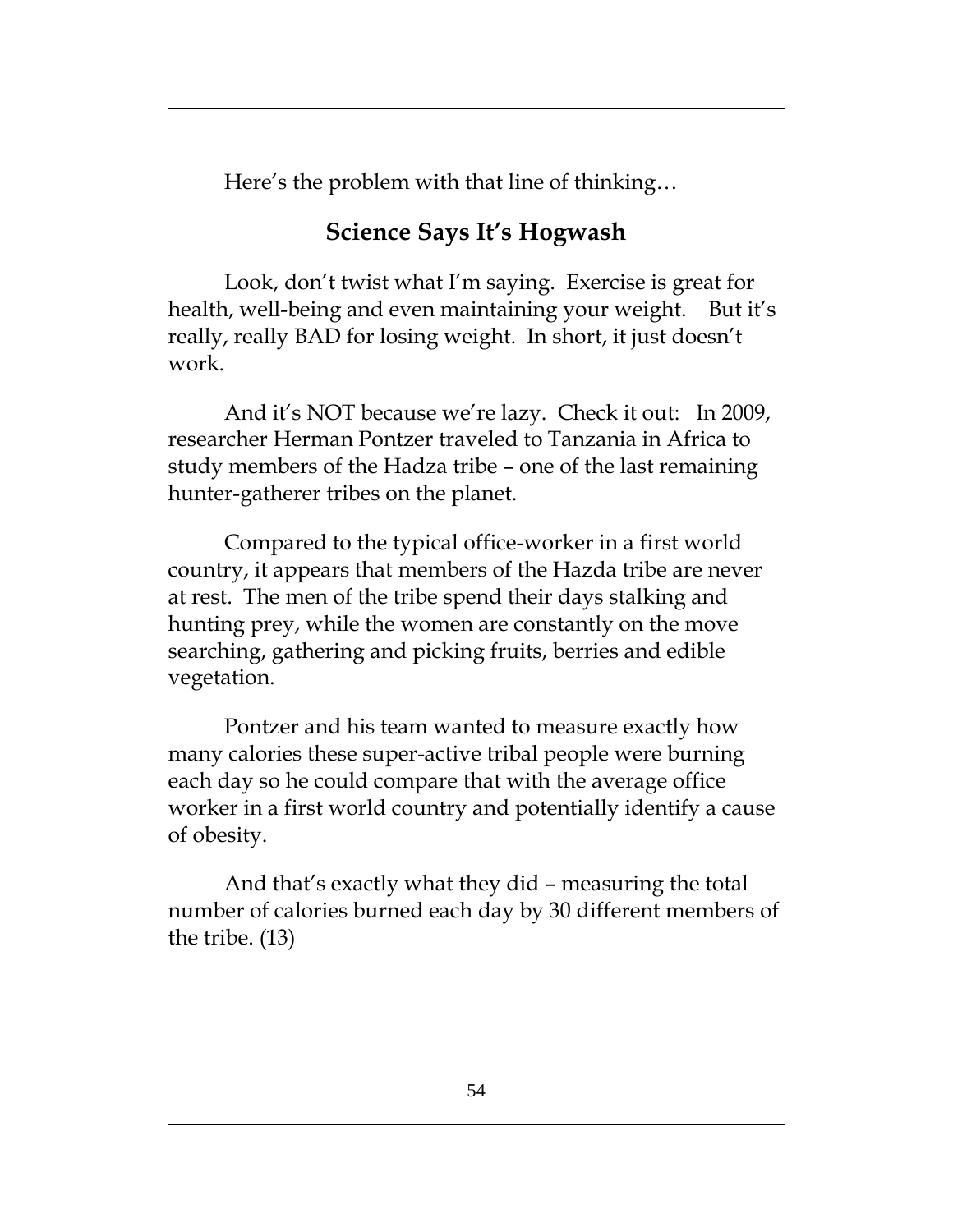Here's the problem with that line of thinking…

## Science Says It's Hogwash

Look, don't twist what I'm saying. Exercise is great for health, well-being and even maintaining your weight. But it's really, really BAD for losing weight. In short, it just doesn't work.

And it's NOT because we're lazy. Check it out: In 2009, researcher Herman Pontzer traveled to Tanzania in Africa to study members of the Hadza tribe – one of the last remaining hunter-gatherer tribes on the planet.

Compared to the typical office-worker in a first world country, it appears that members of the Hazda tribe are never at rest. The men of the tribe spend their days stalking and hunting prey, while the women are constantly on the move searching, gathering and picking fruits, berries and edible vegetation.

Pontzer and his team wanted to measure exactly how many calories these super-active tribal people were burning each day so he could compare that with the average office worker in a first world country and potentially identify a cause of obesity.

And that's exactly what they did – measuring the total number of calories burned each day by 30 different members of the tribe. (13)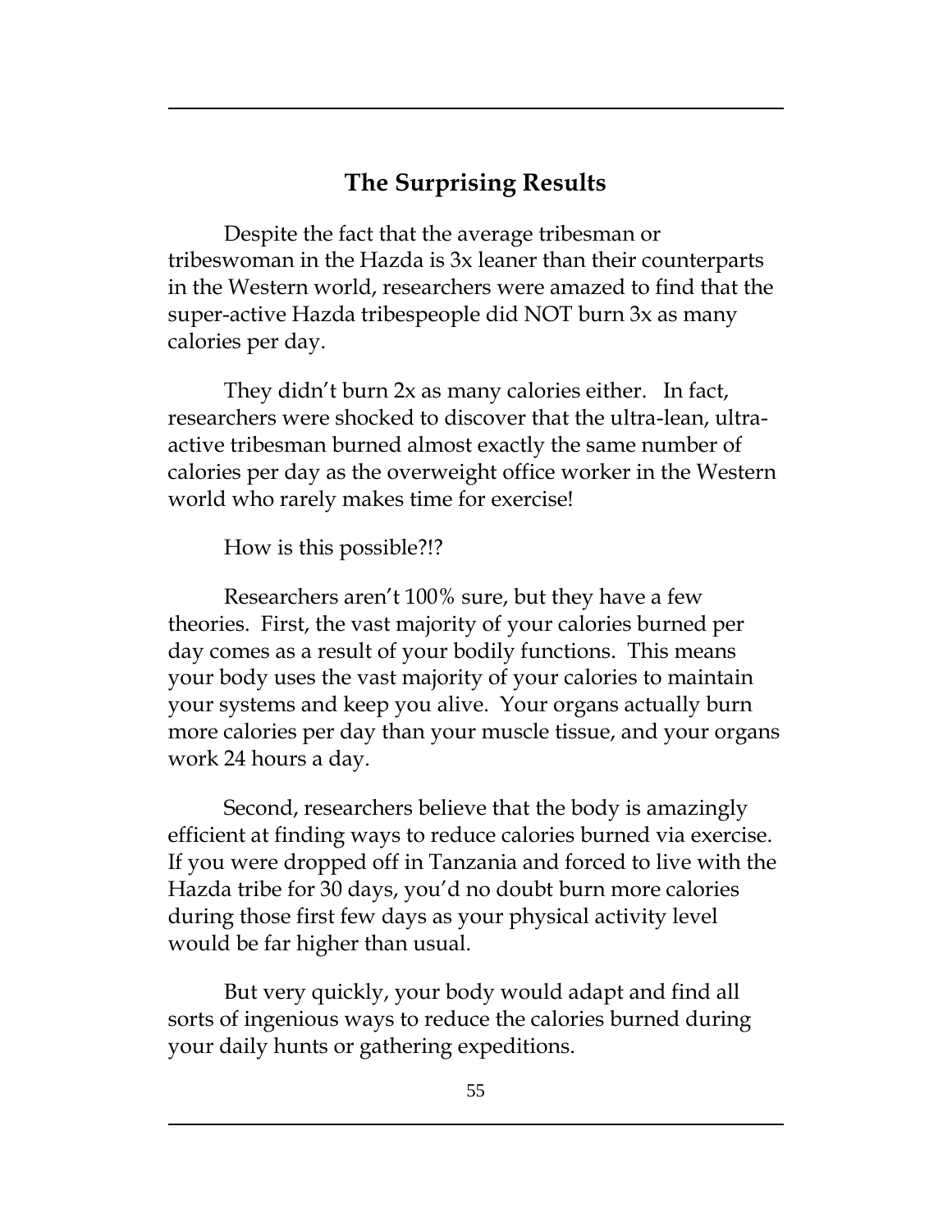## The Surprising Results

Despite the fact that the average tribesman or tribeswoman in the Hazda is 3x leaner than their counterparts in the Western world, researchers were amazed to find that the super-active Hazda tribespeople did NOT burn 3x as many calories per day.

They didn't burn 2x as many calories either. In fact, researchers were shocked to discover that the ultra-lean, ultra-active tribesman burned almost exactly the same number of calories per day as the overweight office worker in the Western world who rarely makes time for exercise!

How is this possible?!?

Researchers aren't 100% sure, but they have a few theories. First, the vast majority of your calories burned per day comes as a result of your bodily functions. This means your body uses the vast majority of your calories to maintain your systems and keep you alive. Your organs actually burn more calories per day than your muscle tissue, and your organs work 24 hours a day.

Second, researchers believe that the body is amazingly efficient at finding ways to reduce calories burned via exercise. If you were dropped off in Tanzania and forced to live with the Hazda tribe for 30 days, you'd no doubt burn more calories during those first few days as your physical activity level would be far higher than usual.

But very quickly, your body would adapt and find all sorts of ingenious ways to reduce the calories burned during your daily hunts or gathering expeditions.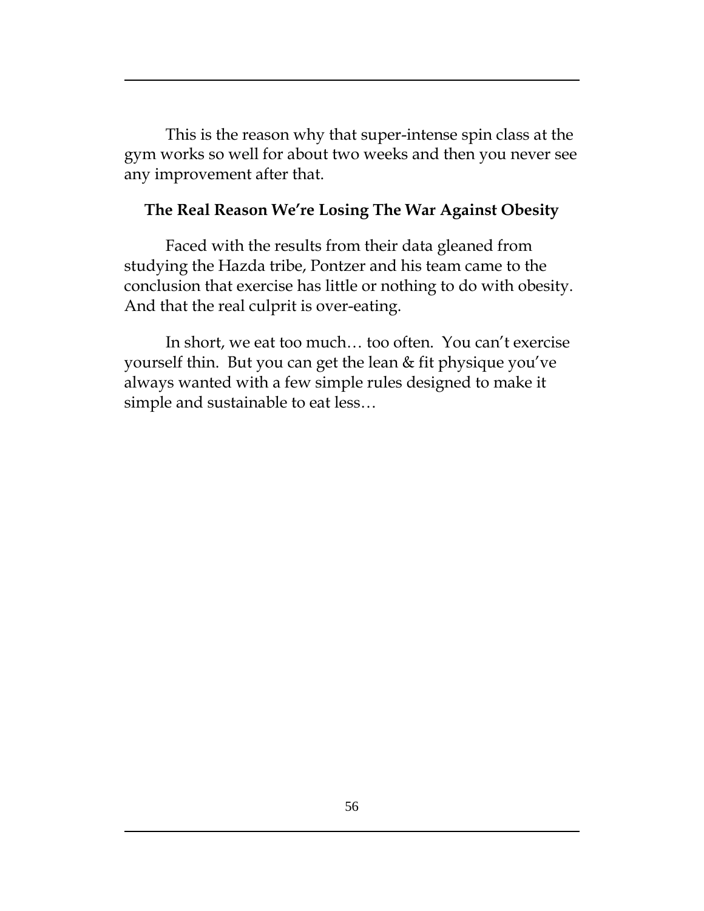This is the reason why that super-intense spin class at the gym works so well for about two weeks and then you never see any improvement after that.

### The Real Reason We're Losing The War Against Obesity

Faced with the results from their data gleaned from studying the Hazda tribe, Pontzer and his team came to the conclusion that exercise has little or nothing to do with obesity. And that the real culprit is over-eating.

In short, we eat too much… too often. You can't exercise yourself thin. But you can get the lean & fit physique you've always wanted with a few simple rules designed to make it simple and sustainable to eat less…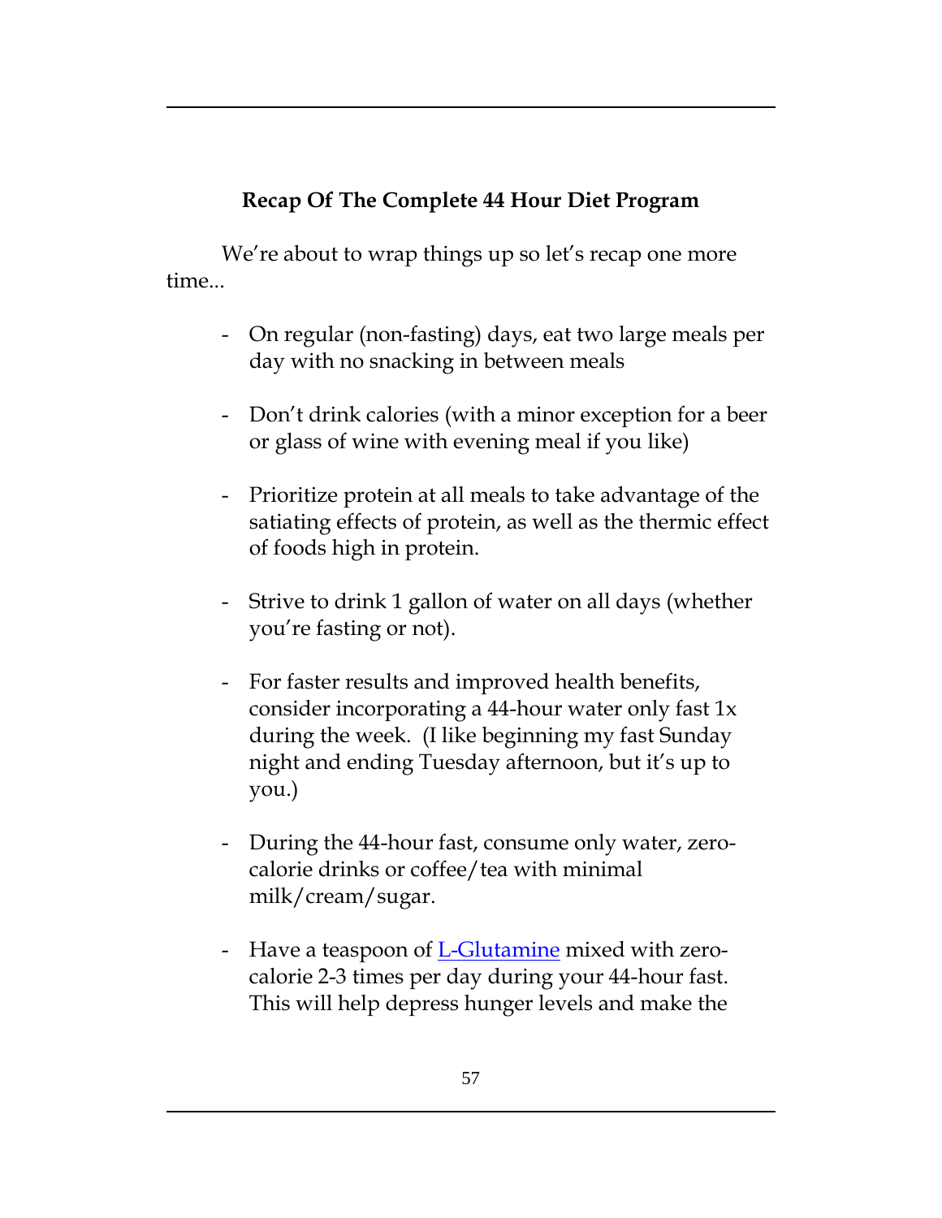## Recap Of The Complete 44 Hour Diet Program

We're about to wrap things up so let's recap one more time...

- On regular (non-fasting) days, eat two large meals per day with no snacking in between meals
- Don't drink calories (with a minor exception for a beer or glass of wine with evening meal if you like)
- Prioritize protein at all meals to take advantage of the satiating effects of protein, as well as the thermic effect of foods high in protein.
- Strive to drink 1 gallon of water on all days (whether you're fasting or not).
- For faster results and improved health benefits, consider incorporating a 44-hour water only fast 1x during the week. (I like beginning my fast Sunday night and ending Tuesday afternoon, but it's up to you.)
- During the 44-hour fast, consume only water, zero-calorie drinks or coffee/tea with minimal milk/cream/sugar.
- Have a teaspoon of L-Glutamine mixed with zero-calorie 2-3 times per day during your 44-hour fast. This will help depress hunger levels and make the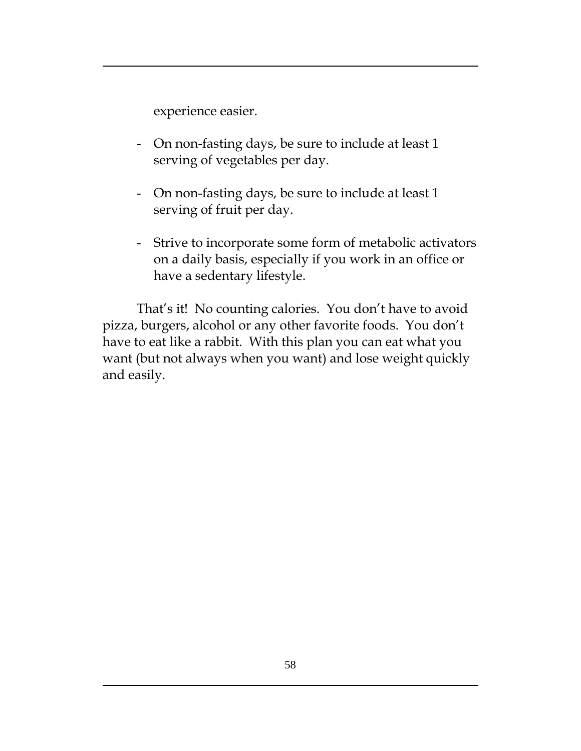experience easier.

- On non-fasting days, be sure to include at least 1 serving of vegetables per day.

- On non-fasting days, be sure to include at least 1 serving of fruit per day.

- Strive to incorporate some form of metabolic activators on a daily basis, especially if you work in an office or have a sedentary lifestyle.

That's it! No counting calories. You don't have to avoid pizza, burgers, alcohol or any other favorite foods. You don't have to eat like a rabbit. With this plan you can eat what you want (but not always when you want) and lose weight quickly and easily.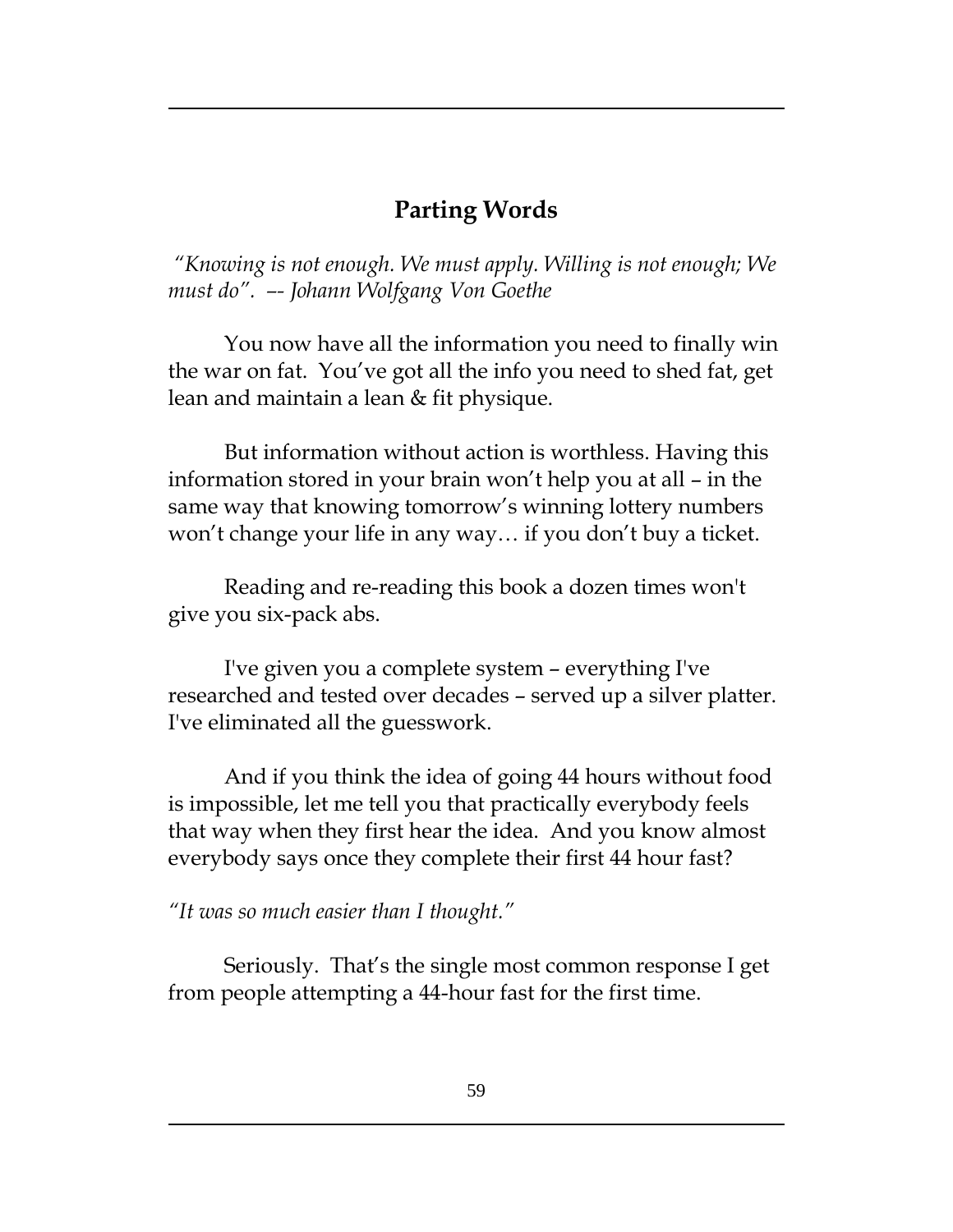## Parting Words

*"Knowing is not enough. We must apply. Willing is not enough; We must do". –- Johann Wolfgang Von Goethe*

You now have all the information you need to finally win the war on fat. You've got all the info you need to shed fat, get lean and maintain a lean & fit physique.

But information without action is worthless. Having this information stored in your brain won't help you at all – in the same way that knowing tomorrow's winning lottery numbers won't change your life in any way… if you don't buy a ticket.

Reading and re-reading this book a dozen times won't give you six-pack abs.

I've given you a complete system – everything I've researched and tested over decades – served up a silver platter. I've eliminated all the guesswork.

And if you think the idea of going 44 hours without food is impossible, let me tell you that practically everybody feels that way when they first hear the idea. And you know almost everybody says once they complete their first 44 hour fast?

*"It was so much easier than I thought."*

Seriously. That's the single most common response I get from people attempting a 44-hour fast for the first time.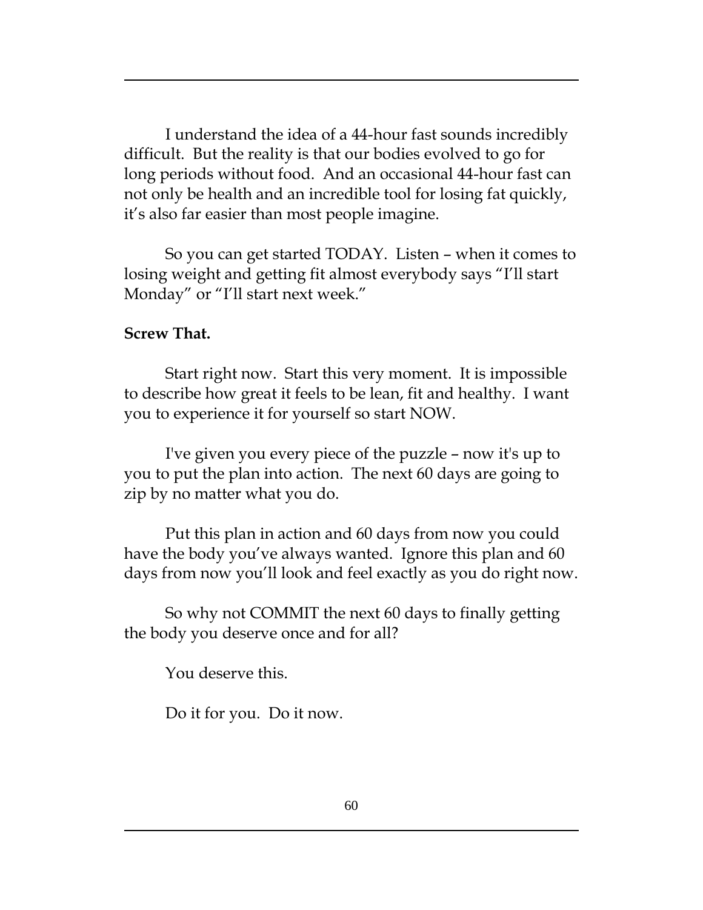I understand the idea of a 44-hour fast sounds incredibly difficult. But the reality is that our bodies evolved to go for long periods without food. And an occasional 44-hour fast can not only be health and an incredible tool for losing fat quickly, it's also far easier than most people imagine.

So you can get started TODAY. Listen – when it comes to losing weight and getting fit almost everybody says "I'll start Monday" or "I'll start next week."

**Screw That.**

Start right now. Start this very moment. It is impossible to describe how great it feels to be lean, fit and healthy. I want you to experience it for yourself so start NOW.

I've given you every piece of the puzzle – now it's up to you to put the plan into action. The next 60 days are going to zip by no matter what you do.

Put this plan in action and 60 days from now you could have the body you've always wanted. Ignore this plan and 60 days from now you'll look and feel exactly as you do right now.

So why not COMMIT the next 60 days to finally getting the body you deserve once and for all?

You deserve this.

Do it for you. Do it now.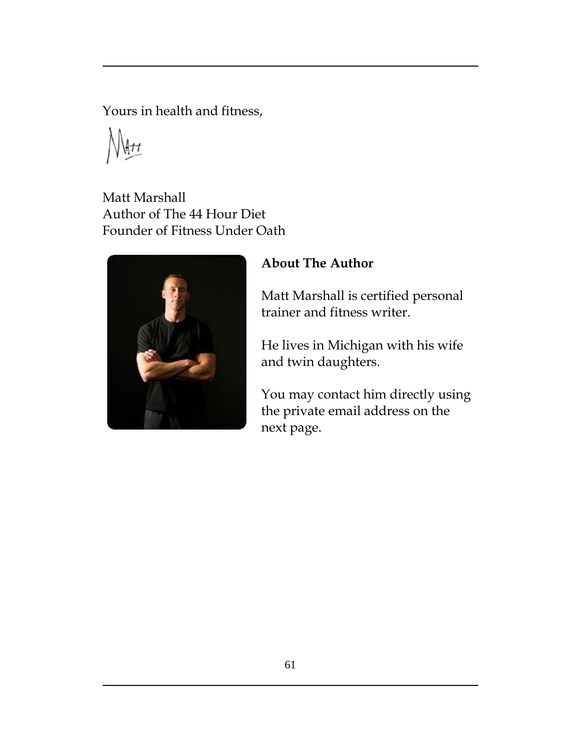Yours in health and fitness,

Matt

Matt Marshall
Author of The 44 Hour Diet
Founder of Fitness Under Oath

**About The Author**

Matt Marshall is certified personal trainer and fitness writer.

He lives in Michigan with his wife and twin daughters.

You may contact him directly using the private email address on the next page.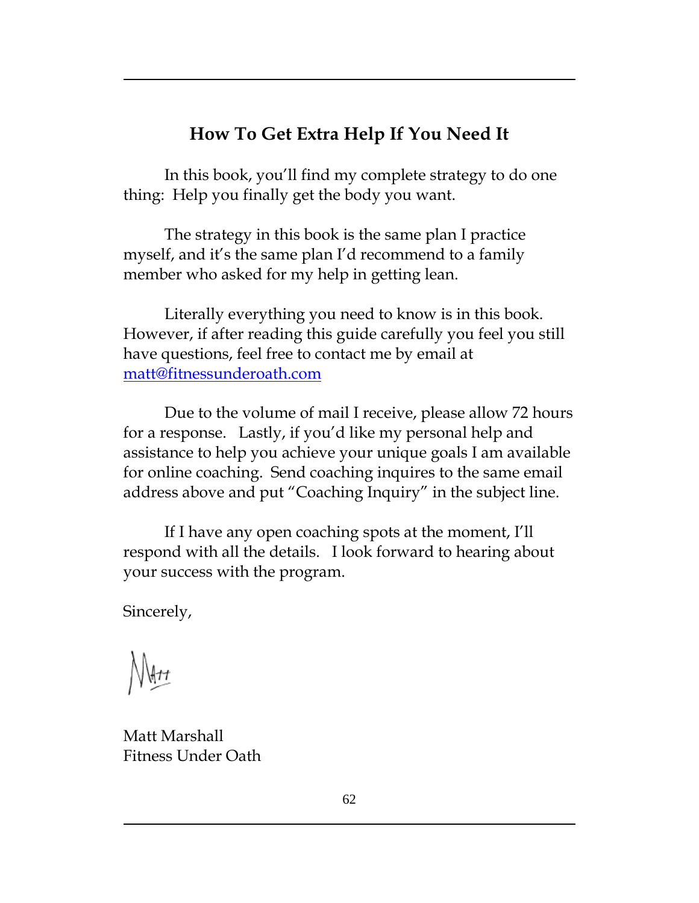## How To Get Extra Help If You Need It

In this book, you'll find my complete strategy to do one thing: Help you finally get the body you want.

The strategy in this book is the same plan I practice myself, and it's the same plan I'd recommend to a family member who asked for my help in getting lean.

Literally everything you need to know is in this book. However, if after reading this guide carefully you feel you still have questions, feel free to contact me by email at matt@fitnessunderoath.com

Due to the volume of mail I receive, please allow 72 hours for a response. Lastly, if you'd like my personal help and assistance to help you achieve your unique goals I am available for online coaching. Send coaching inquires to the same email address above and put "Coaching Inquiry" in the subject line.

If I have any open coaching spots at the moment, I'll respond with all the details. I look forward to hearing about your success with the program.

Sincerely,

Matt

Matt Marshall
Fitness Under Oath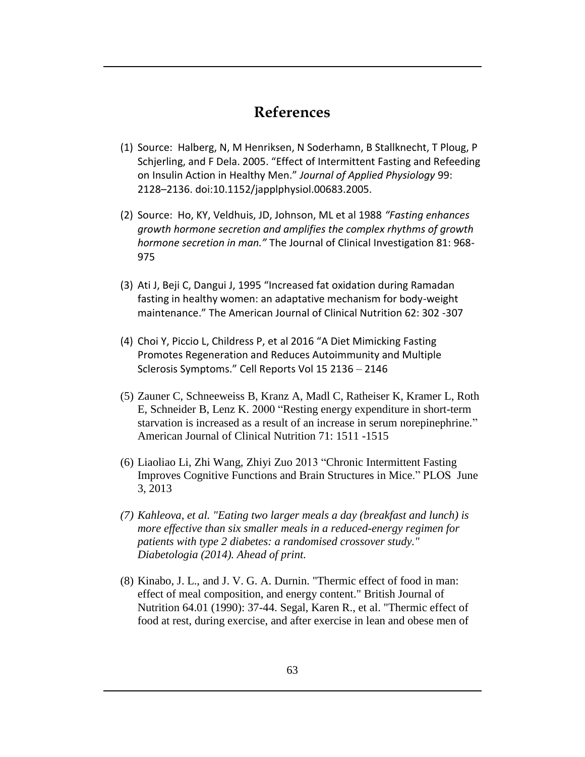# References

(1) Source: Halberg, N, M Henriksen, N Soderhamn, B Stallknecht, T Ploug, P Schjerling, and F Dela. 2005. “Effect of Intermittent Fasting and Refeeding on Insulin Action in Healthy Men.” *Journal of Applied Physiology* 99: 2128–2136. doi:10.1152/japplphysiol.00683.2005.

(2) Source: Ho, KY, Veldhuis, JD, Johnson, ML et al 1988 *“Fasting enhances growth hormone secretion and amplifies the complex rhythms of growth hormone secretion in man.”* The Journal of Clinical Investigation 81: 968-975

(3) Ati J, Beji C, Dangui J, 1995 “Increased fat oxidation during Ramadan fasting in healthy women: an adaptative mechanism for body-weight maintenance.” The American Journal of Clinical Nutrition 62: 302 -307

(4) Choi Y, Piccio L, Childress P, et al 2016 “A Diet Mimicking Fasting Promotes Regeneration and Reduces Autoimmunity and Multiple Sclerosis Symptoms.” Cell Reports Vol 15 2136 – 2146

(5) Zauner C, Schneeweiss B, Kranz A, Madl C, Ratheiser K, Kramer L, Roth E, Schneider B, Lenz K. 2000 “Resting energy expenditure in short-term starvation is increased as a result of an increase in serum norepinephrine.” American Journal of Clinical Nutrition 71: 1511 -1515

(6) Liaoliao Li, Zhi Wang, Zhiyi Zuo 2013 “Chronic Intermittent Fasting Improves Cognitive Functions and Brain Structures in Mice.” PLOS June 3, 2013

*(7) Kahleova, et al. "Eating two larger meals a day (breakfast and lunch) is more effective than six smaller meals in a reduced-energy regimen for patients with type 2 diabetes: a randomised crossover study." Diabetologia (2014). Ahead of print.*

(8) Kinabo, J. L., and J. V. G. A. Durnin. "Thermic effect of food in man: effect of meal composition, and energy content." British Journal of Nutrition 64.01 (1990): 37-44. Segal, Karen R., et al. "Thermic effect of food at rest, during exercise, and after exercise in lean and obese men of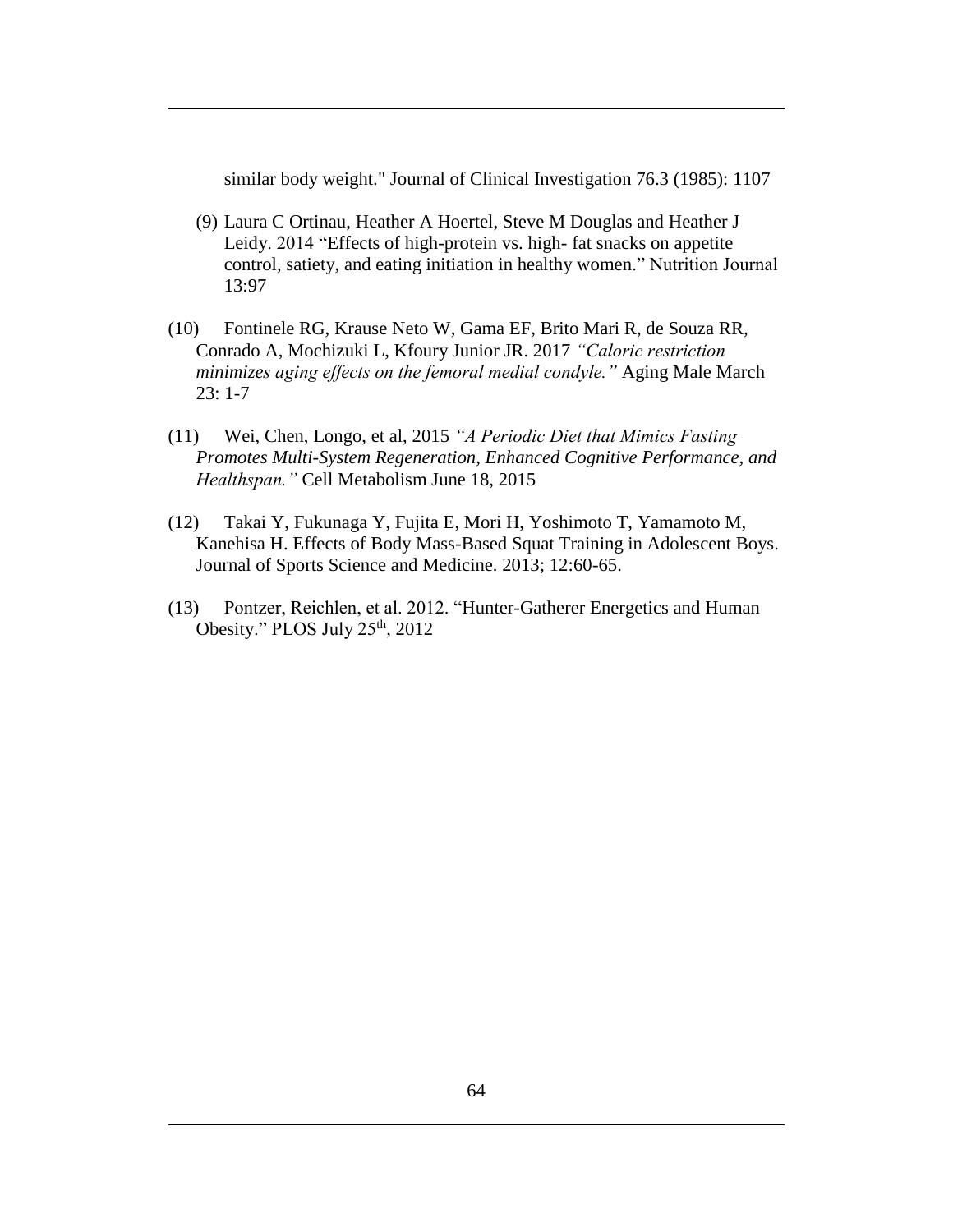similar body weight." Journal of Clinical Investigation 76.3 (1985): 1107

(9) Laura C Ortinau, Heather A Hoertel, Steve M Douglas and Heather J Leidy. 2014 "Effects of high-protein vs. high- fat snacks on appetite control, satiety, and eating initiation in healthy women." Nutrition Journal 13:97

(10) Fontinele RG, Krause Neto W, Gama EF, Brito Mari R, de Souza RR, Conrado A, Mochizuki L, Kfoury Junior JR. 2017 *"Caloric restriction minimizes aging effects on the femoral medial condyle."* Aging Male March 23: 1-7

(11) Wei, Chen, Longo, et al, 2015 *"A Periodic Diet that Mimics Fasting Promotes Multi-System Regeneration, Enhanced Cognitive Performance, and Healthspan."* Cell Metabolism June 18, 2015

(12) Takai Y, Fukunaga Y, Fujita E, Mori H, Yoshimoto T, Yamamoto M, Kanehisa H. Effects of Body Mass-Based Squat Training in Adolescent Boys. Journal of Sports Science and Medicine. 2013; 12:60-65.

(13) Pontzer, Reichlen, et al. 2012. "Hunter-Gatherer Energetics and Human Obesity." PLOS July 25th, 2012